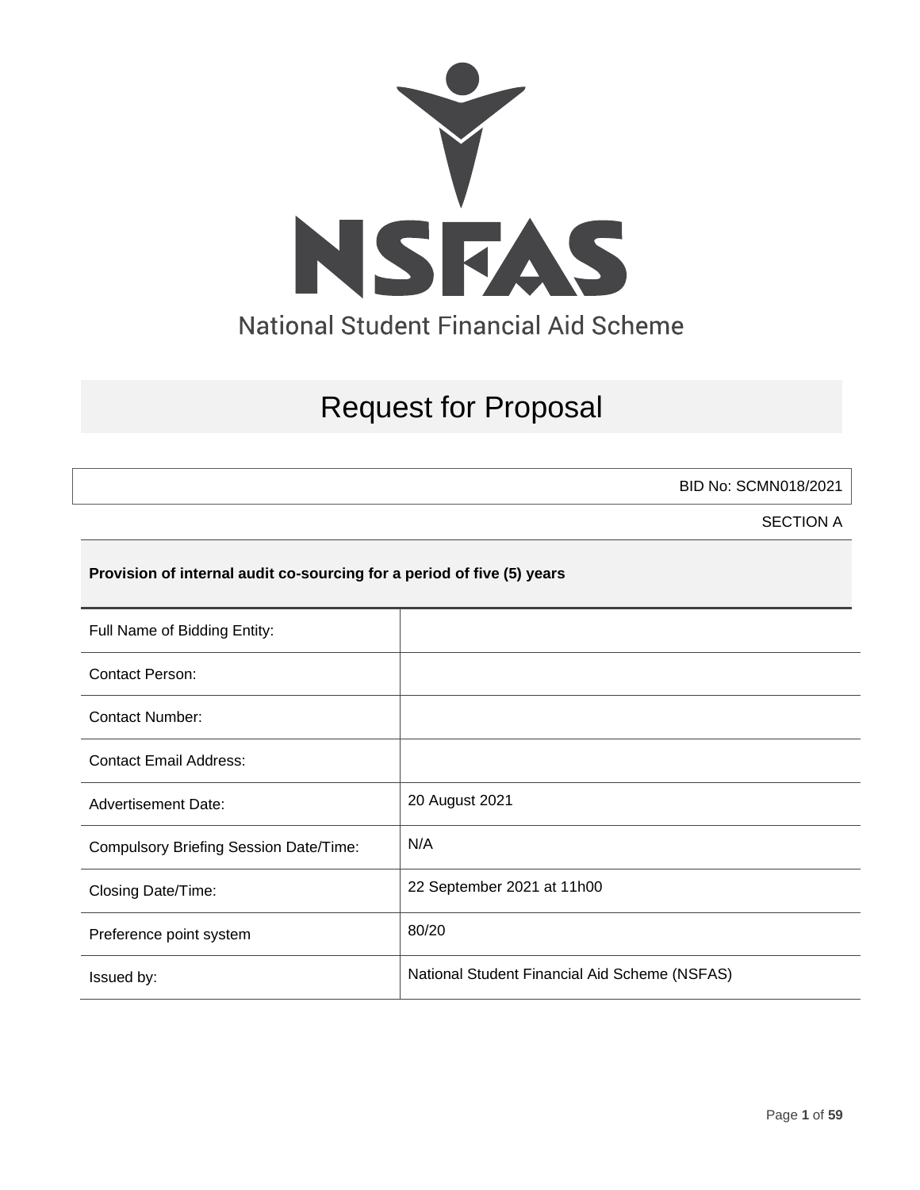NSFAS

National Student Financial Aid Scheme

# Request for Proposal

BID No: SCMN018/2021

SECTION A

**Provision of internal audit co-sourcing for a period of five (5) years**

| | |
|---|---|
| Full Name of Bidding Entity: | |
| Contact Person: | |
| Contact Number: | |
| Contact Email Address: | |
| Advertisement Date: | 20 August 2021 |
| Compulsory Briefing Session Date/Time: | N/A |
| Closing Date/Time: | 22 September 2021 at 11h00 |
| Preference point system | 80/20 |
| Issued by: | National Student Financial Aid Scheme (NSFAS) |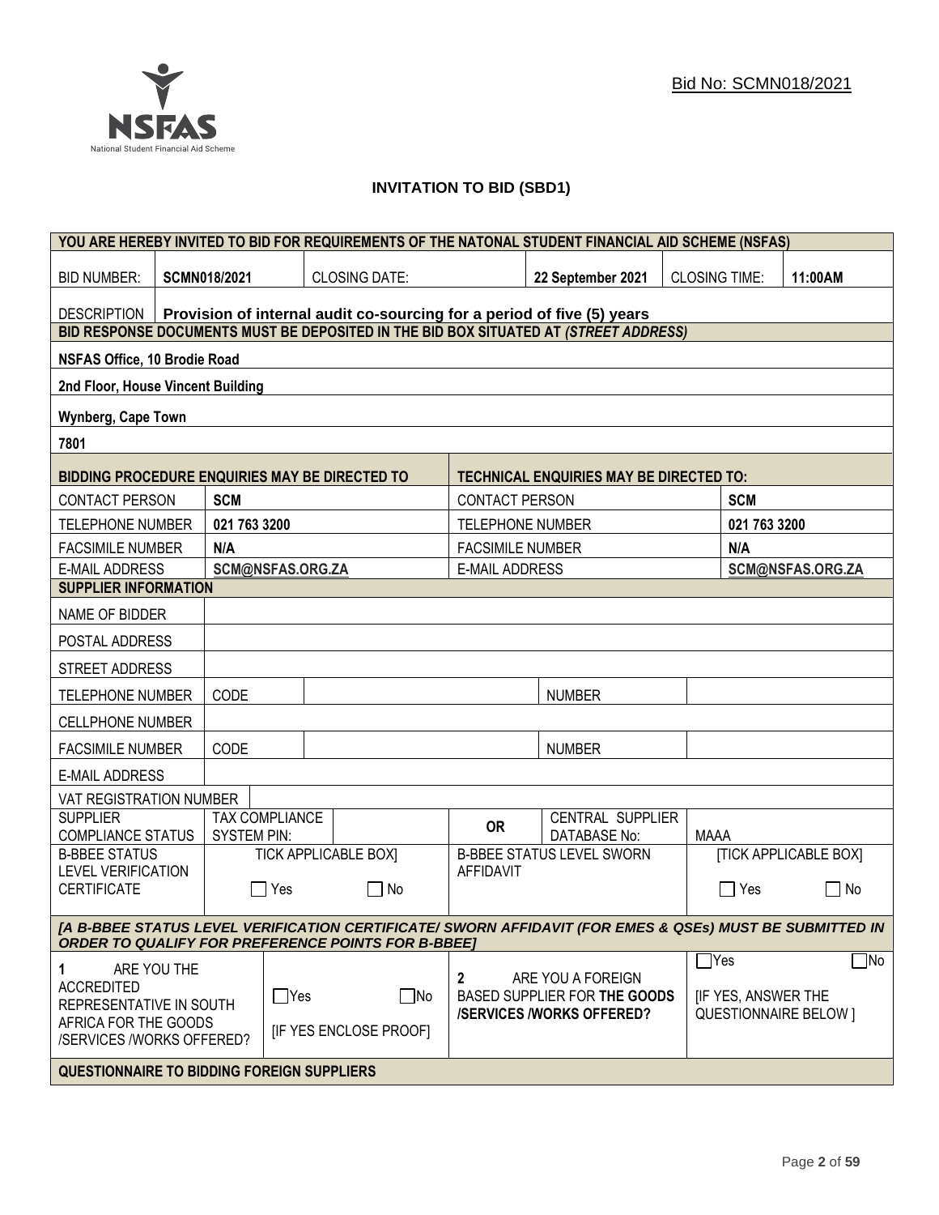Bid No: SCMN018/2021

# INVITATION TO BID (SBD1)

| YOU ARE HEREBY INVITED TO BID FOR REQUIREMENTS OF THE NATONAL STUDENT FINANCIAL AID SCHEME (NSFAS) | | | | | |
|---|---|---|---|---|---|
| BID NUMBER: | **SCMN018/2021** | CLOSING DATE: | **22 September 2021** | CLOSING TIME: | **11:00AM** |
| DESCRIPTION | **Provision of internal audit co-sourcing for a period of five (5) years** | | | | |

| BID RESPONSE DOCUMENTS MUST BE DEPOSITED IN THE BID BOX SITUATED AT *(STREET ADDRESS)* |
|---|
| **NSFAS Office, 10 Brodie Road** |
| **2nd Floor, House Vincent Building** |
| **Wynberg, Cape Town** |
| **7801** |

| BIDDING PROCEDURE ENQUIRIES MAY BE DIRECTED TO | | TECHNICAL ENQUIRIES MAY BE DIRECTED TO: | |
|---|---|---|---|
| CONTACT PERSON | **SCM** | CONTACT PERSON | **SCM** |
| TELEPHONE NUMBER | **021 763 3200** | TELEPHONE NUMBER | **021 763 3200** |
| FACSIMILE NUMBER | **N/A** | FACSIMILE NUMBER | **N/A** |
| E-MAIL ADDRESS | **SCM@NSFAS.ORG.ZA** | E-MAIL ADDRESS | **SCM@NSFAS.ORG.ZA** |

| SUPPLIER INFORMATION | | | | |
|---|---|---|---|---|
| NAME OF BIDDER | | | | |
| POSTAL ADDRESS | | | | |
| STREET ADDRESS | | | | |
| TELEPHONE NUMBER | CODE | | NUMBER | |
| CELLPHONE NUMBER | | | | |
| FACSIMILE NUMBER | CODE | | NUMBER | |
| E-MAIL ADDRESS | | | | |
| VAT REGISTRATION NUMBER | | | | |
| SUPPLIER COMPLIANCE STATUS | TAX COMPLIANCE SYSTEM PIN: | | **OR** CENTRAL SUPPLIER DATABASE No: | MAAA |
| B-BBEE STATUS LEVEL VERIFICATION CERTIFICATE | TICK APPLICABLE BOX] ☐ Yes ☐ No | | B-BBEE STATUS LEVEL SWORN AFFIDAVIT | [TICK APPLICABLE BOX] ☐ Yes ☐ No |

***[A B-BBEE STATUS LEVEL VERIFICATION CERTIFICATE/ SWORN AFFIDAVIT (FOR EMES & QSEs) MUST BE SUBMITTED IN ORDER TO QUALIFY FOR PREFERENCE POINTS FOR B-BBEE]***

| 1 ARE YOU THE ACCREDITED REPRESENTATIVE IN SOUTH AFRICA FOR THE GOODS /SERVICES /WORKS OFFERED? | ☐Yes ☐No [IF YES ENCLOSE PROOF] | 2 ARE YOU A FOREIGN BASED SUPPLIER FOR **THE GOODS /SERVICES /WORKS OFFERED?** | ☐Yes ☐No [IF YES, ANSWER THE QUESTIONNAIRE BELOW ] |
|---|---|---|---|

**QUESTIONNAIRE TO BIDDING FOREIGN SUPPLIERS**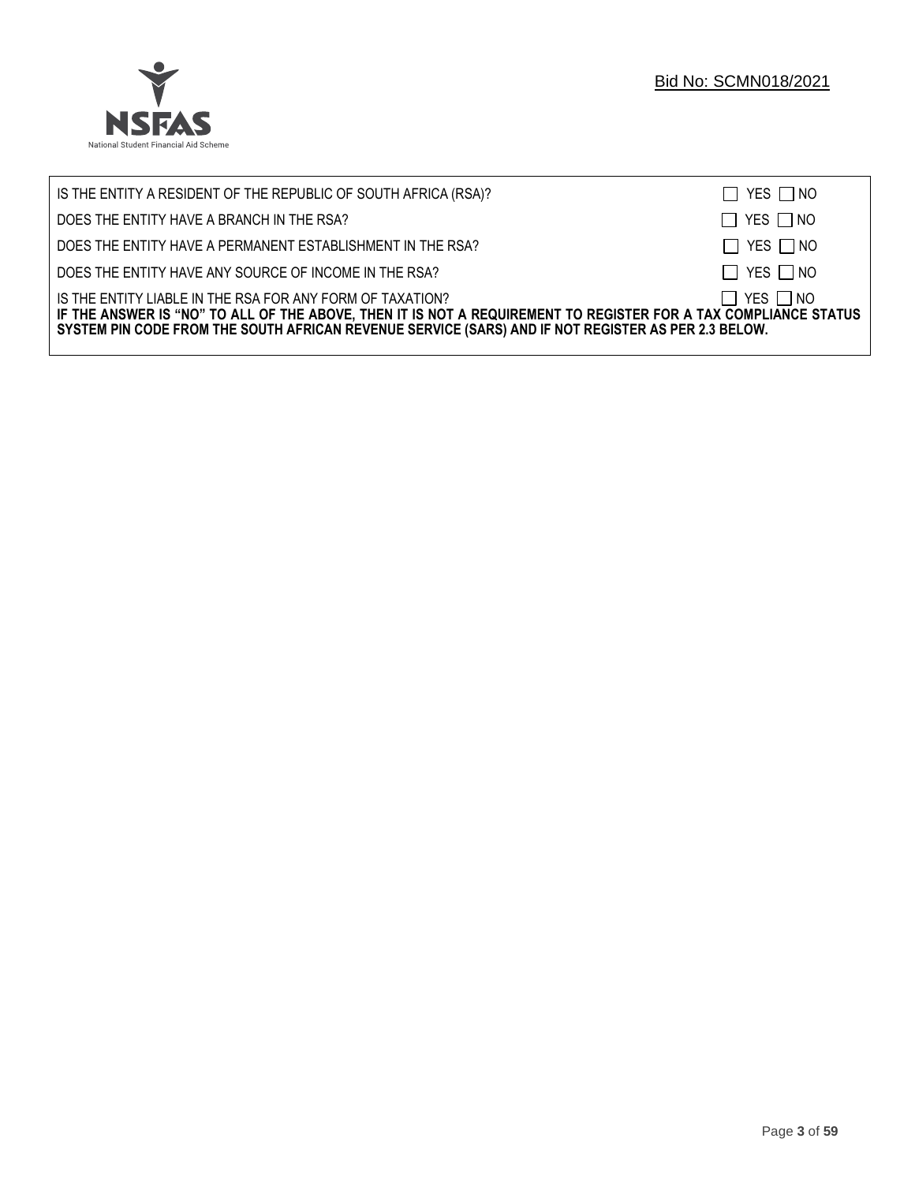| | |
|---|---|
| IS THE ENTITY A RESIDENT OF THE REPUBLIC OF SOUTH AFRICA (RSA)? | ☐ YES ☐ NO |
| DOES THE ENTITY HAVE A BRANCH IN THE RSA? | ☐ YES ☐ NO |
| DOES THE ENTITY HAVE A PERMANENT ESTABLISHMENT IN THE RSA? | ☐ YES ☐ NO |
| DOES THE ENTITY HAVE ANY SOURCE OF INCOME IN THE RSA? | ☐ YES ☐ NO |
| IS THE ENTITY LIABLE IN THE RSA FOR ANY FORM OF TAXATION? | ☐ YES ☐ NO |

**IF THE ANSWER IS "NO" TO ALL OF THE ABOVE, THEN IT IS NOT A REQUIREMENT TO REGISTER FOR A TAX COMPLIANCE STATUS SYSTEM PIN CODE FROM THE SOUTH AFRICAN REVENUE SERVICE (SARS) AND IF NOT REGISTER AS PER 2.3 BELOW.**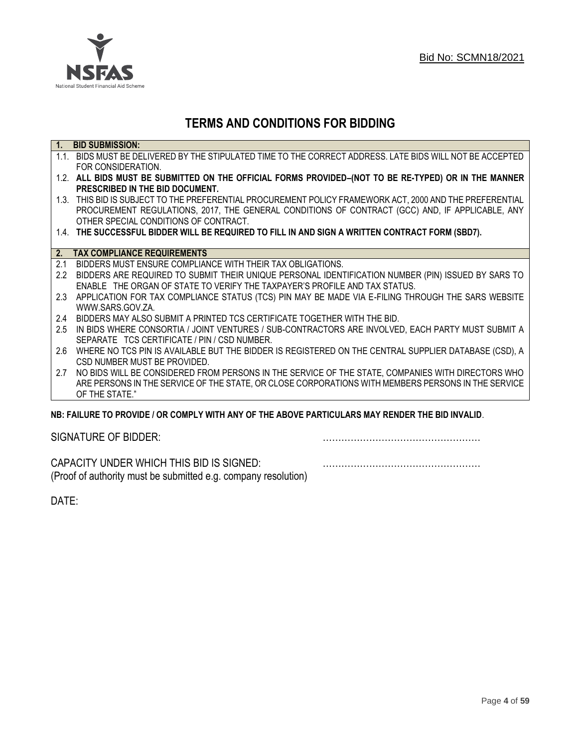Bid No: SCMN18/2021

# TERMS AND CONDITIONS FOR BIDDING

## 1. BID SUBMISSION:

1.1. BIDS MUST BE DELIVERED BY THE STIPULATED TIME TO THE CORRECT ADDRESS. LATE BIDS WILL NOT BE ACCEPTED FOR CONSIDERATION.

1.2. **ALL BIDS MUST BE SUBMITTED ON THE OFFICIAL FORMS PROVIDED–(NOT TO BE RE-TYPED) OR IN THE MANNER PRESCRIBED IN THE BID DOCUMENT.**

1.3. THIS BID IS SUBJECT TO THE PREFERENTIAL PROCUREMENT POLICY FRAMEWORK ACT, 2000 AND THE PREFERENTIAL PROCUREMENT REGULATIONS, 2017, THE GENERAL CONDITIONS OF CONTRACT (GCC) AND, IF APPLICABLE, ANY OTHER SPECIAL CONDITIONS OF CONTRACT.

1.4. **THE SUCCESSFUL BIDDER WILL BE REQUIRED TO FILL IN AND SIGN A WRITTEN CONTRACT FORM (SBD7).**

## 2. TAX COMPLIANCE REQUIREMENTS

2.1 BIDDERS MUST ENSURE COMPLIANCE WITH THEIR TAX OBLIGATIONS.

2.2 BIDDERS ARE REQUIRED TO SUBMIT THEIR UNIQUE PERSONAL IDENTIFICATION NUMBER (PIN) ISSUED BY SARS TO ENABLE THE ORGAN OF STATE TO VERIFY THE TAXPAYER'S PROFILE AND TAX STATUS.

2.3 APPLICATION FOR TAX COMPLIANCE STATUS (TCS) PIN MAY BE MADE VIA E-FILING THROUGH THE SARS WEBSITE WWW.SARS.GOV.ZA.

2.4 BIDDERS MAY ALSO SUBMIT A PRINTED TCS CERTIFICATE TOGETHER WITH THE BID.

2.5 IN BIDS WHERE CONSORTIA / JOINT VENTURES / SUB-CONTRACTORS ARE INVOLVED, EACH PARTY MUST SUBMIT A SEPARATE TCS CERTIFICATE / PIN / CSD NUMBER.

2.6 WHERE NO TCS PIN IS AVAILABLE BUT THE BIDDER IS REGISTERED ON THE CENTRAL SUPPLIER DATABASE (CSD), A CSD NUMBER MUST BE PROVIDED.

2.7 NO BIDS WILL BE CONSIDERED FROM PERSONS IN THE SERVICE OF THE STATE, COMPANIES WITH DIRECTORS WHO ARE PERSONS IN THE SERVICE OF THE STATE, OR CLOSE CORPORATIONS WITH MEMBERS PERSONS IN THE SERVICE OF THE STATE."

**NB: FAILURE TO PROVIDE / OR COMPLY WITH ANY OF THE ABOVE PARTICULARS MAY RENDER THE BID INVALID**.

SIGNATURE OF BIDDER: ……………………………………………

CAPACITY UNDER WHICH THIS BID IS SIGNED: ……………………………………………
(Proof of authority must be submitted e.g. company resolution)

DATE: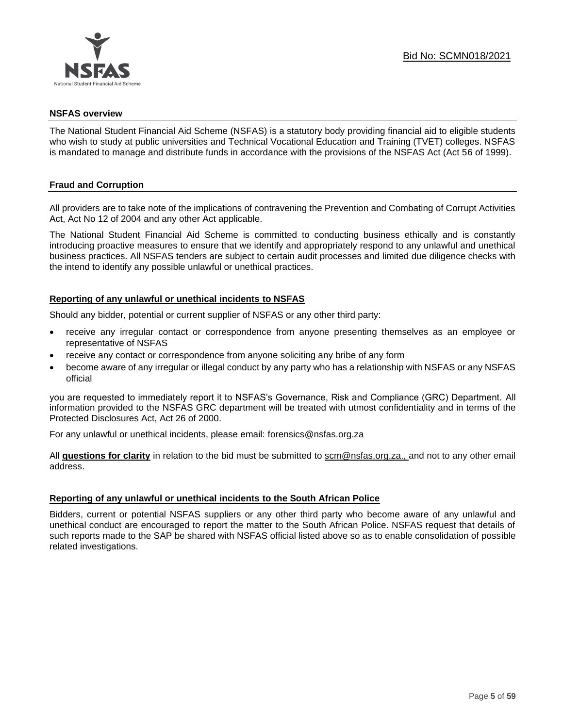## NSFAS overview

The National Student Financial Aid Scheme (NSFAS) is a statutory body providing financial aid to eligible students who wish to study at public universities and Technical Vocational Education and Training (TVET) colleges. NSFAS is mandated to manage and distribute funds in accordance with the provisions of the NSFAS Act (Act 56 of 1999).

## Fraud and Corruption

All providers are to take note of the implications of contravening the Prevention and Combating of Corrupt Activities Act, Act No 12 of 2004 and any other Act applicable.

The National Student Financial Aid Scheme is committed to conducting business ethically and is constantly introducing proactive measures to ensure that we identify and appropriately respond to any unlawful and unethical business practices. All NSFAS tenders are subject to certain audit processes and limited due diligence checks with the intend to identify any possible unlawful or unethical practices.

### Reporting of any unlawful or unethical incidents to NSFAS

Should any bidder, potential or current supplier of NSFAS or any other third party:

- receive any irregular contact or correspondence from anyone presenting themselves as an employee or representative of NSFAS
- receive any contact or correspondence from anyone soliciting any bribe of any form
- become aware of any irregular or illegal conduct by any party who has a relationship with NSFAS or any NSFAS official

you are requested to immediately report it to NSFAS's Governance, Risk and Compliance (GRC) Department. All information provided to the NSFAS GRC department will be treated with utmost confidentiality and in terms of the Protected Disclosures Act, Act 26 of 2000.

For any unlawful or unethical incidents, please email: forensics@nsfas.org.za

All **questions for clarity** in relation to the bid must be submitted to scm@nsfas.org.za., and not to any other email address.

### Reporting of any unlawful or unethical incidents to the South African Police

Bidders, current or potential NSFAS suppliers or any other third party who become aware of any unlawful and unethical conduct are encouraged to report the matter to the South African Police. NSFAS request that details of such reports made to the SAP be shared with NSFAS official listed above so as to enable consolidation of possible related investigations.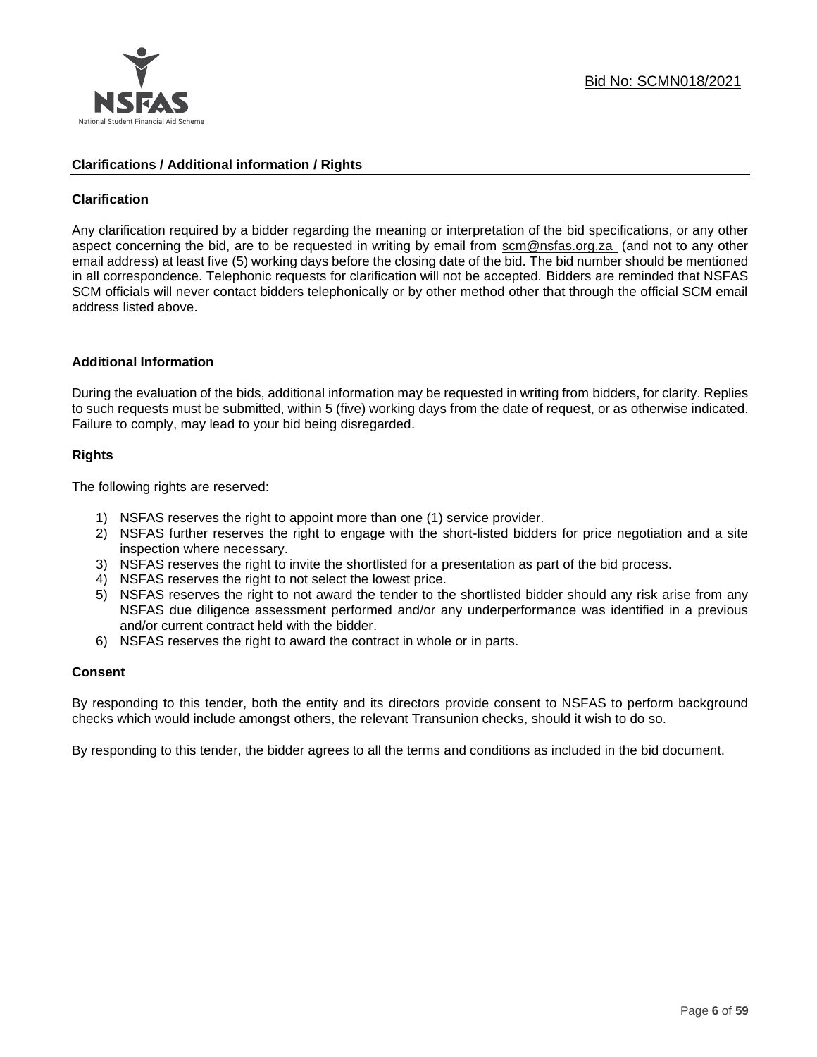## Clarifications / Additional information / Rights

### Clarification

Any clarification required by a bidder regarding the meaning or interpretation of the bid specifications, or any other aspect concerning the bid, are to be requested in writing by email from scm@nsfas.org.za (and not to any other email address) at least five (5) working days before the closing date of the bid. The bid number should be mentioned in all correspondence. Telephonic requests for clarification will not be accepted. Bidders are reminded that NSFAS SCM officials will never contact bidders telephonically or by other method other that through the official SCM email address listed above.

### Additional Information

During the evaluation of the bids, additional information may be requested in writing from bidders, for clarity. Replies to such requests must be submitted, within 5 (five) working days from the date of request, or as otherwise indicated. Failure to comply, may lead to your bid being disregarded.

### Rights

The following rights are reserved:

1) NSFAS reserves the right to appoint more than one (1) service provider.
2) NSFAS further reserves the right to engage with the short-listed bidders for price negotiation and a site inspection where necessary.
3) NSFAS reserves the right to invite the shortlisted for a presentation as part of the bid process.
4) NSFAS reserves the right to not select the lowest price.
5) NSFAS reserves the right to not award the tender to the shortlisted bidder should any risk arise from any NSFAS due diligence assessment performed and/or any underperformance was identified in a previous and/or current contract held with the bidder.
6) NSFAS reserves the right to award the contract in whole or in parts.

### Consent

By responding to this tender, both the entity and its directors provide consent to NSFAS to perform background checks which would include amongst others, the relevant Transunion checks, should it wish to do so.

By responding to this tender, the bidder agrees to all the terms and conditions as included in the bid document.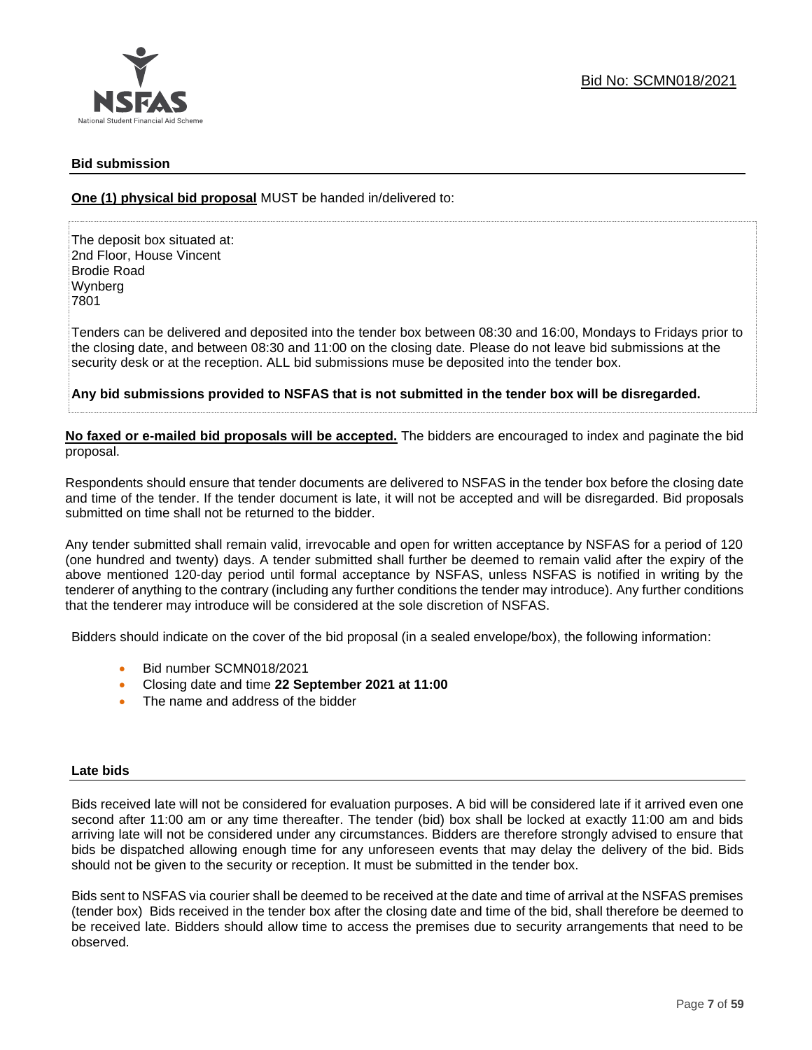## Bid submission

**One (1) physical bid proposal** MUST be handed in/delivered to:

The deposit box situated at:
2nd Floor, House Vincent
Brodie Road
Wynberg
7801

Tenders can be delivered and deposited into the tender box between 08:30 and 16:00, Mondays to Fridays prior to the closing date, and between 08:30 and 11:00 on the closing date. Please do not leave bid submissions at the security desk or at the reception. ALL bid submissions muse be deposited into the tender box.

**Any bid submissions provided to NSFAS that is not submitted in the tender box will be disregarded.**

**No faxed or e-mailed bid proposals will be accepted.** The bidders are encouraged to index and paginate the bid proposal.

Respondents should ensure that tender documents are delivered to NSFAS in the tender box before the closing date and time of the tender. If the tender document is late, it will not be accepted and will be disregarded. Bid proposals submitted on time shall not be returned to the bidder.

Any tender submitted shall remain valid, irrevocable and open for written acceptance by NSFAS for a period of 120 (one hundred and twenty) days. A tender submitted shall further be deemed to remain valid after the expiry of the above mentioned 120-day period until formal acceptance by NSFAS, unless NSFAS is notified in writing by the tenderer of anything to the contrary (including any further conditions the tender may introduce). Any further conditions that the tenderer may introduce will be considered at the sole discretion of NSFAS.

Bidders should indicate on the cover of the bid proposal (in a sealed envelope/box), the following information:

- Bid number SCMN018/2021
- Closing date and time **22 September 2021 at 11:00**
- The name and address of the bidder

## Late bids

Bids received late will not be considered for evaluation purposes. A bid will be considered late if it arrived even one second after 11:00 am or any time thereafter. The tender (bid) box shall be locked at exactly 11:00 am and bids arriving late will not be considered under any circumstances. Bidders are therefore strongly advised to ensure that bids be dispatched allowing enough time for any unforeseen events that may delay the delivery of the bid. Bids should not be given to the security or reception. It must be submitted in the tender box.

Bids sent to NSFAS via courier shall be deemed to be received at the date and time of arrival at the NSFAS premises (tender box) Bids received in the tender box after the closing date and time of the bid, shall therefore be deemed to be received late. Bidders should allow time to access the premises due to security arrangements that need to be observed.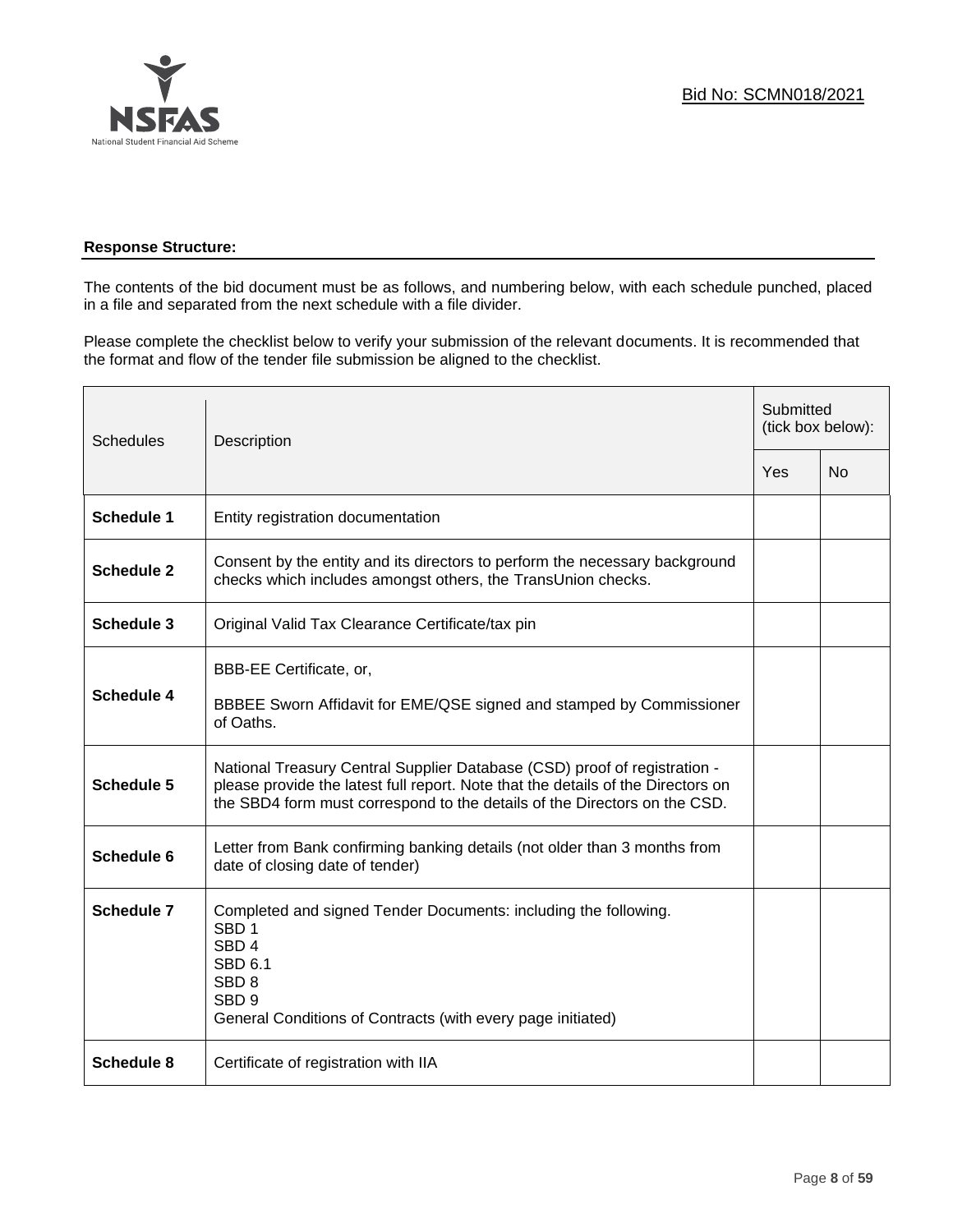**Response Structure:**

The contents of the bid document must be as follows, and numbering below, with each schedule punched, placed in a file and separated from the next schedule with a file divider.

Please complete the checklist below to verify your submission of the relevant documents. It is recommended that the format and flow of the tender file submission be aligned to the checklist.

| Schedules | Description | Submitted (tick box below): | |
|---|---|---|---|
| | | Yes | No |
| **Schedule 1** | Entity registration documentation | | |
| **Schedule 2** | Consent by the entity and its directors to perform the necessary background checks which includes amongst others, the TransUnion checks. | | |
| **Schedule 3** | Original Valid Tax Clearance Certificate/tax pin | | |
| **Schedule 4** | BBB-EE Certificate, or,<br><br>BBBEE Sworn Affidavit for EME/QSE signed and stamped by Commissioner of Oaths. | | |
| **Schedule 5** | National Treasury Central Supplier Database (CSD) proof of registration - please provide the latest full report. Note that the details of the Directors on the SBD4 form must correspond to the details of the Directors on the CSD. | | |
| **Schedule 6** | Letter from Bank confirming banking details (not older than 3 months from date of closing date of tender) | | |
| **Schedule 7** | Completed and signed Tender Documents: including the following.<br>SBD 1<br>SBD 4<br>SBD 6.1<br>SBD 8<br>SBD 9<br>General Conditions of Contracts (with every page initiated) | | |
| **Schedule 8** | Certificate of registration with IIA | | |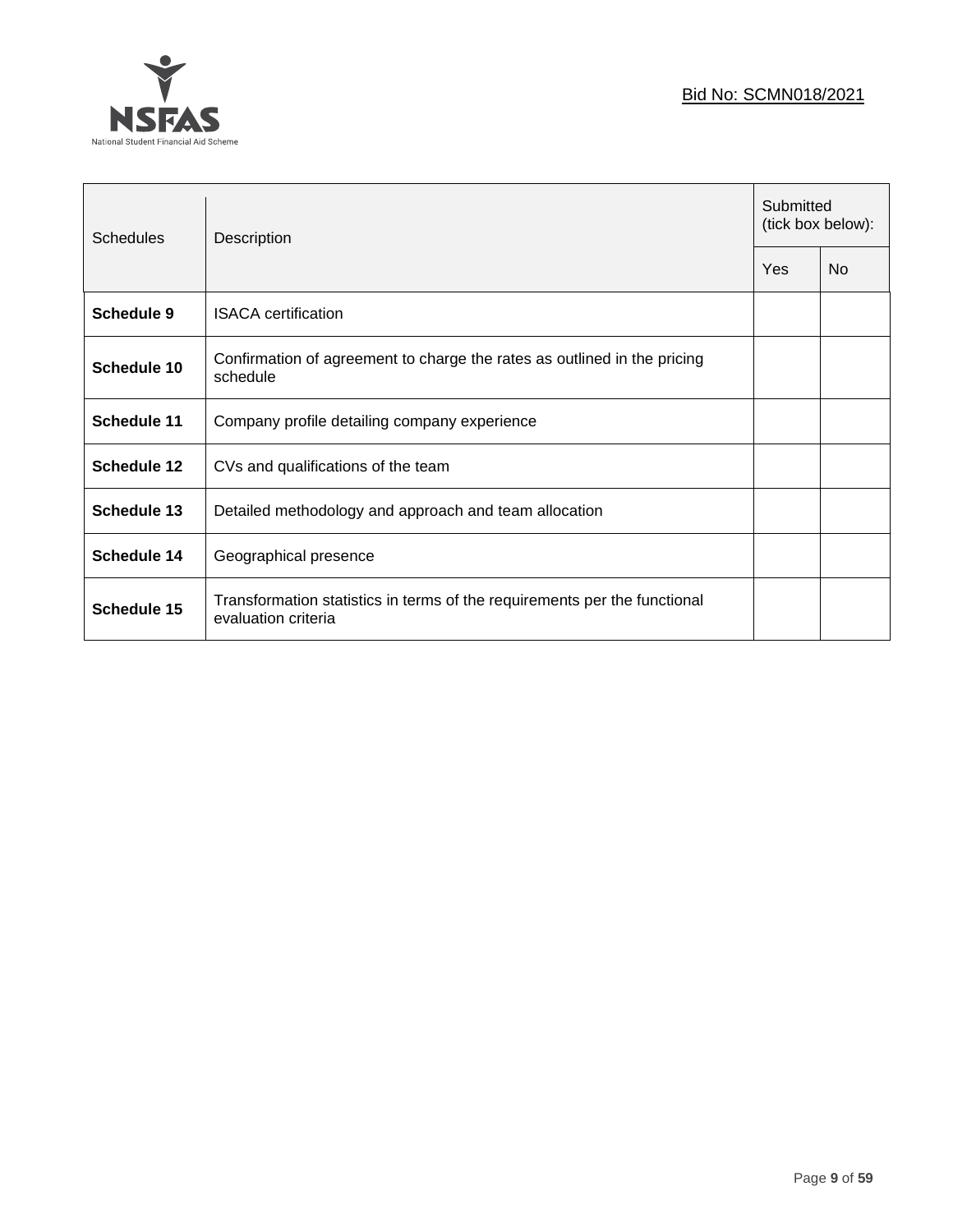| Schedules | Description | Submitted (tick box below): | |
|---|---|---|---|
| | | Yes | No |
| **Schedule 9** | ISACA certification | | |
| **Schedule 10** | Confirmation of agreement to charge the rates as outlined in the pricing schedule | | |
| **Schedule 11** | Company profile detailing company experience | | |
| **Schedule 12** | CVs and qualifications of the team | | |
| **Schedule 13** | Detailed methodology and approach and team allocation | | |
| **Schedule 14** | Geographical presence | | |
| **Schedule 15** | Transformation statistics in terms of the requirements per the functional evaluation criteria | | |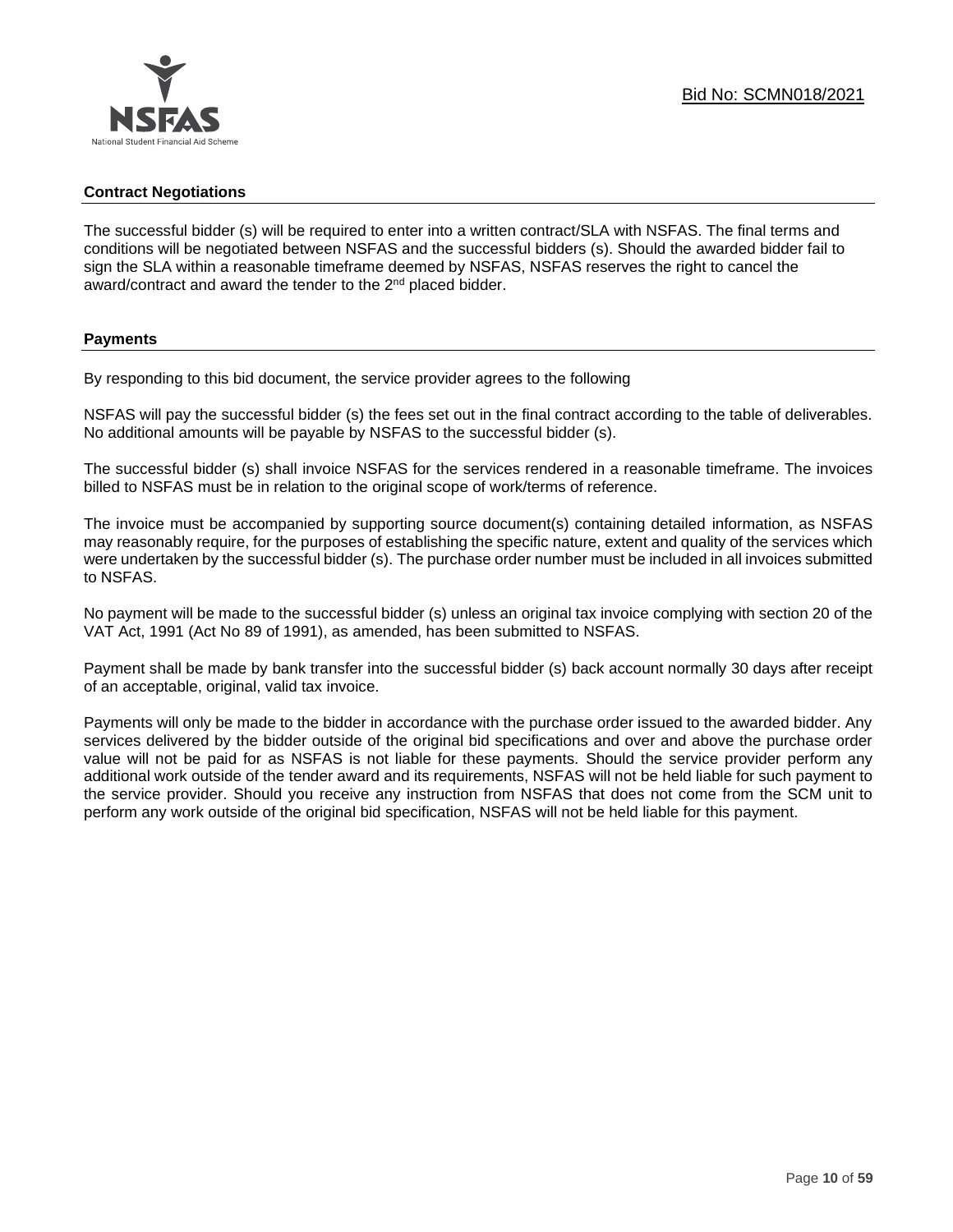## Contract Negotiations

The successful bidder (s) will be required to enter into a written contract/SLA with NSFAS. The final terms and conditions will be negotiated between NSFAS and the successful bidders (s). Should the awarded bidder fail to sign the SLA within a reasonable timeframe deemed by NSFAS, NSFAS reserves the right to cancel the award/contract and award the tender to the 2nd placed bidder.

## Payments

By responding to this bid document, the service provider agrees to the following

NSFAS will pay the successful bidder (s) the fees set out in the final contract according to the table of deliverables. No additional amounts will be payable by NSFAS to the successful bidder (s).

The successful bidder (s) shall invoice NSFAS for the services rendered in a reasonable timeframe. The invoices billed to NSFAS must be in relation to the original scope of work/terms of reference.

The invoice must be accompanied by supporting source document(s) containing detailed information, as NSFAS may reasonably require, for the purposes of establishing the specific nature, extent and quality of the services which were undertaken by the successful bidder (s). The purchase order number must be included in all invoices submitted to NSFAS.

No payment will be made to the successful bidder (s) unless an original tax invoice complying with section 20 of the VAT Act, 1991 (Act No 89 of 1991), as amended, has been submitted to NSFAS.

Payment shall be made by bank transfer into the successful bidder (s) back account normally 30 days after receipt of an acceptable, original, valid tax invoice.

Payments will only be made to the bidder in accordance with the purchase order issued to the awarded bidder. Any services delivered by the bidder outside of the original bid specifications and over and above the purchase order value will not be paid for as NSFAS is not liable for these payments. Should the service provider perform any additional work outside of the tender award and its requirements, NSFAS will not be held liable for such payment to the service provider. Should you receive any instruction from NSFAS that does not come from the SCM unit to perform any work outside of the original bid specification, NSFAS will not be held liable for this payment.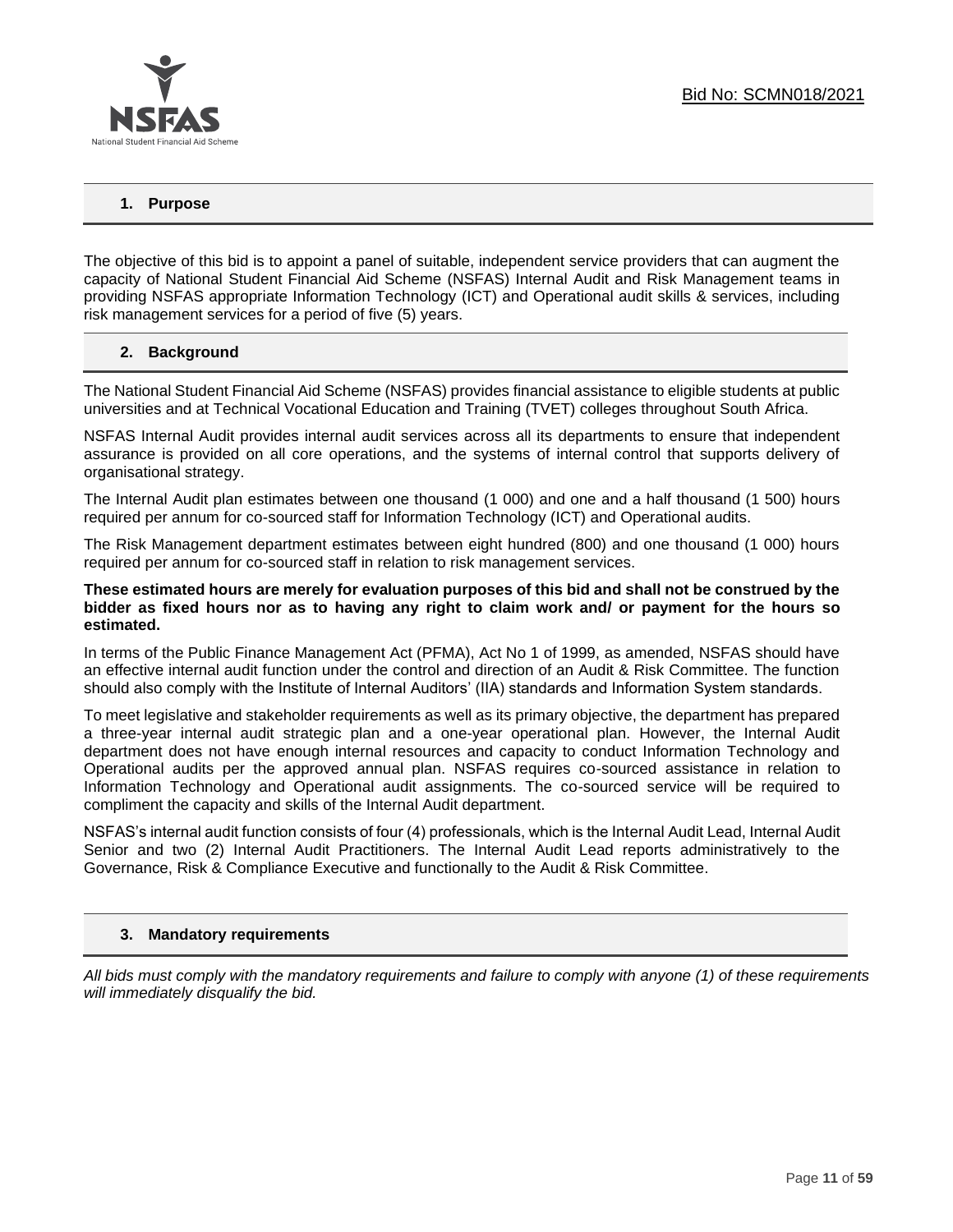## 1. Purpose

The objective of this bid is to appoint a panel of suitable, independent service providers that can augment the capacity of National Student Financial Aid Scheme (NSFAS) Internal Audit and Risk Management teams in providing NSFAS appropriate Information Technology (ICT) and Operational audit skills & services, including risk management services for a period of five (5) years.

## 2. Background

The National Student Financial Aid Scheme (NSFAS) provides financial assistance to eligible students at public universities and at Technical Vocational Education and Training (TVET) colleges throughout South Africa.

NSFAS Internal Audit provides internal audit services across all its departments to ensure that independent assurance is provided on all core operations, and the systems of internal control that supports delivery of organisational strategy.

The Internal Audit plan estimates between one thousand (1 000) and one and a half thousand (1 500) hours required per annum for co-sourced staff for Information Technology (ICT) and Operational audits.

The Risk Management department estimates between eight hundred (800) and one thousand (1 000) hours required per annum for co-sourced staff in relation to risk management services.

**These estimated hours are merely for evaluation purposes of this bid and shall not be construed by the bidder as fixed hours nor as to having any right to claim work and/ or payment for the hours so estimated.**

In terms of the Public Finance Management Act (PFMA), Act No 1 of 1999, as amended, NSFAS should have an effective internal audit function under the control and direction of an Audit & Risk Committee. The function should also comply with the Institute of Internal Auditors' (IIA) standards and Information System standards.

To meet legislative and stakeholder requirements as well as its primary objective, the department has prepared a three-year internal audit strategic plan and a one-year operational plan. However, the Internal Audit department does not have enough internal resources and capacity to conduct Information Technology and Operational audits per the approved annual plan. NSFAS requires co-sourced assistance in relation to Information Technology and Operational audit assignments. The co-sourced service will be required to compliment the capacity and skills of the Internal Audit department.

NSFAS's internal audit function consists of four (4) professionals, which is the Internal Audit Lead, Internal Audit Senior and two (2) Internal Audit Practitioners. The Internal Audit Lead reports administratively to the Governance, Risk & Compliance Executive and functionally to the Audit & Risk Committee.

## 3. Mandatory requirements

*All bids must comply with the mandatory requirements and failure to comply with anyone (1) of these requirements will immediately disqualify the bid.*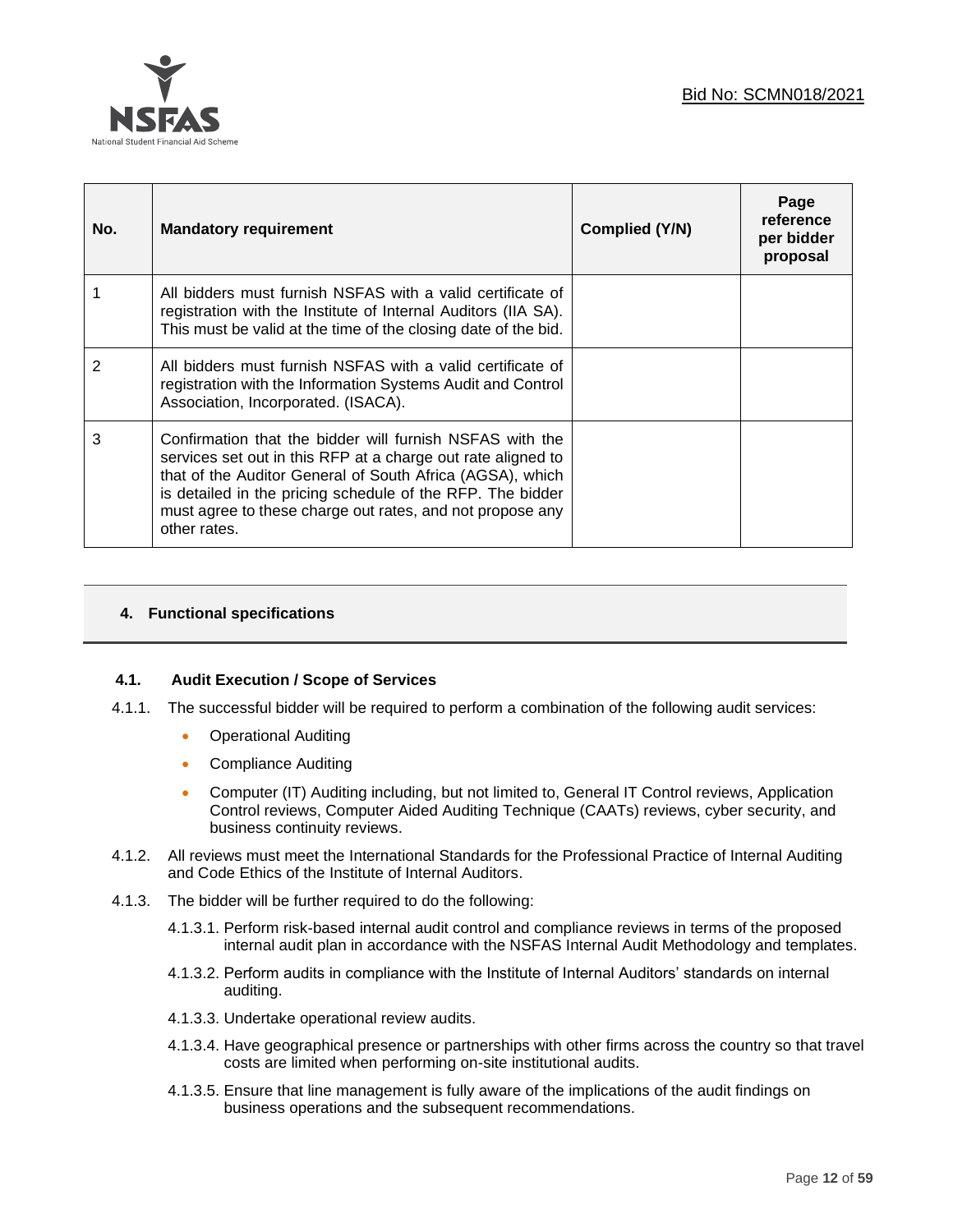| No. | Mandatory requirement | Complied (Y/N) | Page reference per bidder proposal |
| --- | --- | --- | --- |
| 1 | All bidders must furnish NSFAS with a valid certificate of registration with the Institute of Internal Auditors (IIA SA). This must be valid at the time of the closing date of the bid. | | |
| 2 | All bidders must furnish NSFAS with a valid certificate of registration with the Information Systems Audit and Control Association, Incorporated. (ISACA). | | |
| 3 | Confirmation that the bidder will furnish NSFAS with the services set out in this RFP at a charge out rate aligned to that of the Auditor General of South Africa (AGSA), which is detailed in the pricing schedule of the RFP. The bidder must agree to these charge out rates, and not propose any other rates. | | |

## 4. Functional specifications

### 4.1. Audit Execution / Scope of Services

4.1.1. The successful bidder will be required to perform a combination of the following audit services:

- Operational Auditing
- Compliance Auditing
- Computer (IT) Auditing including, but not limited to, General IT Control reviews, Application Control reviews, Computer Aided Auditing Technique (CAATs) reviews, cyber security, and business continuity reviews.

4.1.2. All reviews must meet the International Standards for the Professional Practice of Internal Auditing and Code Ethics of the Institute of Internal Auditors.

4.1.3. The bidder will be further required to do the following:

4.1.3.1. Perform risk-based internal audit control and compliance reviews in terms of the proposed internal audit plan in accordance with the NSFAS Internal Audit Methodology and templates.

4.1.3.2. Perform audits in compliance with the Institute of Internal Auditors' standards on internal auditing.

4.1.3.3. Undertake operational review audits.

4.1.3.4. Have geographical presence or partnerships with other firms across the country so that travel costs are limited when performing on-site institutional audits.

4.1.3.5. Ensure that line management is fully aware of the implications of the audit findings on business operations and the subsequent recommendations.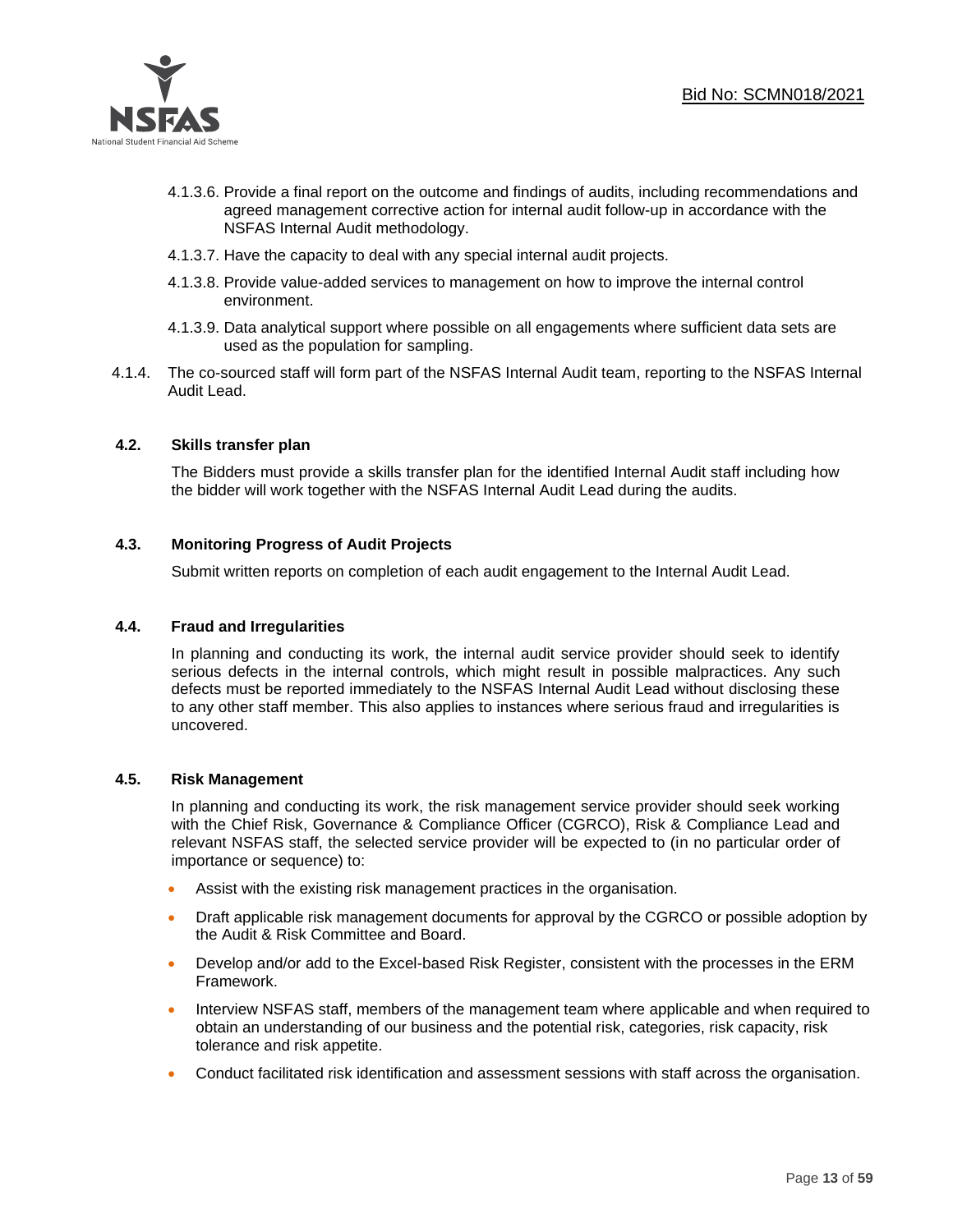4.1.3.6. Provide a final report on the outcome and findings of audits, including recommendations and agreed management corrective action for internal audit follow-up in accordance with the NSFAS Internal Audit methodology.

4.1.3.7. Have the capacity to deal with any special internal audit projects.

4.1.3.8. Provide value-added services to management on how to improve the internal control environment.

4.1.3.9. Data analytical support where possible on all engagements where sufficient data sets are used as the population for sampling.

4.1.4. The co-sourced staff will form part of the NSFAS Internal Audit team, reporting to the NSFAS Internal Audit Lead.

## 4.2. Skills transfer plan

The Bidders must provide a skills transfer plan for the identified Internal Audit staff including how the bidder will work together with the NSFAS Internal Audit Lead during the audits.

## 4.3. Monitoring Progress of Audit Projects

Submit written reports on completion of each audit engagement to the Internal Audit Lead.

## 4.4. Fraud and Irregularities

In planning and conducting its work, the internal audit service provider should seek to identify serious defects in the internal controls, which might result in possible malpractices. Any such defects must be reported immediately to the NSFAS Internal Audit Lead without disclosing these to any other staff member. This also applies to instances where serious fraud and irregularities is uncovered.

## 4.5. Risk Management

In planning and conducting its work, the risk management service provider should seek working with the Chief Risk, Governance & Compliance Officer (CGRCO), Risk & Compliance Lead and relevant NSFAS staff, the selected service provider will be expected to (in no particular order of importance or sequence) to:

- Assist with the existing risk management practices in the organisation.
- Draft applicable risk management documents for approval by the CGRCO or possible adoption by the Audit & Risk Committee and Board.
- Develop and/or add to the Excel-based Risk Register, consistent with the processes in the ERM Framework.
- Interview NSFAS staff, members of the management team where applicable and when required to obtain an understanding of our business and the potential risk, categories, risk capacity, risk tolerance and risk appetite.
- Conduct facilitated risk identification and assessment sessions with staff across the organisation.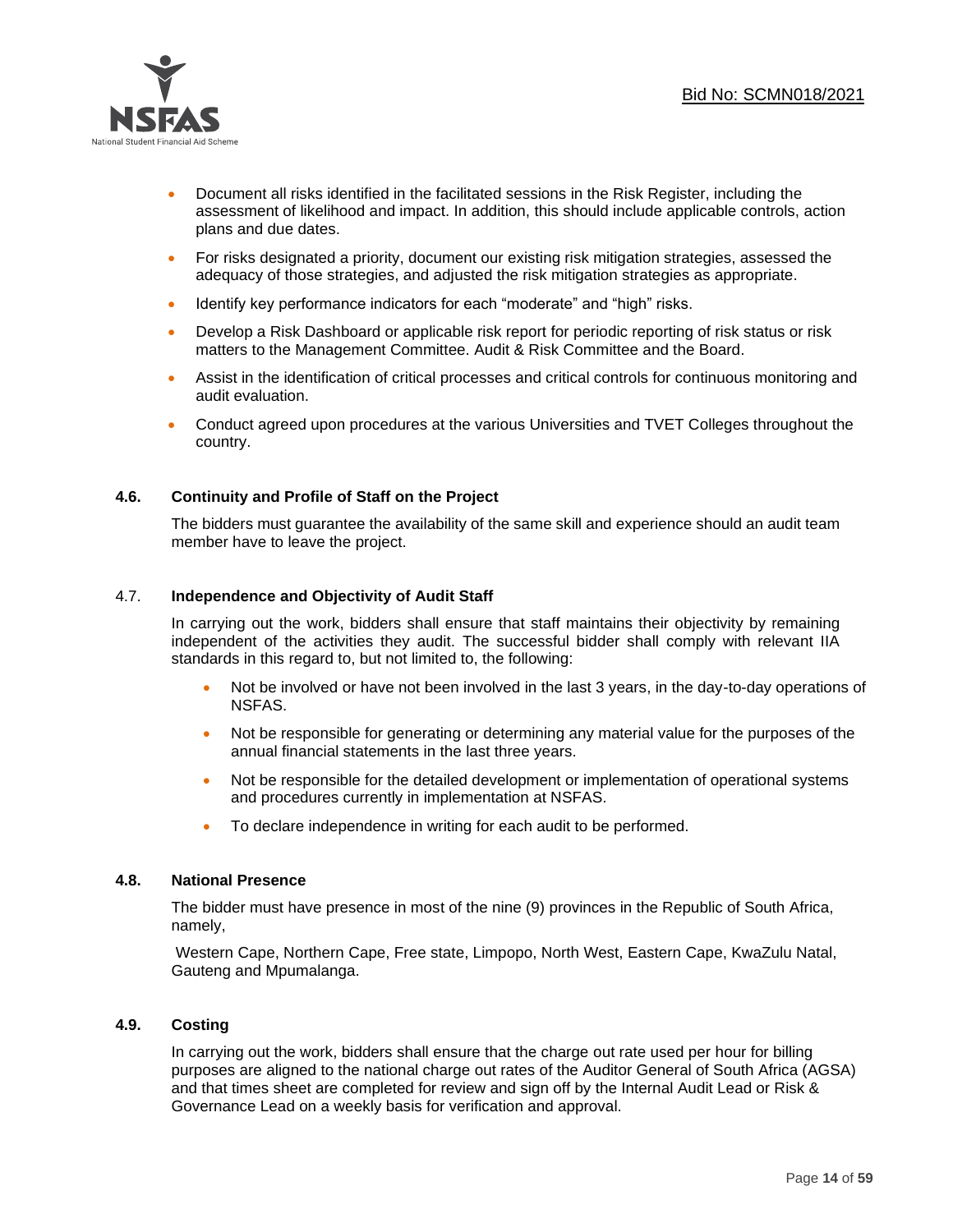- Document all risks identified in the facilitated sessions in the Risk Register, including the assessment of likelihood and impact. In addition, this should include applicable controls, action plans and due dates.
- For risks designated a priority, document our existing risk mitigation strategies, assessed the adequacy of those strategies, and adjusted the risk mitigation strategies as appropriate.
- Identify key performance indicators for each "moderate" and "high" risks.
- Develop a Risk Dashboard or applicable risk report for periodic reporting of risk status or risk matters to the Management Committee. Audit & Risk Committee and the Board.
- Assist in the identification of critical processes and critical controls for continuous monitoring and audit evaluation.
- Conduct agreed upon procedures at the various Universities and TVET Colleges throughout the country.

### 4.6. Continuity and Profile of Staff on the Project

The bidders must guarantee the availability of the same skill and experience should an audit team member have to leave the project.

### 4.7. Independence and Objectivity of Audit Staff

In carrying out the work, bidders shall ensure that staff maintains their objectivity by remaining independent of the activities they audit. The successful bidder shall comply with relevant IIA standards in this regard to, but not limited to, the following:

- Not be involved or have not been involved in the last 3 years, in the day-to-day operations of NSFAS.
- Not be responsible for generating or determining any material value for the purposes of the annual financial statements in the last three years.
- Not be responsible for the detailed development or implementation of operational systems and procedures currently in implementation at NSFAS.
- To declare independence in writing for each audit to be performed.

### 4.8. National Presence

The bidder must have presence in most of the nine (9) provinces in the Republic of South Africa, namely,

Western Cape, Northern Cape, Free state, Limpopo, North West, Eastern Cape, KwaZulu Natal, Gauteng and Mpumalanga.

### 4.9. Costing

In carrying out the work, bidders shall ensure that the charge out rate used per hour for billing purposes are aligned to the national charge out rates of the Auditor General of South Africa (AGSA) and that times sheet are completed for review and sign off by the Internal Audit Lead or Risk & Governance Lead on a weekly basis for verification and approval.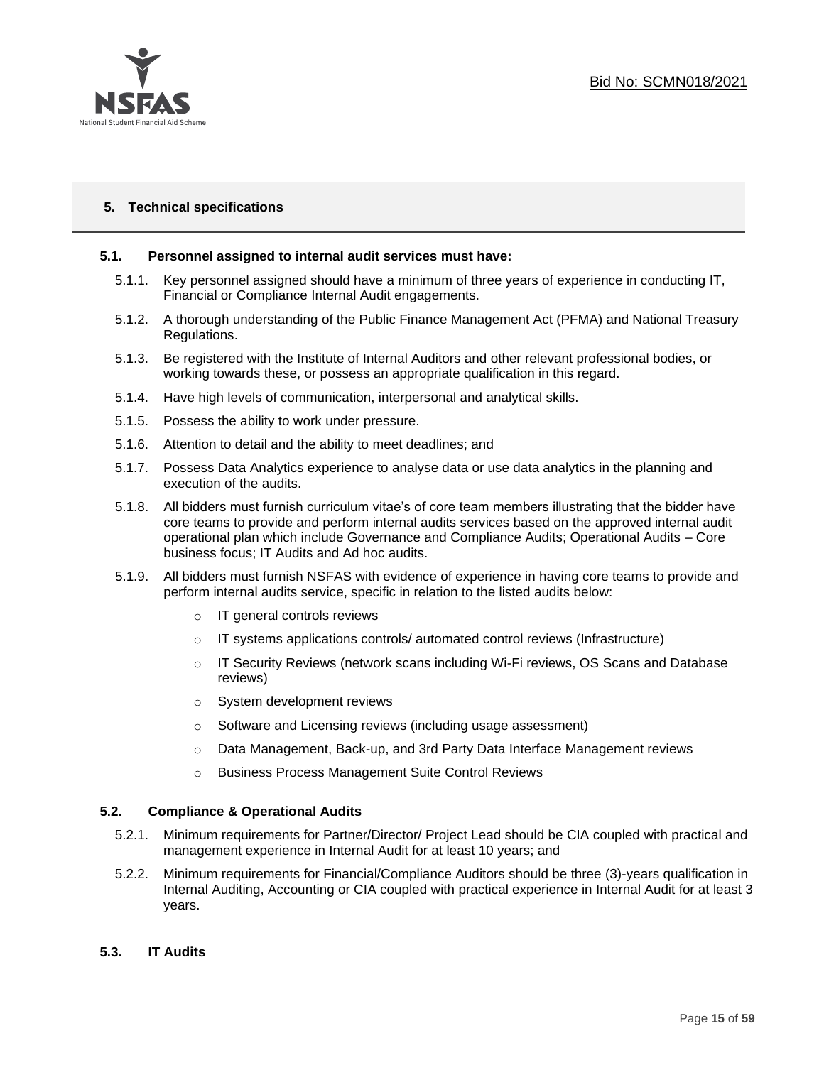## 5. Technical specifications

### 5.1. Personnel assigned to internal audit services must have:

5.1.1. Key personnel assigned should have a minimum of three years of experience in conducting IT, Financial or Compliance Internal Audit engagements.

5.1.2. A thorough understanding of the Public Finance Management Act (PFMA) and National Treasury Regulations.

5.1.3. Be registered with the Institute of Internal Auditors and other relevant professional bodies, or working towards these, or possess an appropriate qualification in this regard.

5.1.4. Have high levels of communication, interpersonal and analytical skills.

5.1.5. Possess the ability to work under pressure.

5.1.6. Attention to detail and the ability to meet deadlines; and

5.1.7. Possess Data Analytics experience to analyse data or use data analytics in the planning and execution of the audits.

5.1.8. All bidders must furnish curriculum vitae's of core team members illustrating that the bidder have core teams to provide and perform internal audits services based on the approved internal audit operational plan which include Governance and Compliance Audits; Operational Audits – Core business focus; IT Audits and Ad hoc audits.

5.1.9. All bidders must furnish NSFAS with evidence of experience in having core teams to provide and perform internal audits service, specific in relation to the listed audits below:

- IT general controls reviews
- IT systems applications controls/ automated control reviews (Infrastructure)
- IT Security Reviews (network scans including Wi-Fi reviews, OS Scans and Database reviews)
- System development reviews
- Software and Licensing reviews (including usage assessment)
- Data Management, Back-up, and 3rd Party Data Interface Management reviews
- Business Process Management Suite Control Reviews

### 5.2. Compliance & Operational Audits

5.2.1. Minimum requirements for Partner/Director/ Project Lead should be CIA coupled with practical and management experience in Internal Audit for at least 10 years; and

5.2.2. Minimum requirements for Financial/Compliance Auditors should be three (3)-years qualification in Internal Auditing, Accounting or CIA coupled with practical experience in Internal Audit for at least 3 years.

### 5.3. IT Audits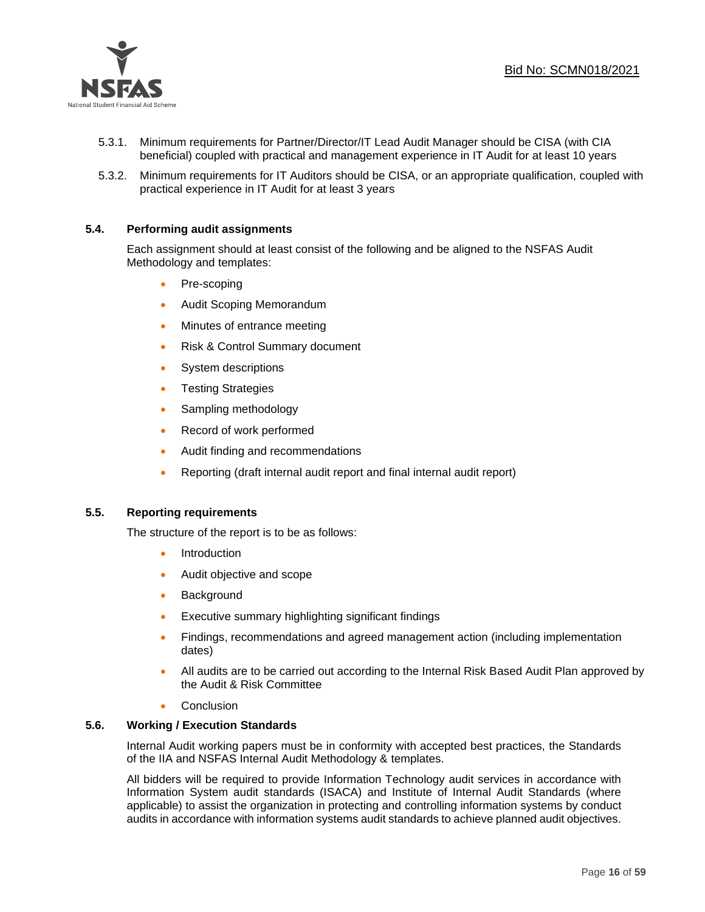5.3.1. Minimum requirements for Partner/Director/IT Lead Audit Manager should be CISA (with CIA beneficial) coupled with practical and management experience in IT Audit for at least 10 years

5.3.2. Minimum requirements for IT Auditors should be CISA, or an appropriate qualification, coupled with practical experience in IT Audit for at least 3 years

### 5.4. Performing audit assignments

Each assignment should at least consist of the following and be aligned to the NSFAS Audit Methodology and templates:

- Pre-scoping
- Audit Scoping Memorandum
- Minutes of entrance meeting
- Risk & Control Summary document
- System descriptions
- Testing Strategies
- Sampling methodology
- Record of work performed
- Audit finding and recommendations
- Reporting (draft internal audit report and final internal audit report)

### 5.5. Reporting requirements

The structure of the report is to be as follows:

- Introduction
- Audit objective and scope
- Background
- Executive summary highlighting significant findings
- Findings, recommendations and agreed management action (including implementation dates)
- All audits are to be carried out according to the Internal Risk Based Audit Plan approved by the Audit & Risk Committee
- Conclusion

### 5.6. Working / Execution Standards

Internal Audit working papers must be in conformity with accepted best practices, the Standards of the IIA and NSFAS Internal Audit Methodology & templates.

All bidders will be required to provide Information Technology audit services in accordance with Information System audit standards (ISACA) and Institute of Internal Audit Standards (where applicable) to assist the organization in protecting and controlling information systems by conduct audits in accordance with information systems audit standards to achieve planned audit objectives.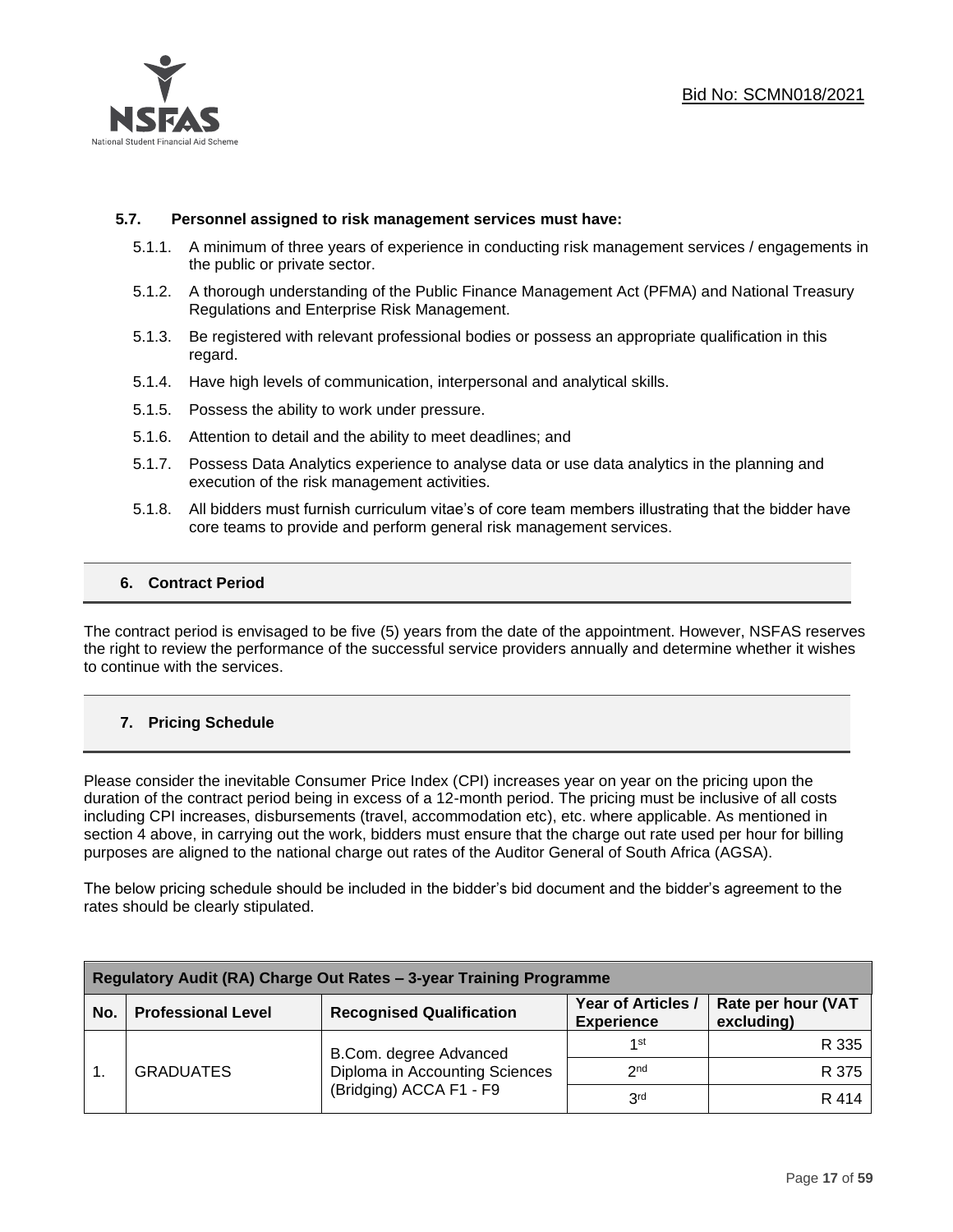### 5.7. Personnel assigned to risk management services must have:

5.1.1. A minimum of three years of experience in conducting risk management services / engagements in the public or private sector.

5.1.2. A thorough understanding of the Public Finance Management Act (PFMA) and National Treasury Regulations and Enterprise Risk Management.

5.1.3. Be registered with relevant professional bodies or possess an appropriate qualification in this regard.

5.1.4. Have high levels of communication, interpersonal and analytical skills.

5.1.5. Possess the ability to work under pressure.

5.1.6. Attention to detail and the ability to meet deadlines; and

5.1.7. Possess Data Analytics experience to analyse data or use data analytics in the planning and execution of the risk management activities.

5.1.8. All bidders must furnish curriculum vitae's of core team members illustrating that the bidder have core teams to provide and perform general risk management services.

## 6. Contract Period

The contract period is envisaged to be five (5) years from the date of the appointment. However, NSFAS reserves the right to review the performance of the successful service providers annually and determine whether it wishes to continue with the services.

## 7. Pricing Schedule

Please consider the inevitable Consumer Price Index (CPI) increases year on year on the pricing upon the duration of the contract period being in excess of a 12-month period. The pricing must be inclusive of all costs including CPI increases, disbursements (travel, accommodation etc), etc. where applicable. As mentioned in section 4 above, in carrying out the work, bidders must ensure that the charge out rate used per hour for billing purposes are aligned to the national charge out rates of the Auditor General of South Africa (AGSA).

The below pricing schedule should be included in the bidder's bid document and the bidder's agreement to the rates should be clearly stipulated.

| Regulatory Audit (RA) Charge Out Rates – 3-year Training Programme | | | | |
|---|---|---|---|---|
| **No.** | **Professional Level** | **Recognised Qualification** | **Year of Articles / Experience** | **Rate per hour (VAT excluding)** |
| 1. | GRADUATES | B.Com. degree Advanced Diploma in Accounting Sciences (Bridging) ACCA F1 - F9 | 1st | R 335 |
| | | | 2nd | R 375 |
| | | | 3rd | R 414 |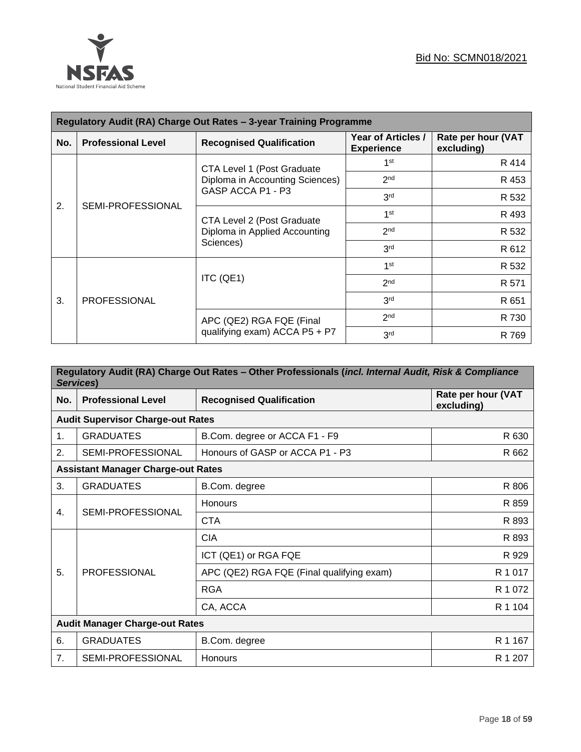Bid No: SCMN018/2021

| Regulatory Audit (RA) Charge Out Rates – 3-year Training Programme | | | | |
|---|---|---|---|---|
| **No.** | **Professional Level** | **Recognised Qualification** | **Year of Articles / Experience** | **Rate per hour (VAT excluding)** |
| 2. | SEMI-PROFESSIONAL | CTA Level 1 (Post Graduate Diploma in Accounting Sciences) GASP ACCA P1 - P3 | 1st | R 414 |
| | | | 2nd | R 453 |
| | | | 3rd | R 532 |
| | | CTA Level 2 (Post Graduate Diploma in Applied Accounting Sciences) | 1st | R 493 |
| | | | 2nd | R 532 |
| | | | 3rd | R 612 |
| 3. | PROFESSIONAL | ITC (QE1) | 1st | R 532 |
| | | | 2nd | R 571 |
| | | | 3rd | R 651 |
| | | APC (QE2) RGA FQE (Final qualifying exam) ACCA P5 + P7 | 2nd | R 730 |
| | | | 3rd | R 769 |

| Regulatory Audit (RA) Charge Out Rates – Other Professionals (*incl. Internal Audit, Risk & Compliance Services*) | | | |
|---|---|---|---|
| **No.** | **Professional Level** | **Recognised Qualification** | **Rate per hour (VAT excluding)** |
| **Audit Supervisor Charge-out Rates** | | | |
| 1. | GRADUATES | B.Com. degree or ACCA F1 - F9 | R 630 |
| 2. | SEMI-PROFESSIONAL | Honours of GASP or ACCA P1 - P3 | R 662 |
| **Assistant Manager Charge-out Rates** | | | |
| 3. | GRADUATES | B.Com. degree | R 806 |
| 4. | SEMI-PROFESSIONAL | Honours | R 859 |
| | | CTA | R 893 |
| 5. | PROFESSIONAL | CIA | R 893 |
| | | ICT (QE1) or RGA FQE | R 929 |
| | | APC (QE2) RGA FQE (Final qualifying exam) | R 1 017 |
| | | RGA | R 1 072 |
| | | CA, ACCA | R 1 104 |
| **Audit Manager Charge-out Rates** | | | |
| 6. | GRADUATES | B.Com. degree | R 1 167 |
| 7. | SEMI-PROFESSIONAL | Honours | R 1 207 |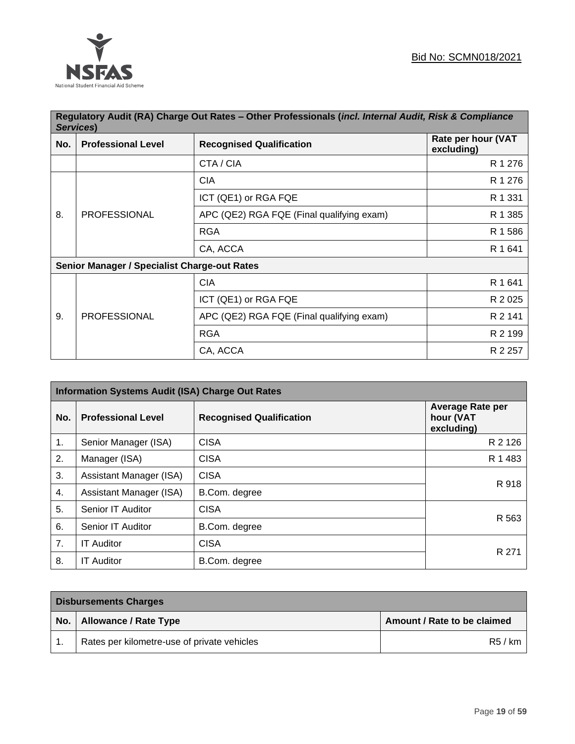| Regulatory Audit (RA) Charge Out Rates – Other Professionals (*incl. Internal Audit, Risk & Compliance Services*) | | | |
|---|---|---|---|
| **No.** | **Professional Level** | **Recognised Qualification** | **Rate per hour (VAT excluding)** |
| | | CTA / CIA | R 1 276 |
| 8. | PROFESSIONAL | CIA | R 1 276 |
| | | ICT (QE1) or RGA FQE | R 1 331 |
| | | APC (QE2) RGA FQE (Final qualifying exam) | R 1 385 |
| | | RGA | R 1 586 |
| | | CA, ACCA | R 1 641 |
| **Senior Manager / Specialist Charge-out Rates** | | | |
| 9. | PROFESSIONAL | CIA | R 1 641 |
| | | ICT (QE1) or RGA FQE | R 2 025 |
| | | APC (QE2) RGA FQE (Final qualifying exam) | R 2 141 |
| | | RGA | R 2 199 |
| | | CA, ACCA | R 2 257 |

| Information Systems Audit (ISA) Charge Out Rates | | | |
|---|---|---|---|
| **No.** | **Professional Level** | **Recognised Qualification** | **Average Rate per hour (VAT excluding)** |
| 1. | Senior Manager (ISA) | CISA | R 2 126 |
| 2. | Manager (ISA) | CISA | R 1 483 |
| 3. | Assistant Manager (ISA) | CISA | R 918 |
| 4. | Assistant Manager (ISA) | B.Com. degree | |
| 5. | Senior IT Auditor | CISA | R 563 |
| 6. | Senior IT Auditor | B.Com. degree | |
| 7. | IT Auditor | CISA | R 271 |
| 8. | IT Auditor | B.Com. degree | |

| Disbursements Charges | | |
|---|---|---|
| **No.** | **Allowance / Rate Type** | **Amount / Rate to be claimed** |
| 1. | Rates per kilometre-use of private vehicles | R5 / km |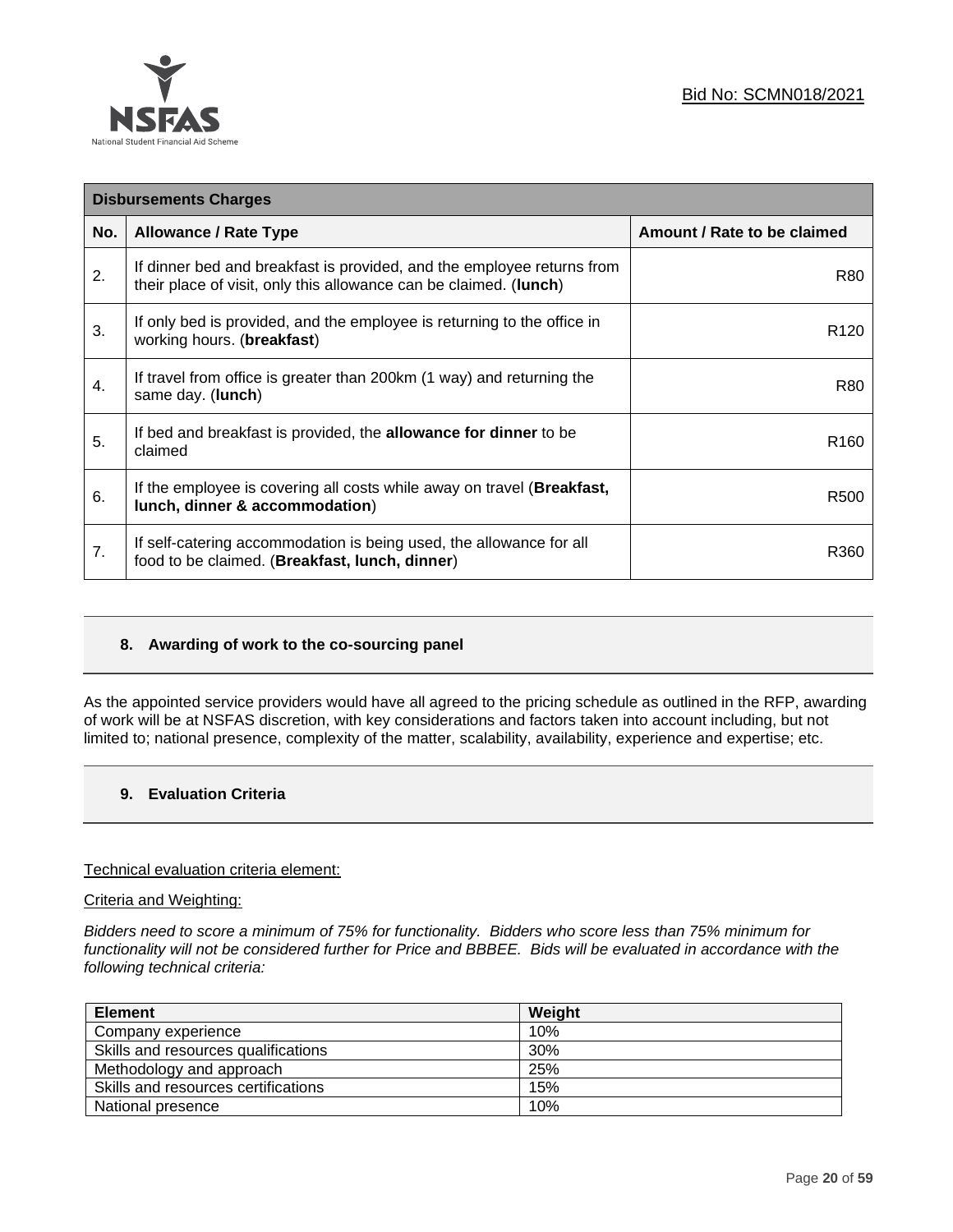| Disbursements Charges | | |
|---|---|---|
| **No.** | **Allowance / Rate Type** | **Amount / Rate to be claimed** |
| 2. | If dinner bed and breakfast is provided, and the employee returns from their place of visit, only this allowance can be claimed. (**lunch**) | R80 |
| 3. | If only bed is provided, and the employee is returning to the office in working hours. (**breakfast**) | R120 |
| 4. | If travel from office is greater than 200km (1 way) and returning the same day. (**lunch**) | R80 |
| 5. | If bed and breakfast is provided, the **allowance for dinner** to be claimed | R160 |
| 6. | If the employee is covering all costs while away on travel (**Breakfast, lunch, dinner & accommodation**) | R500 |
| 7. | If self-catering accommodation is being used, the allowance for all food to be claimed. (**Breakfast, lunch, dinner**) | R360 |

## 8. Awarding of work to the co-sourcing panel

As the appointed service providers would have all agreed to the pricing schedule as outlined in the RFP, awarding of work will be at NSFAS discretion, with key considerations and factors taken into account including, but not limited to; national presence, complexity of the matter, scalability, availability, experience and expertise; etc.

## 9. Evaluation Criteria

Technical evaluation criteria element:

Criteria and Weighting:

*Bidders need to score a minimum of 75% for functionality. Bidders who score less than 75% minimum for functionality will not be considered further for Price and BBBEE. Bids will be evaluated in accordance with the following technical criteria:*

| Element | Weight |
|---|---|
| Company experience | 10% |
| Skills and resources qualifications | 30% |
| Methodology and approach | 25% |
| Skills and resources certifications | 15% |
| National presence | 10% |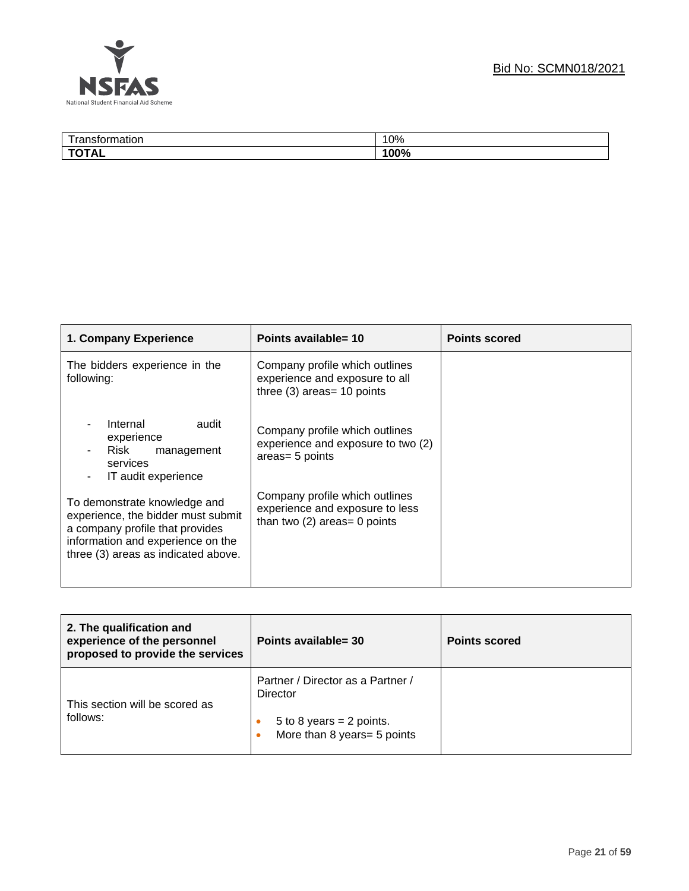| Transformation | 10% |
|---|---|
| **TOTAL** | **100%** |

| **1. Company Experience** | **Points available= 10** | **Points scored** |
|---|---|---|
| The bidders experience in the following:<br><br>- Internal audit experience<br>- Risk management services<br>- IT audit experience<br><br>To demonstrate knowledge and experience, the bidder must submit a company profile that provides information and experience on the three (3) areas as indicated above. | Company profile which outlines experience and exposure to all three (3) areas= 10 points<br><br>Company profile which outlines experience and exposure to two (2) areas= 5 points<br><br>Company profile which outlines experience and exposure to less than two (2) areas= 0 points | |

| **2. The qualification and experience of the personnel proposed to provide the services** | **Points available= 30** | **Points scored** |
|---|---|---|
| This section will be scored as follows: | Partner / Director as a Partner / Director<br><br>• 5 to 8 years = 2 points.<br>• More than 8 years= 5 points | |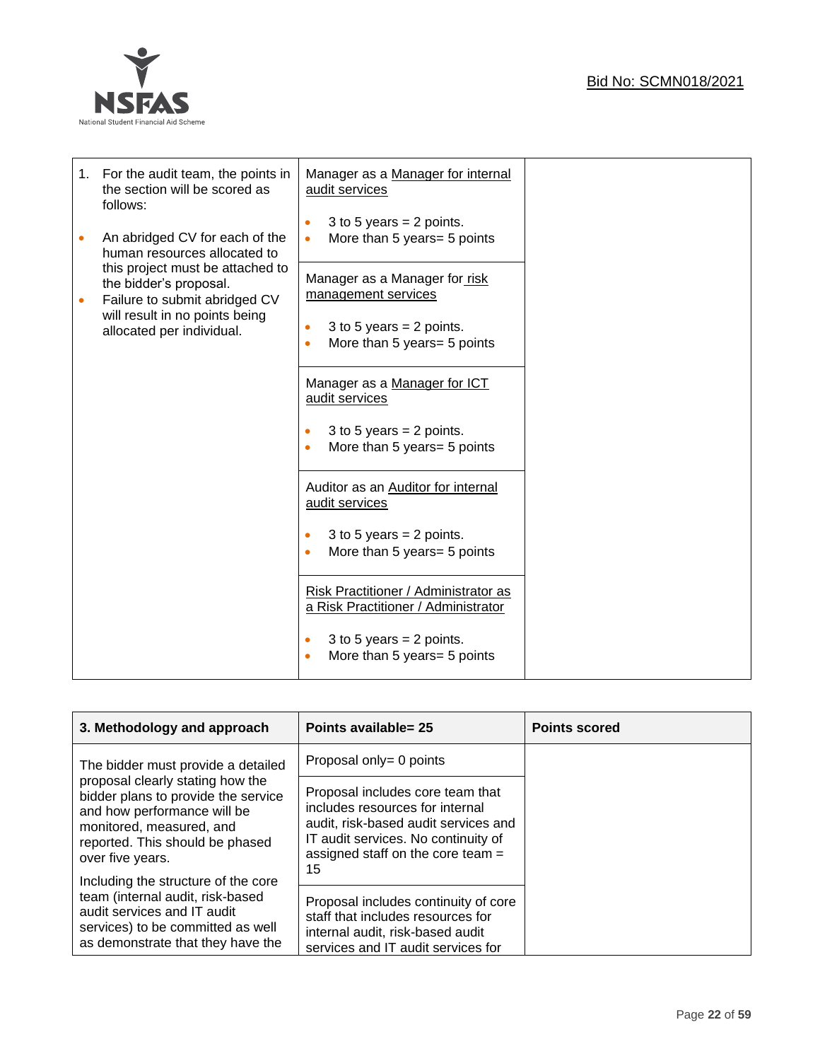| 1. For the audit team, the points in the section will be scored as follows:<br><br>• An abridged CV for each of the human resources allocated to this project must be attached to the bidder's proposal.<br>• Failure to submit abridged CV will result in no points being allocated per individual. | Manager as a Manager for internal audit services<br><br>• 3 to 5 years = 2 points.<br>• More than 5 years= 5 points | |
|---|---|---|
| | Manager as a Manager for risk management services<br><br>• 3 to 5 years = 2 points.<br>• More than 5 years= 5 points | |
| | Manager as a Manager for ICT audit services<br><br>• 3 to 5 years = 2 points.<br>• More than 5 years= 5 points | |
| | Auditor as an Auditor for internal audit services<br><br>• 3 to 5 years = 2 points.<br>• More than 5 years= 5 points | |
| | Risk Practitioner / Administrator as a Risk Practitioner / Administrator<br><br>• 3 to 5 years = 2 points.<br>• More than 5 years= 5 points | |

| **3. Methodology and approach** | **Points available= 25** | **Points scored** |
|---|---|---|
| The bidder must provide a detailed proposal clearly stating how the bidder plans to provide the service and how performance will be monitored, measured, and reported. This should be phased over five years.<br><br>Including the structure of the core team (internal audit, risk-based audit services and IT audit services) to be committed as well as demonstrate that they have the | Proposal only= 0 points | |
| | Proposal includes core team that includes resources for internal audit, risk-based audit services and IT audit services. No continuity of assigned staff on the core team = 15 | |
| | Proposal includes continuity of core staff that includes resources for internal audit, risk-based audit services and IT audit services for | |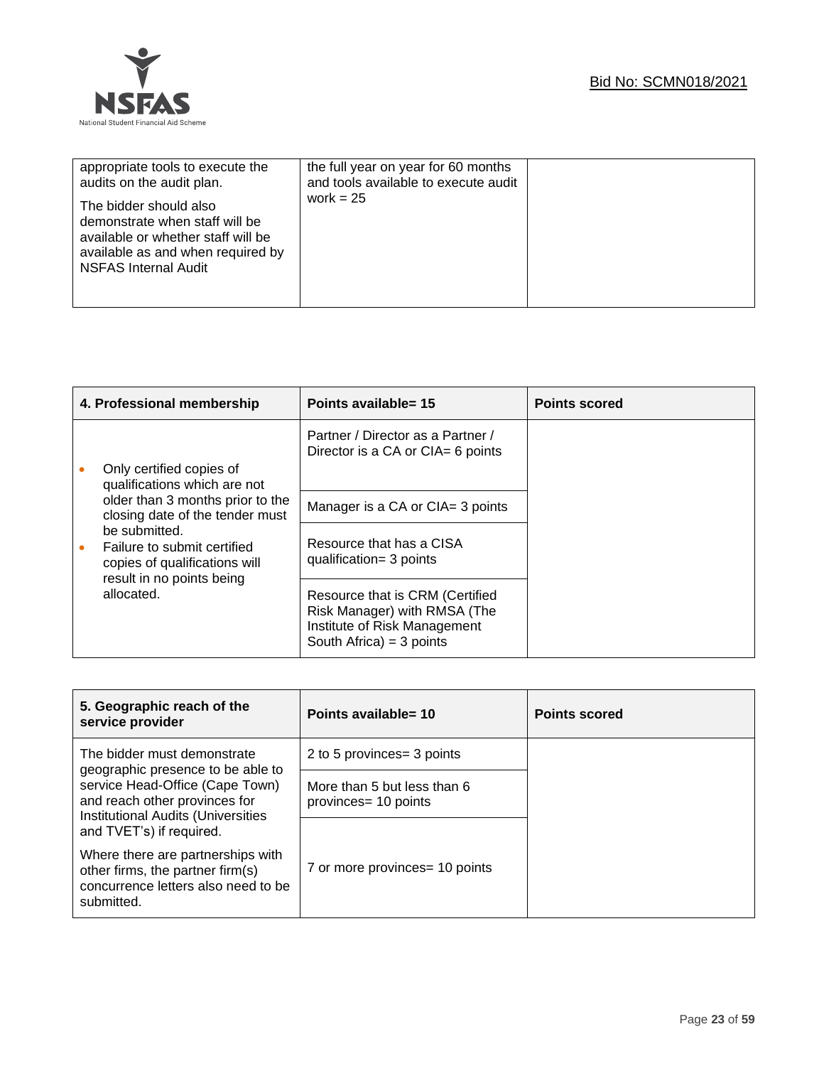| | | |
|---|---|---|
| appropriate tools to execute the audits on the audit plan.<br><br>The bidder should also demonstrate when staff will be available or whether staff will be available as and when required by NSFAS Internal Audit | the full year on year for 60 months and tools available to execute audit work = 25 | |

| 4. Professional membership | Points available= 15 | Points scored |
|---|---|---|
| • Only certified copies of qualifications which are not older than 3 months prior to the closing date of the tender must be submitted.<br>• Failure to submit certified copies of qualifications will result in no points being allocated. | Partner / Director as a Partner / Director is a CA or CIA= 6 points | |
| | Manager is a CA or CIA= 3 points | |
| | Resource that has a CISA qualification= 3 points | |
| | Resource that is CRM (Certified Risk Manager) with RMSA (The Institute of Risk Management South Africa) = 3 points | |

| 5. Geographic reach of the service provider | Points available= 10 | Points scored |
|---|---|---|
| The bidder must demonstrate geographic presence to be able to service Head-Office (Cape Town) and reach other provinces for Institutional Audits (Universities and TVET's) if required.<br><br>Where there are partnerships with other firms, the partner firm(s) concurrence letters also need to be submitted. | 2 to 5 provinces= 3 points | |
| | More than 5 but less than 6 provinces= 10 points | |
| | 7 or more provinces= 10 points | |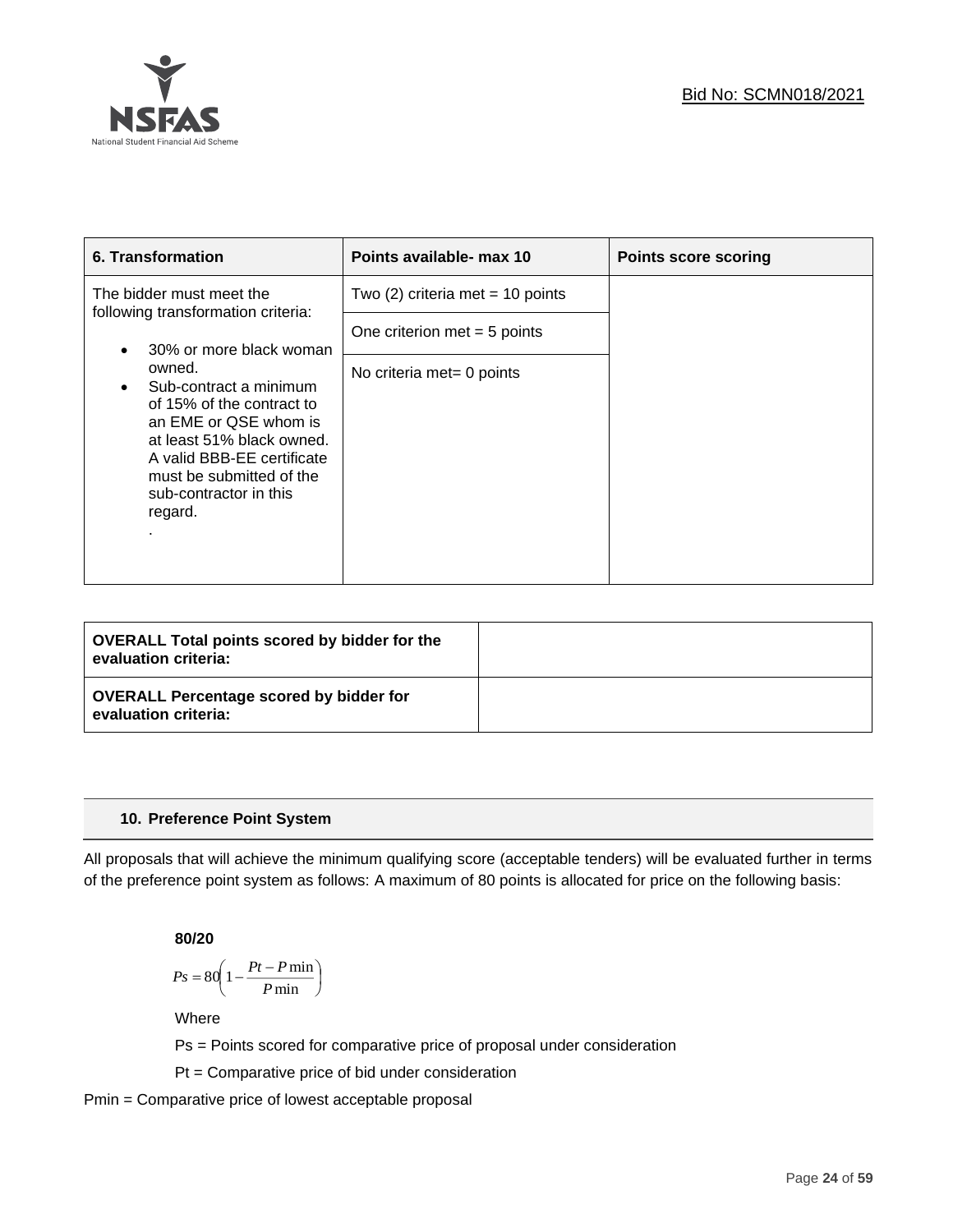| 6. Transformation | Points available- max 10 | Points score scoring |
|---|---|---|
| The bidder must meet the following transformation criteria:<br>• 30% or more black woman owned.<br>• Sub-contract a minimum of 15% of the contract to an EME or QSE whom is at least 51% black owned. A valid BBB-EE certificate must be submitted of the sub-contractor in this regard.<br>. | Two (2) criteria met = 10 points<br>One criterion met = 5 points<br>No criteria met= 0 points | |

| OVERALL Total points scored by bidder for the evaluation criteria: | |
|---|---|
| **OVERALL Percentage scored by bidder for evaluation criteria:** | |

## 10. Preference Point System

All proposals that will achieve the minimum qualifying score (acceptable tenders) will be evaluated further in terms of the preference point system as follows: A maximum of 80 points is allocated for price on the following basis:

**80/20**

$$Ps = 80\left(1 - \frac{Pt - P\min}{P\min}\right)$$

Where

Ps = Points scored for comparative price of proposal under consideration

Pt = Comparative price of bid under consideration

Pmin = Comparative price of lowest acceptable proposal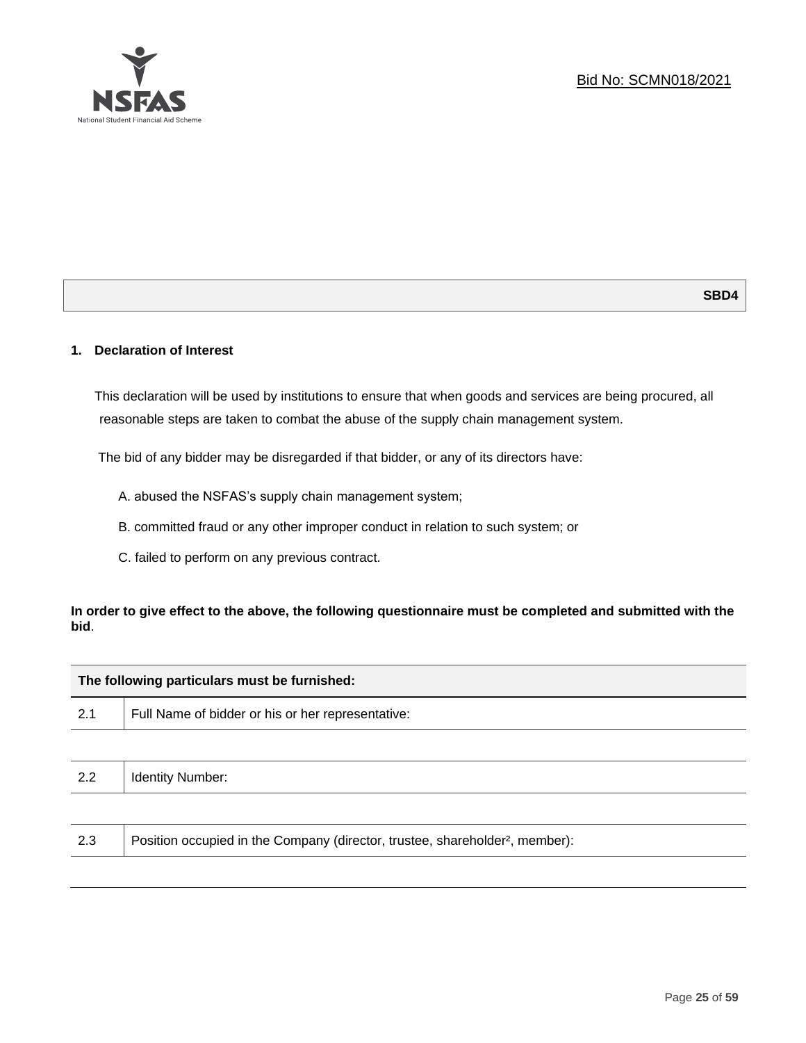Bid No: SCMN018/2021

**SBD4**

## 1. Declaration of Interest

This declaration will be used by institutions to ensure that when goods and services are being procured, all reasonable steps are taken to combat the abuse of the supply chain management system.

The bid of any bidder may be disregarded if that bidder, or any of its directors have:

A. abused the NSFAS's supply chain management system;

B. committed fraud or any other improper conduct in relation to such system; or

C. failed to perform on any previous contract.

**In order to give effect to the above, the following questionnaire must be completed and submitted with the bid**.

| The following particulars must be furnished: | |
|---|---|
| 2.1 | Full Name of bidder or his or her representative: |
| | |
| 2.2 | Identity Number: |
| | |
| 2.3 | Position occupied in the Company (director, trustee, shareholder[2], member): |
| | |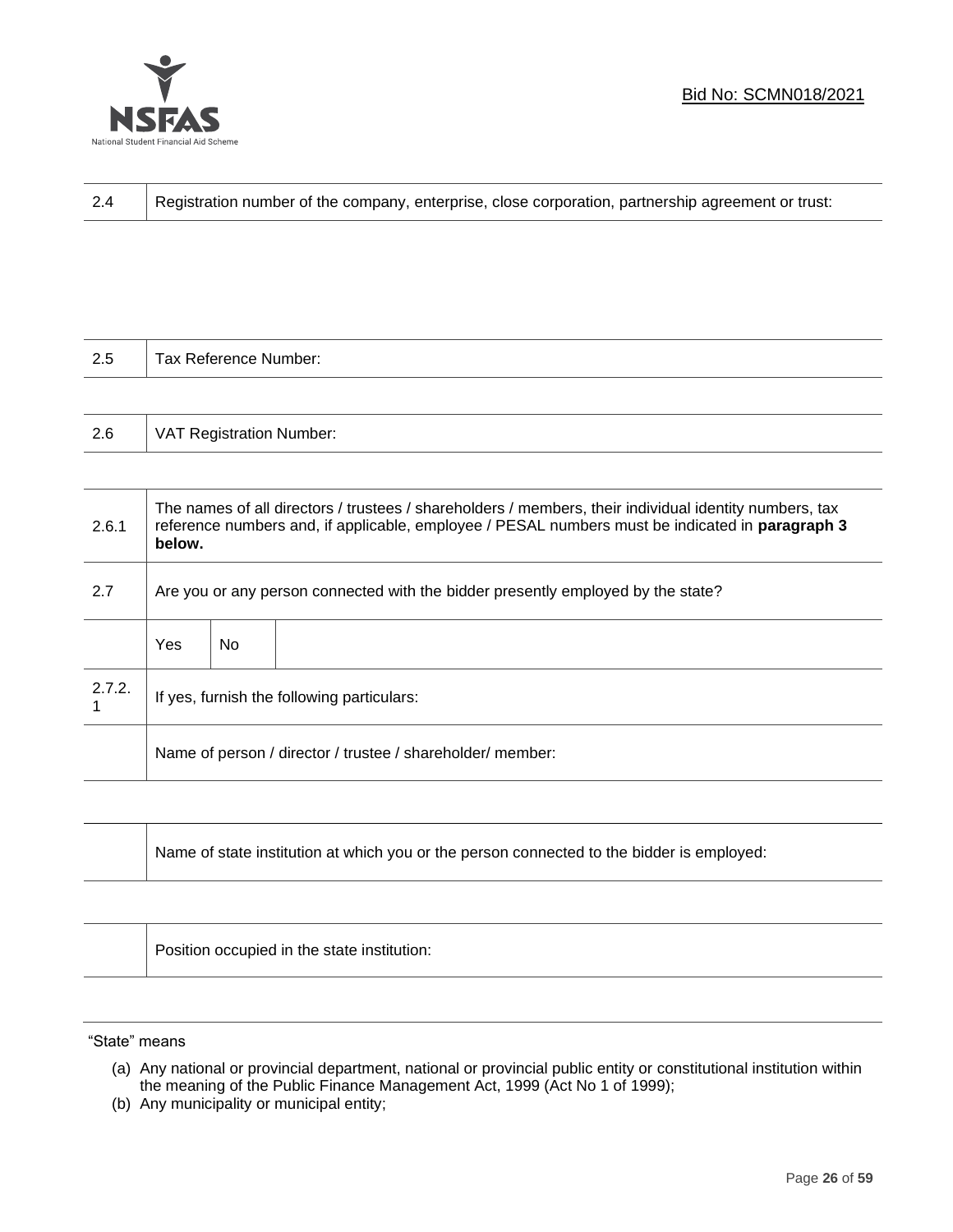| 2.4 | Registration number of the company, enterprise, close corporation, partnership agreement or trust: |
|---|---|

| 2.5 | Tax Reference Number: |
|---|---|

| 2.6 | VAT Registration Number: |
|---|---|

| 2.6.1 | The names of all directors / trustees / shareholders / members, their individual identity numbers, tax reference numbers and, if applicable, employee / PESAL numbers must be indicated in **paragraph 3 below.** | | |
|---|---|---|---|
| 2.7 | Are you or any person connected with the bidder presently employed by the state? | | |
| | Yes | No | |
| 2.7.2.1 | If yes, furnish the following particulars: | | |
| | Name of person / director / trustee / shareholder/ member: | | |

| | Name of state institution at which you or the person connected to the bidder is employed: |
|---|---|

| | Position occupied in the state institution: |
|---|---|

"State" means

(a) Any national or provincial department, national or provincial public entity or constitutional institution within the meaning of the Public Finance Management Act, 1999 (Act No 1 of 1999);

(b) Any municipality or municipal entity;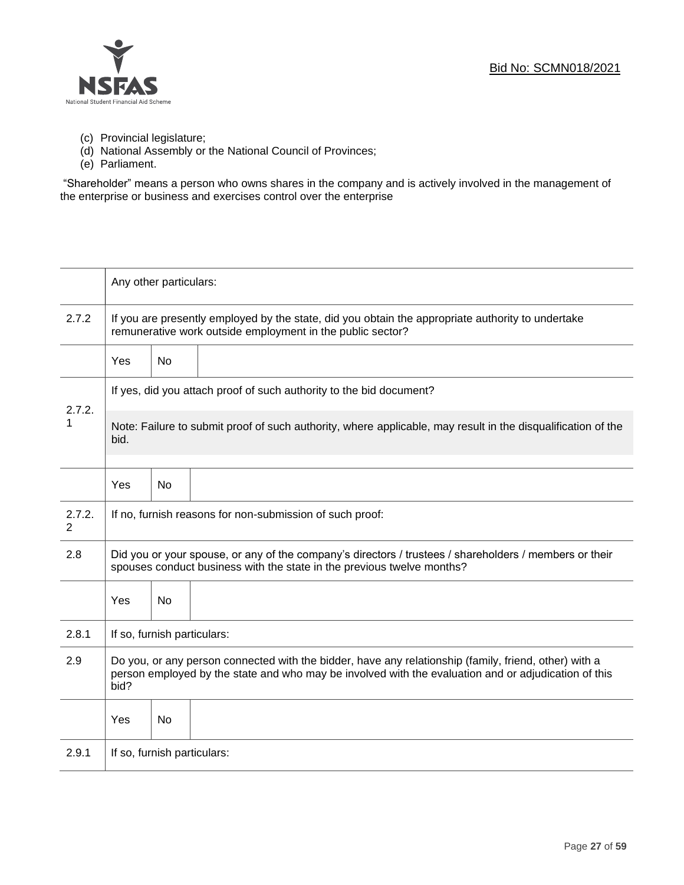(c) Provincial legislature;
(d) National Assembly or the National Council of Provinces;
(e) Parliament.

"Shareholder" means a person who owns shares in the company and is actively involved in the management of the enterprise or business and exercises control over the enterprise

| | | | |
|---|---|---|---|
| | Any other particulars: | | |
| 2.7.2 | If you are presently employed by the state, did you obtain the appropriate authority to undertake remunerative work outside employment in the public sector? | | |
| | Yes | No | |
| 2.7.2.1 | If yes, did you attach proof of such authority to the bid document?<br><br>Note: Failure to submit proof of such authority, where applicable, may result in the disqualification of the bid. | | |
| | Yes | No | |
| 2.7.2.2 | If no, furnish reasons for non-submission of such proof: | | |
| 2.8 | Did you or your spouse, or any of the company's directors / trustees / shareholders / members or their spouses conduct business with the state in the previous twelve months? | | |
| | Yes | No | |
| 2.8.1 | If so, furnish particulars: | | |
| 2.9 | Do you, or any person connected with the bidder, have any relationship (family, friend, other) with a person employed by the state and who may be involved with the evaluation and or adjudication of this bid? | | |
| | Yes | No | |
| 2.9.1 | If so, furnish particulars: | | |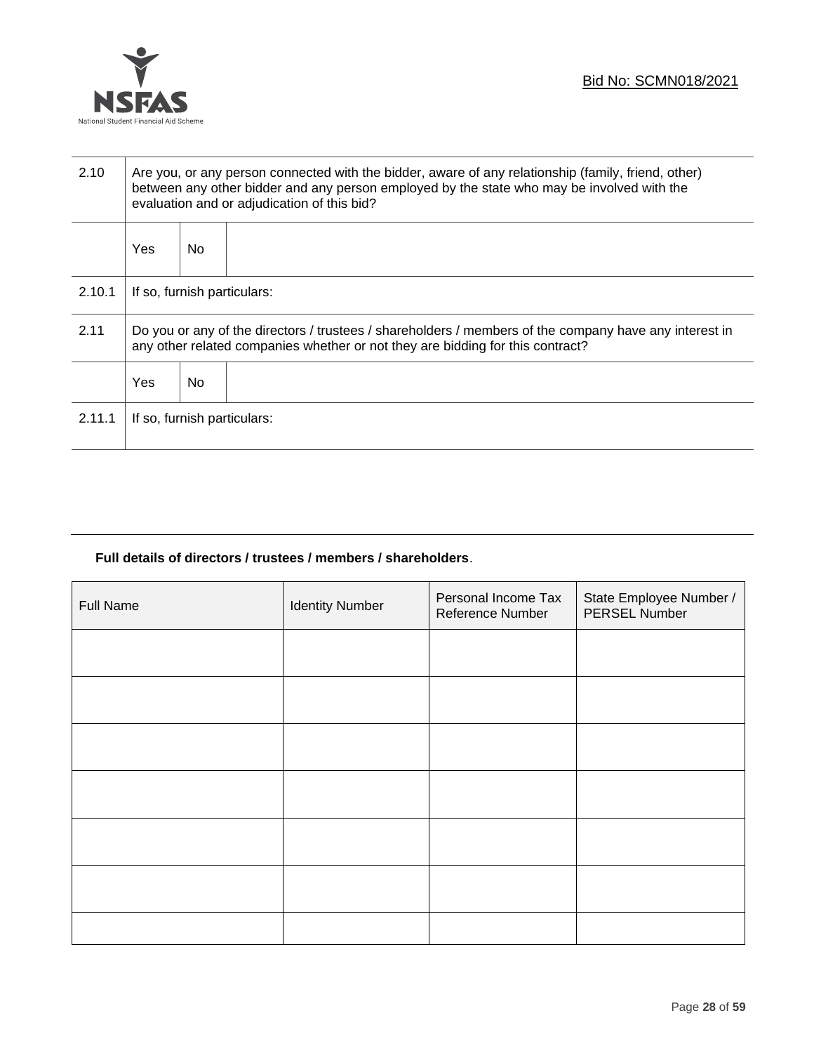| 2.10 | Are you, or any person connected with the bidder, aware of any relationship (family, friend, other) between any other bidder and any person employed by the state who may be involved with the evaluation and or adjudication of this bid? | | |
|---|---|---|---|
| | Yes | No | |
| 2.10.1 | If so, furnish particulars: | | |
| 2.11 | Do you or any of the directors / trustees / shareholders / members of the company have any interest in any other related companies whether or not they are bidding for this contract? | | |
| | Yes | No | |
| 2.11.1 | If so, furnish particulars: | | |

**Full details of directors / trustees / members / shareholders**.

| Full Name | Identity Number | Personal Income Tax Reference Number | State Employee Number / PERSEL Number |
|---|---|---|---|
| | | | |
| | | | |
| | | | |
| | | | |
| | | | |
| | | | |
| | | | |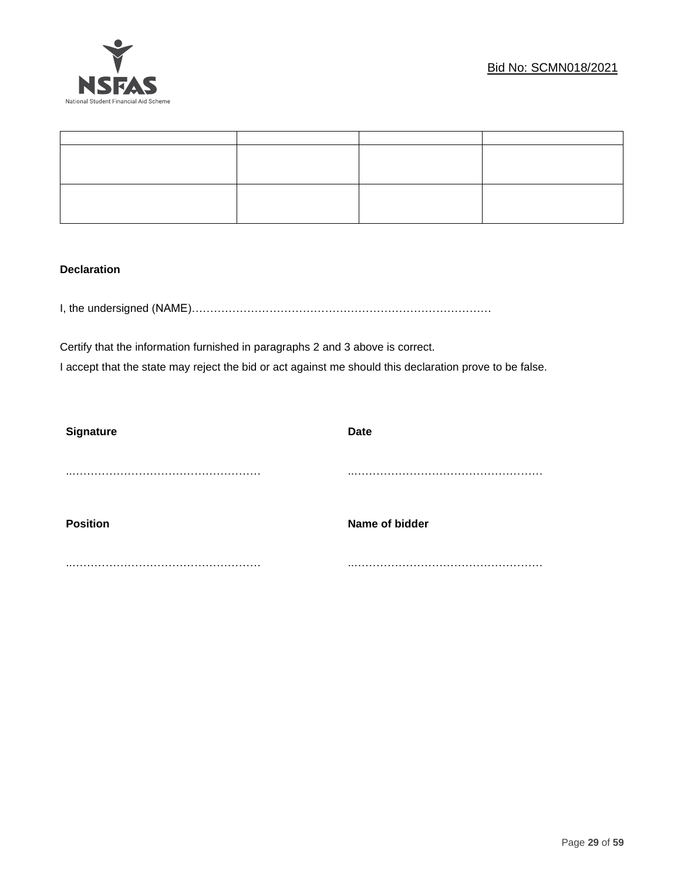| | | | |
|---|---|---|---|
| | | | |
| | | | |

**Declaration**

I, the undersigned (NAME)………………………………………………………………………

Certify that the information furnished in paragraphs 2 and 3 above is correct.
I accept that the state may reject the bid or act against me should this declaration prove to be false.

| **Signature** | **Date** |
|---|---|
| …………………………………………… | …………………………………………… |
| **Position** | **Name of bidder** |
| …………………………………………… | …………………………………………… |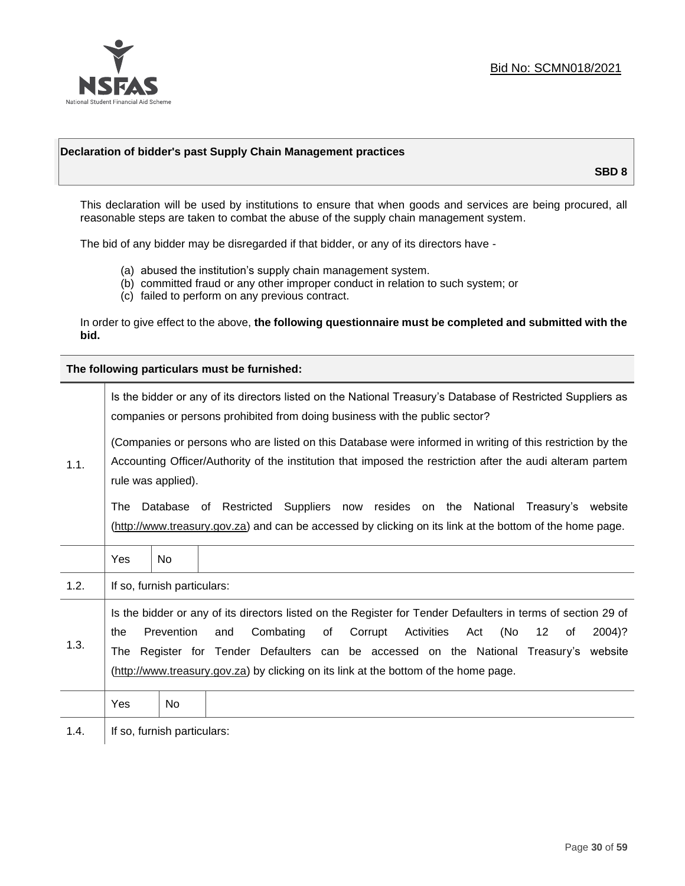Bid No: SCMN018/2021

**Declaration of bidder's past Supply Chain Management practices**

**SBD 8**

This declaration will be used by institutions to ensure that when goods and services are being procured, all reasonable steps are taken to combat the abuse of the supply chain management system.

The bid of any bidder may be disregarded if that bidder, or any of its directors have -

(a) abused the institution's supply chain management system.
(b) committed fraud or any other improper conduct in relation to such system; or
(c) failed to perform on any previous contract.

In order to give effect to the above, **the following questionnaire must be completed and submitted with the bid.**

| **The following particulars must be furnished:** | |
|---|---|
| 1.1. | Is the bidder or any of its directors listed on the National Treasury's Database of Restricted Suppliers as companies or persons prohibited from doing business with the public sector?<br><br>(Companies or persons who are listed on this Database were informed in writing of this restriction by the Accounting Officer/Authority of the institution that imposed the restriction after the audi alteram partem rule was applied).<br><br>The Database of Restricted Suppliers now resides on the National Treasury's website (http://www.treasury.gov.za) and can be accessed by clicking on its link at the bottom of the home page. |
| | Yes \| No |
| 1.2. | If so, furnish particulars: |
| 1.3. | Is the bidder or any of its directors listed on the Register for Tender Defaulters in terms of section 29 of the Prevention and Combating of Corrupt Activities Act (No 12 of 2004)? The Register for Tender Defaulters can be accessed on the National Treasury's website (http://www.treasury.gov.za) by clicking on its link at the bottom of the home page. |
| | Yes \| No |
| 1.4. | If so, furnish particulars: |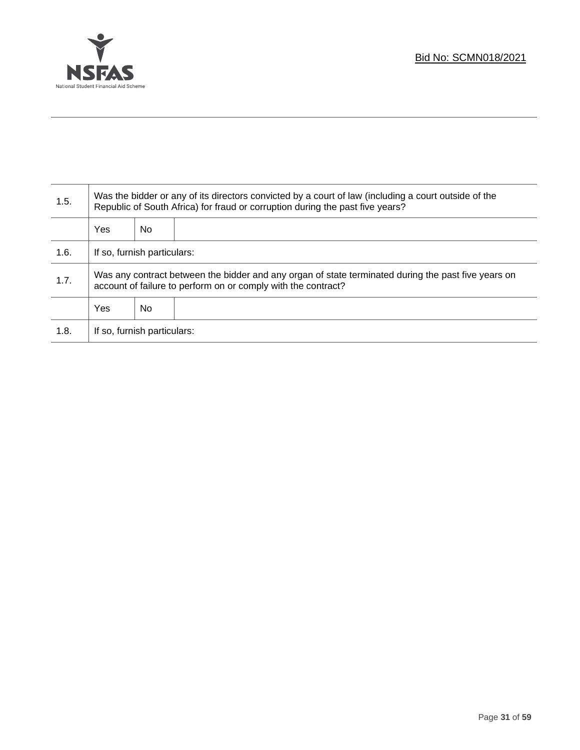| 1.5. | Was the bidder or any of its directors convicted by a court of law (including a court outside of the Republic of South Africa) for fraud or corruption during the past five years? | | |
|---|---|---|---|
| | Yes | No | |
| 1.6. | If so, furnish particulars: | | |
| 1.7. | Was any contract between the bidder and any organ of state terminated during the past five years on account of failure to perform on or comply with the contract? | | |
| | Yes | No | |
| 1.8. | If so, furnish particulars: | | |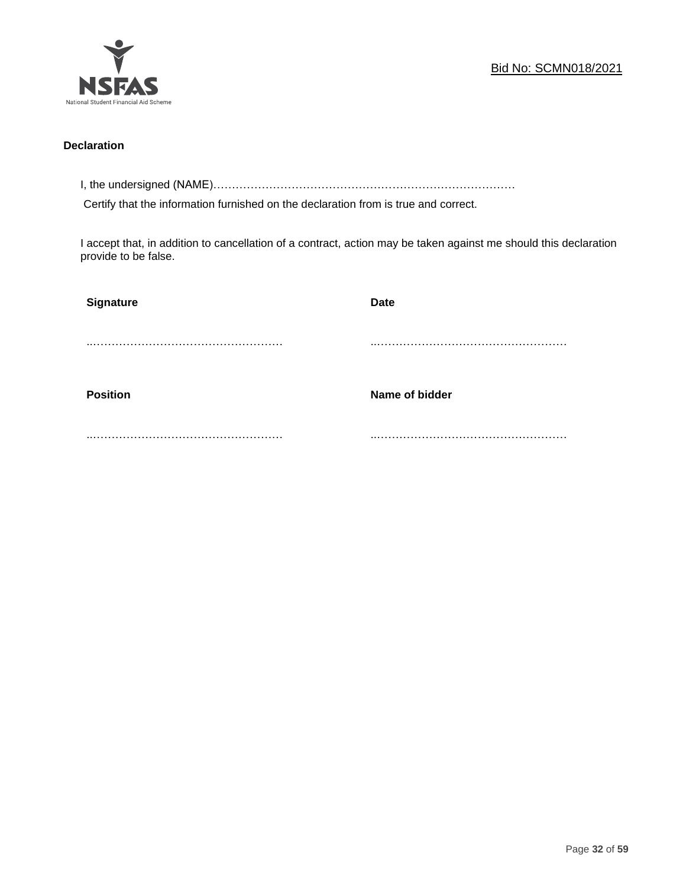**Declaration**

I, the undersigned (NAME)…………………………………………………………………………

Certify that the information furnished on the declaration from is true and correct.

I accept that, in addition to cancellation of a contract, action may be taken against me should this declaration provide to be false.

| **Signature** | **Date** |
|---|---|
| ..……………………………………………… | ..……………………………………………… |
| **Position** | **Name of bidder** |
| ..……………………………………………… | ..……………………………………………… |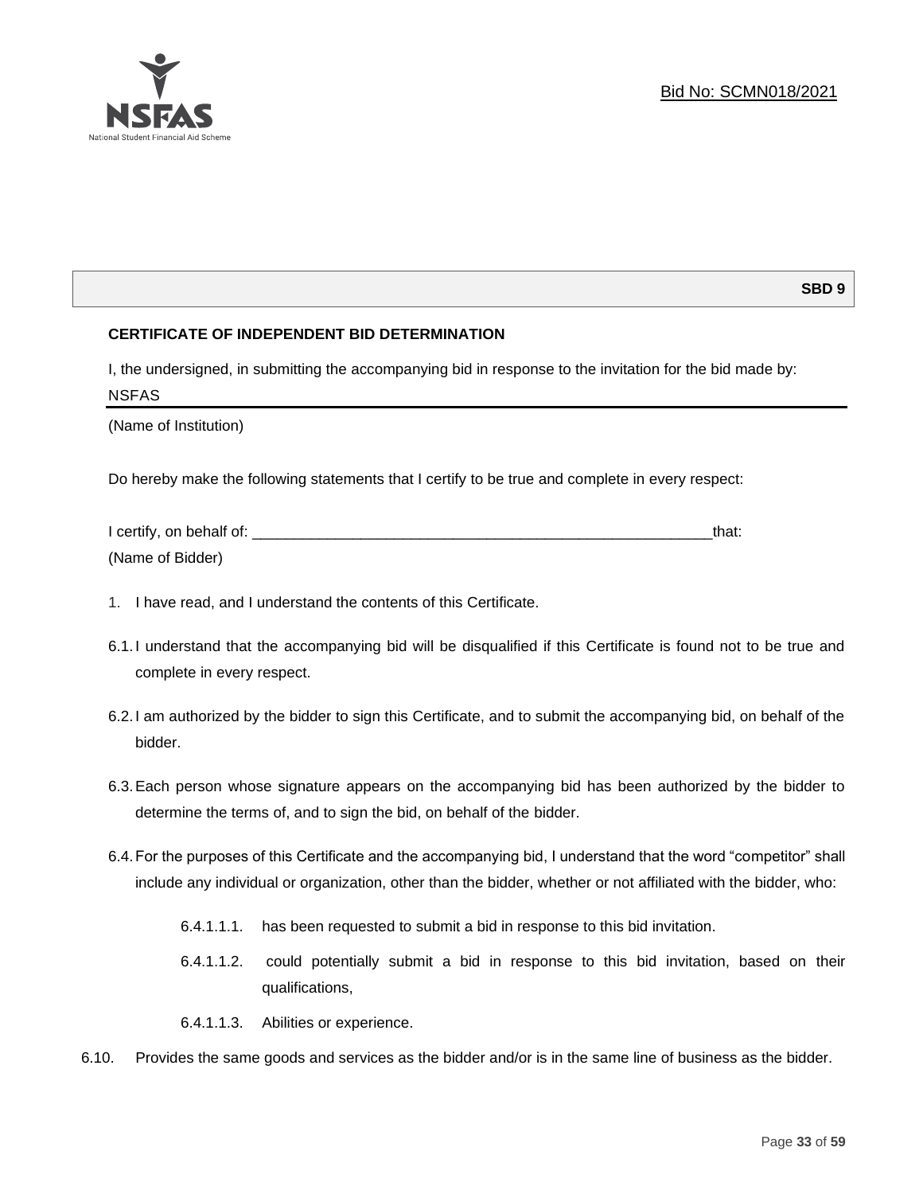Bid No: SCMN018/2021

**SBD 9**

**CERTIFICATE OF INDEPENDENT BID DETERMINATION**

I, the undersigned, in submitting the accompanying bid in response to the invitation for the bid made by:

NSFAS

(Name of Institution)

Do hereby make the following statements that I certify to be true and complete in every respect:

I certify, on behalf of: ___________________________________________________________that:

(Name of Bidder)

1. I have read, and I understand the contents of this Certificate.

6.1. I understand that the accompanying bid will be disqualified if this Certificate is found not to be true and complete in every respect.

6.2. I am authorized by the bidder to sign this Certificate, and to submit the accompanying bid, on behalf of the bidder.

6.3. Each person whose signature appears on the accompanying bid has been authorized by the bidder to determine the terms of, and to sign the bid, on behalf of the bidder.

6.4. For the purposes of this Certificate and the accompanying bid, I understand that the word "competitor" shall include any individual or organization, other than the bidder, whether or not affiliated with the bidder, who:

6.4.1.1.1. has been requested to submit a bid in response to this bid invitation.

6.4.1.1.2. could potentially submit a bid in response to this bid invitation, based on their qualifications,

6.4.1.1.3. Abilities or experience.

6.10. Provides the same goods and services as the bidder and/or is in the same line of business as the bidder.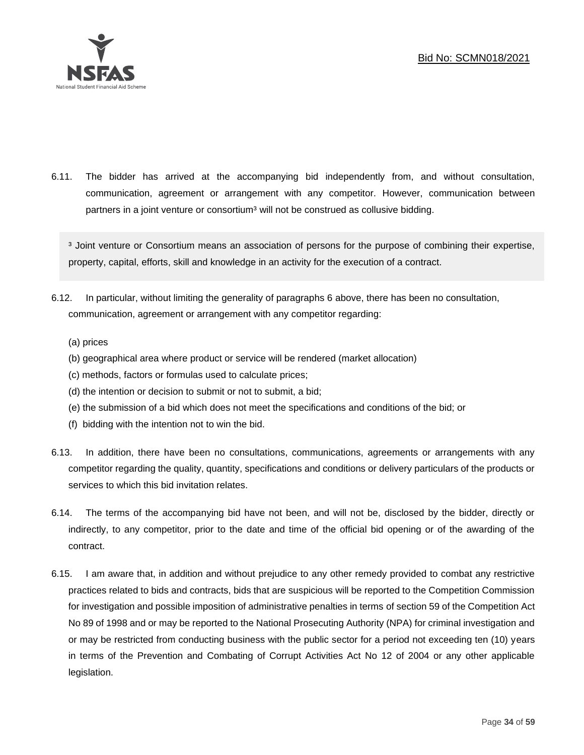6.11. The bidder has arrived at the accompanying bid independently from, and without consultation, communication, agreement or arrangement with any competitor. However, communication between partners in a joint venture or consortium[3] will not be construed as collusive bidding.

> [3] Joint venture or Consortium means an association of persons for the purpose of combining their expertise, property, capital, efforts, skill and knowledge in an activity for the execution of a contract.

6.12. In particular, without limiting the generality of paragraphs 6 above, there has been no consultation, communication, agreement or arrangement with any competitor regarding:

(a) prices
(b) geographical area where product or service will be rendered (market allocation)
(c) methods, factors or formulas used to calculate prices;
(d) the intention or decision to submit or not to submit, a bid;
(e) the submission of a bid which does not meet the specifications and conditions of the bid; or
(f) bidding with the intention not to win the bid.

6.13. In addition, there have been no consultations, communications, agreements or arrangements with any competitor regarding the quality, quantity, specifications and conditions or delivery particulars of the products or services to which this bid invitation relates.

6.14. The terms of the accompanying bid have not been, and will not be, disclosed by the bidder, directly or indirectly, to any competitor, prior to the date and time of the official bid opening or of the awarding of the contract.

6.15. I am aware that, in addition and without prejudice to any other remedy provided to combat any restrictive practices related to bids and contracts, bids that are suspicious will be reported to the Competition Commission for investigation and possible imposition of administrative penalties in terms of section 59 of the Competition Act No 89 of 1998 and or may be reported to the National Prosecuting Authority (NPA) for criminal investigation and or may be restricted from conducting business with the public sector for a period not exceeding ten (10) years in terms of the Prevention and Combating of Corrupt Activities Act No 12 of 2004 or any other applicable legislation.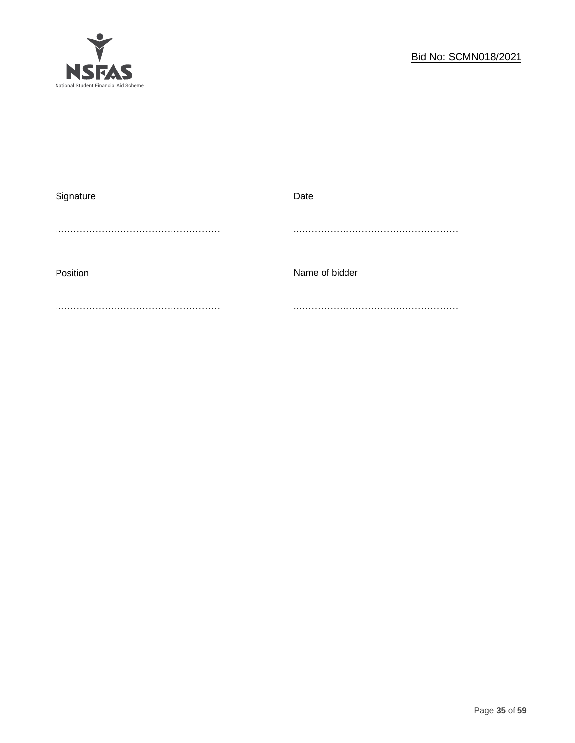| Signature | Date |
| --- | --- |
| ………………………………………………… | ………………………………………………… |
| Position | Name of bidder |
| ………………………………………………… | ………………………………………………… |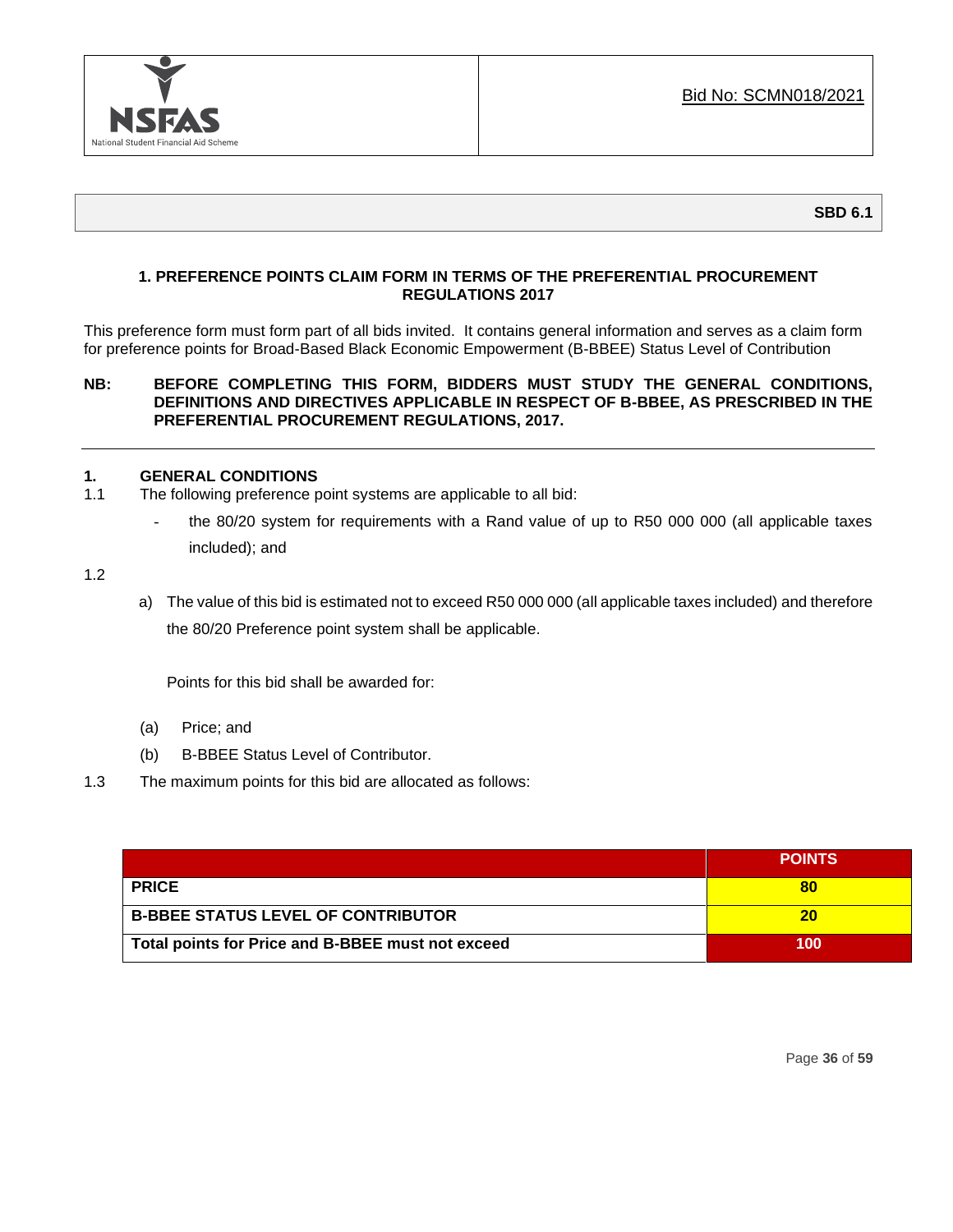Bid No: SCMN018/2021

**SBD 6.1**

## 1. PREFERENCE POINTS CLAIM FORM IN TERMS OF THE PREFERENTIAL PROCUREMENT REGULATIONS 2017

This preference form must form part of all bids invited. It contains general information and serves as a claim form for preference points for Broad-Based Black Economic Empowerment (B-BBEE) Status Level of Contribution

**NB: BEFORE COMPLETING THIS FORM, BIDDERS MUST STUDY THE GENERAL CONDITIONS, DEFINITIONS AND DIRECTIVES APPLICABLE IN RESPECT OF B-BBEE, AS PRESCRIBED IN THE PREFERENTIAL PROCUREMENT REGULATIONS, 2017.**

---

### 1. GENERAL CONDITIONS

1.1 The following preference point systems are applicable to all bid:

- the 80/20 system for requirements with a Rand value of up to R50 000 000 (all applicable taxes included); and

1.2

a) The value of this bid is estimated not to exceed R50 000 000 (all applicable taxes included) and therefore the 80/20 Preference point system shall be applicable.

Points for this bid shall be awarded for:

(a) Price; and

(b) B-BBEE Status Level of Contributor.

1.3 The maximum points for this bid are allocated as follows:

| | POINTS |
|---|---|
| **PRICE** | **80** |
| **B-BBEE STATUS LEVEL OF CONTRIBUTOR** | **20** |
| **Total points for Price and B-BBEE must not exceed** | **100** |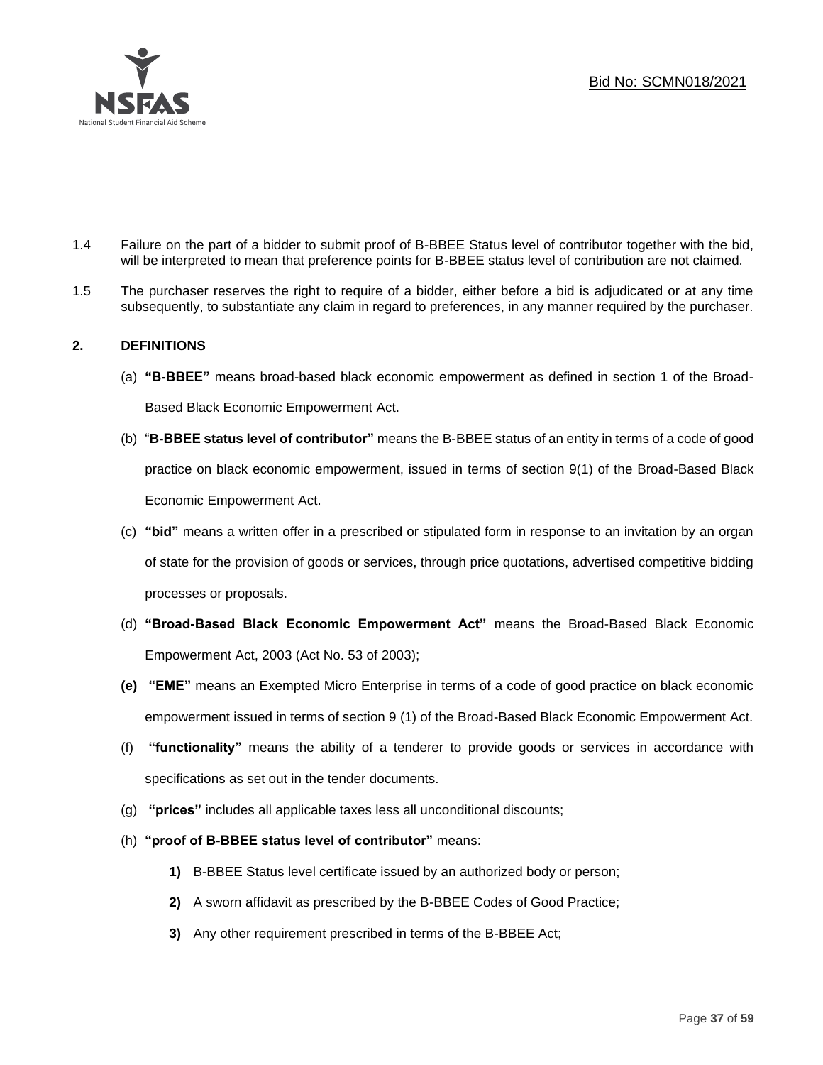1.4 Failure on the part of a bidder to submit proof of B-BBEE Status level of contributor together with the bid, will be interpreted to mean that preference points for B-BBEE status level of contribution are not claimed.

1.5 The purchaser reserves the right to require of a bidder, either before a bid is adjudicated or at any time subsequently, to substantiate any claim in regard to preferences, in any manner required by the purchaser.

## 2. DEFINITIONS

(a) **"B-BBEE"** means broad-based black economic empowerment as defined in section 1 of the Broad-Based Black Economic Empowerment Act.

(b) "**B-BBEE status level of contributor"** means the B-BBEE status of an entity in terms of a code of good practice on black economic empowerment, issued in terms of section 9(1) of the Broad-Based Black Economic Empowerment Act.

(c) **"bid"** means a written offer in a prescribed or stipulated form in response to an invitation by an organ of state for the provision of goods or services, through price quotations, advertised competitive bidding processes or proposals.

(d) **"Broad-Based Black Economic Empowerment Act"** means the Broad-Based Black Economic Empowerment Act, 2003 (Act No. 53 of 2003);

**(e)** **"EME"** means an Exempted Micro Enterprise in terms of a code of good practice on black economic empowerment issued in terms of section 9 (1) of the Broad-Based Black Economic Empowerment Act.

(f) **"functionality"** means the ability of a tenderer to provide goods or services in accordance with specifications as set out in the tender documents.

(g) **"prices"** includes all applicable taxes less all unconditional discounts;

(h) **"proof of B-BBEE status level of contributor"** means:

**1)** B-BBEE Status level certificate issued by an authorized body or person;

**2)** A sworn affidavit as prescribed by the B-BBEE Codes of Good Practice;

**3)** Any other requirement prescribed in terms of the B-BBEE Act;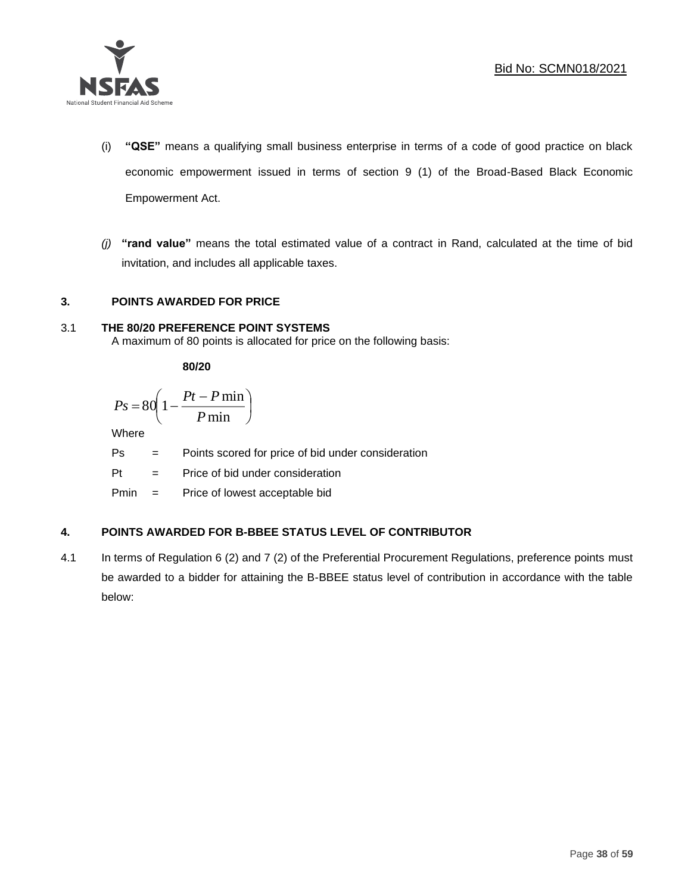(i) **"QSE"** means a qualifying small business enterprise in terms of a code of good practice on black economic empowerment issued in terms of section 9 (1) of the Broad-Based Black Economic Empowerment Act.

*(j)* **"rand value"** means the total estimated value of a contract in Rand, calculated at the time of bid invitation, and includes all applicable taxes.

## 3. POINTS AWARDED FOR PRICE

### 3.1 THE 80/20 PREFERENCE POINT SYSTEMS

A maximum of 80 points is allocated for price on the following basis:

**80/20**

$$Ps = 80\left(1 - \frac{Pt - P\min}{P\min}\right)$$

Where

Ps = Points scored for price of bid under consideration

Pt = Price of bid under consideration

Pmin = Price of lowest acceptable bid

## 4. POINTS AWARDED FOR B-BBEE STATUS LEVEL OF CONTRIBUTOR

4.1 In terms of Regulation 6 (2) and 7 (2) of the Preferential Procurement Regulations, preference points must be awarded to a bidder for attaining the B-BBEE status level of contribution in accordance with the table below: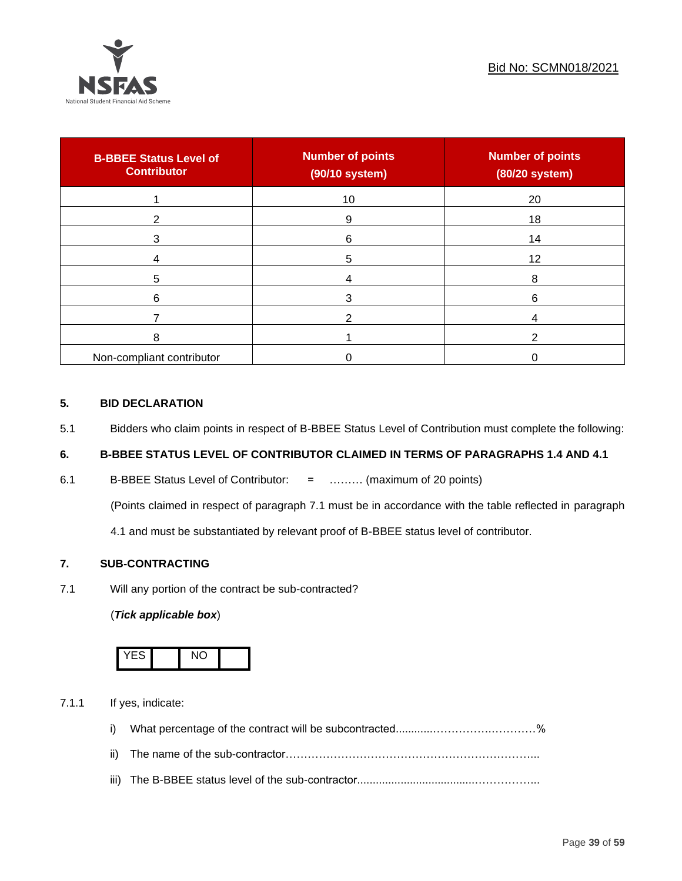| B-BBEE Status Level of Contributor | Number of points (90/10 system) | Number of points (80/20 system) |
|---|---|---|
| 1 | 10 | 20 |
| 2 | 9 | 18 |
| 3 | 6 | 14 |
| 4 | 5 | 12 |
| 5 | 4 | 8 |
| 6 | 3 | 6 |
| 7 | 2 | 4 |
| 8 | 1 | 2 |
| Non-compliant contributor | 0 | 0 |

## 5. BID DECLARATION

5.1 Bidders who claim points in respect of B-BBEE Status Level of Contribution must complete the following:

## 6. B-BBEE STATUS LEVEL OF CONTRIBUTOR CLAIMED IN TERMS OF PARAGRAPHS 1.4 AND 4.1

6.1 B-BBEE Status Level of Contributor: = ……… (maximum of 20 points)

(Points claimed in respect of paragraph 7.1 must be in accordance with the table reflected in paragraph 4.1 and must be substantiated by relevant proof of B-BBEE status level of contributor.

## 7. SUB-CONTRACTING

7.1 Will any portion of the contract be sub-contracted?

(***Tick applicable box***)

| YES | | NO | |
|---|---|---|---|

7.1.1 If yes, indicate:

i) What percentage of the contract will be subcontracted............…………….…………%

ii) The name of the sub-contractor…………………………………………………………....

iii) The B-BBEE status level of the sub-contractor......................................……………..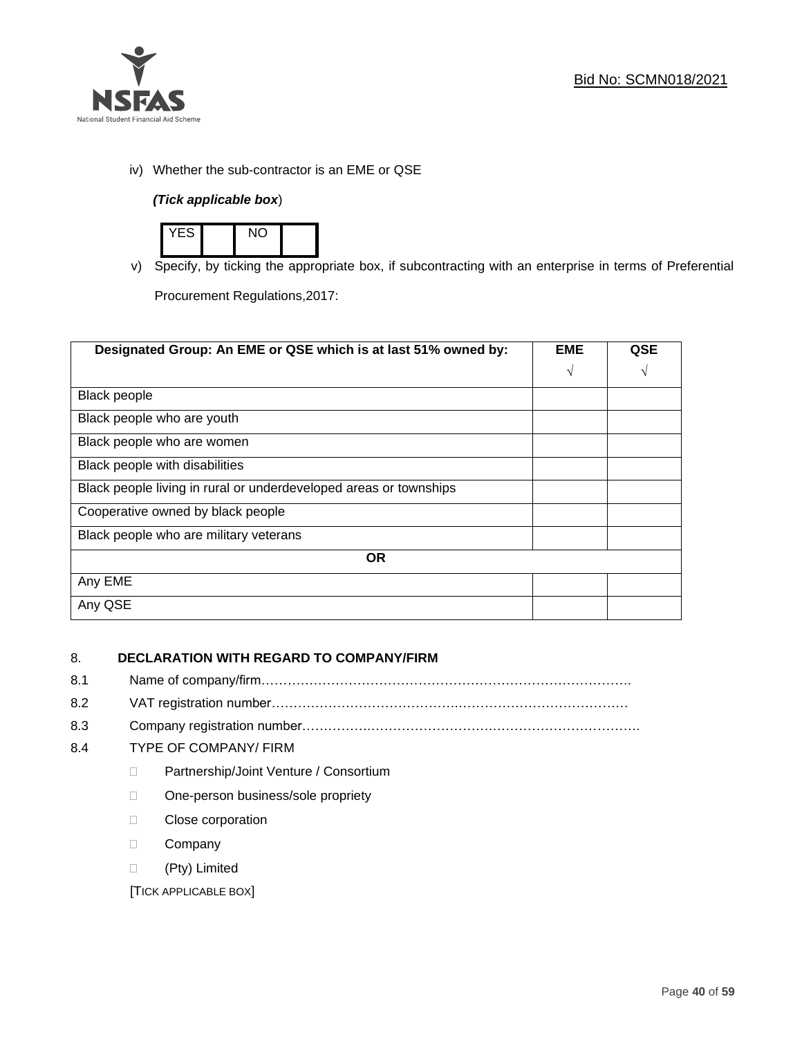iv) Whether the sub-contractor is an EME or QSE

*(Tick applicable box*)

| YES | | NO | |
|---|---|---|---|

v) Specify, by ticking the appropriate box, if subcontracting with an enterprise in terms of Preferential Procurement Regulations,2017:

| Designated Group: An EME or QSE which is at last 51% owned by: | EME √ | QSE √ |
|---|---|---|
| Black people | | |
| Black people who are youth | | |
| Black people who are women | | |
| Black people with disabilities | | |
| Black people living in rural or underdeveloped areas or townships | | |
| Cooperative owned by black people | | |
| Black people who are military veterans | | |
| **OR** | | |
| Any EME | | |
| Any QSE | | |

## 8. DECLARATION WITH REGARD TO COMPANY/FIRM

8.1 Name of company/firm……………………………………………………………………………….

8.2 VAT registration number……………………………………………………………………………

8.3 Company registration number……………………………………………………………………….

8.4 TYPE OF COMPANY/ FIRM

- ☐ Partnership/Joint Venture / Consortium
- ☐ One-person business/sole propriety
- ☐ Close corporation
- ☐ Company
- ☐ (Pty) Limited

[TICK APPLICABLE BOX]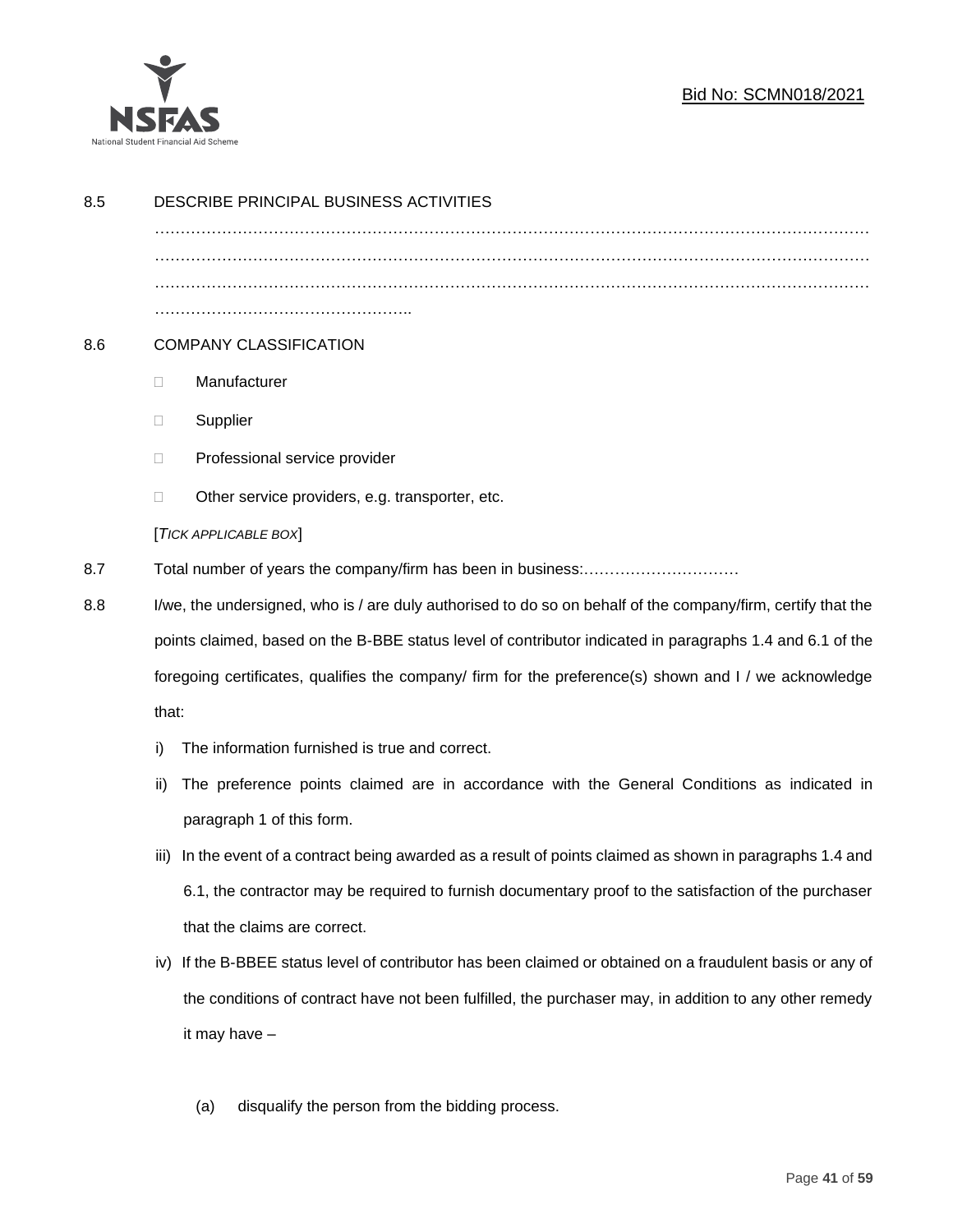8.5 DESCRIBE PRINCIPAL BUSINESS ACTIVITIES

……………………………………………………………………………………………………………………
……………………………………………………………………………………………………………………
……………………………………………………………………………………………………………………
…………………………………………..

8.6 COMPANY CLASSIFICATION

- ☐ Manufacturer
- ☐ Supplier
- ☐ Professional service provider
- ☐ Other service providers, e.g. transporter, etc.

[*TICK APPLICABLE BOX*]

8.7 Total number of years the company/firm has been in business:…………………………

8.8 I/we, the undersigned, who is / are duly authorised to do so on behalf of the company/firm, certify that the points claimed, based on the B-BBE status level of contributor indicated in paragraphs 1.4 and 6.1 of the foregoing certificates, qualifies the company/ firm for the preference(s) shown and I / we acknowledge that:

i) The information furnished is true and correct.

ii) The preference points claimed are in accordance with the General Conditions as indicated in paragraph 1 of this form.

iii) In the event of a contract being awarded as a result of points claimed as shown in paragraphs 1.4 and 6.1, the contractor may be required to furnish documentary proof to the satisfaction of the purchaser that the claims are correct.

iv) If the B-BBEE status level of contributor has been claimed or obtained on a fraudulent basis or any of the conditions of contract have not been fulfilled, the purchaser may, in addition to any other remedy it may have –

(a) disqualify the person from the bidding process.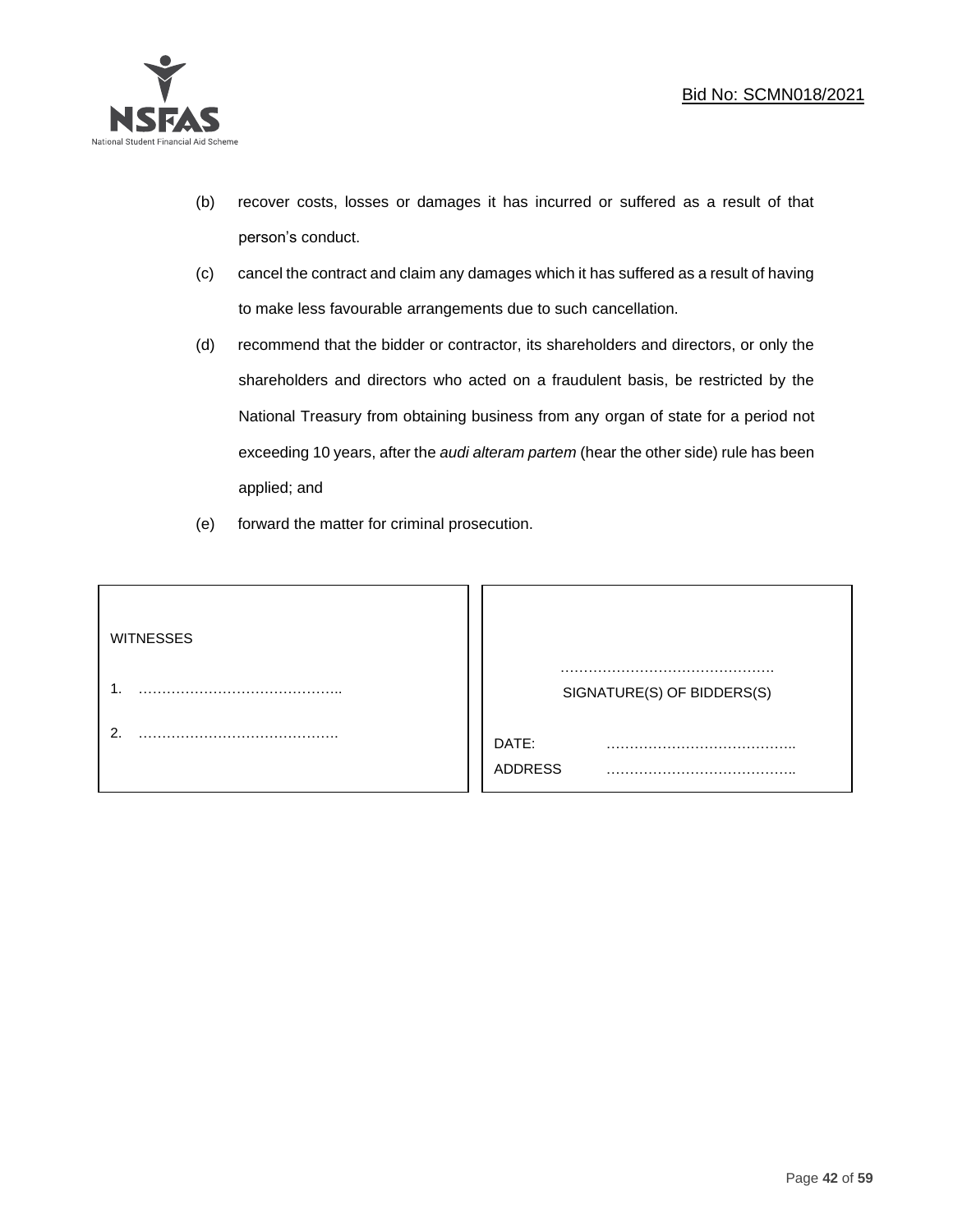(b) recover costs, losses or damages it has incurred or suffered as a result of that person's conduct.

(c) cancel the contract and claim any damages which it has suffered as a result of having to make less favourable arrangements due to such cancellation.

(d) recommend that the bidder or contractor, its shareholders and directors, or only the shareholders and directors who acted on a fraudulent basis, be restricted by the National Treasury from obtaining business from any organ of state for a period not exceeding 10 years, after the *audi alteram partem* (hear the other side) rule has been applied; and

(e) forward the matter for criminal prosecution.

| WITNESSES | |
|---|---|
| 1. …………………………………….. | ………………………………………. SIGNATURE(S) OF BIDDERS(S) |
| 2. ……………………………………. | DATE: ………………………………….. |
| | ADDRESS ………………………………….. |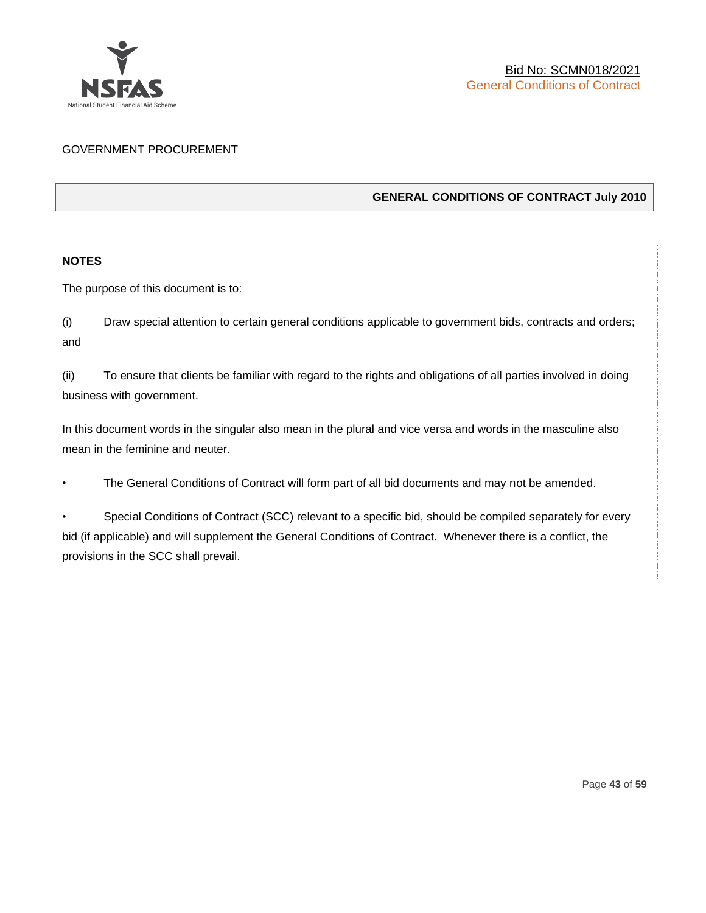GOVERNMENT PROCUREMENT

## GENERAL CONDITIONS OF CONTRACT July 2010

**NOTES**

The purpose of this document is to:

(i) Draw special attention to certain general conditions applicable to government bids, contracts and orders; and

(ii) To ensure that clients be familiar with regard to the rights and obligations of all parties involved in doing business with government.

In this document words in the singular also mean in the plural and vice versa and words in the masculine also mean in the feminine and neuter.

- The General Conditions of Contract will form part of all bid documents and may not be amended.
- Special Conditions of Contract (SCC) relevant to a specific bid, should be compiled separately for every bid (if applicable) and will supplement the General Conditions of Contract. Whenever there is a conflict, the provisions in the SCC shall prevail.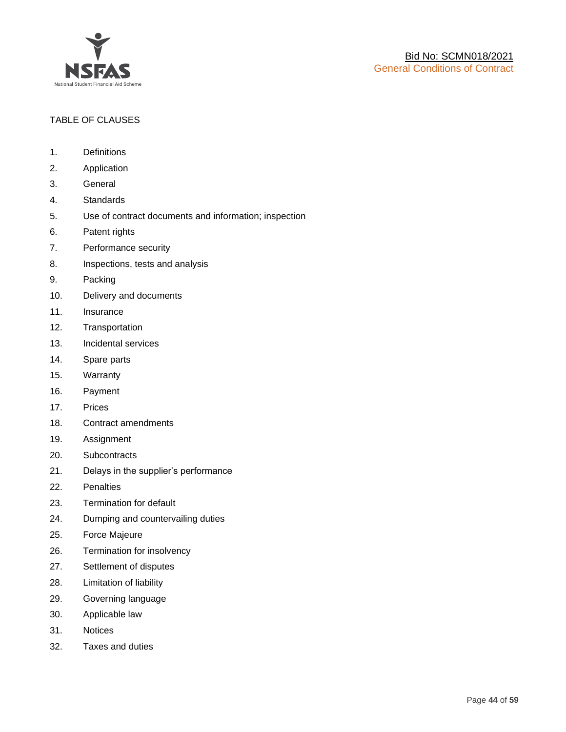TABLE OF CLAUSES

1. Definitions
2. Application
3. General
4. Standards
5. Use of contract documents and information; inspection
6. Patent rights
7. Performance security
8. Inspections, tests and analysis
9. Packing
10. Delivery and documents
11. Insurance
12. Transportation
13. Incidental services
14. Spare parts
15. Warranty
16. Payment
17. Prices
18. Contract amendments
19. Assignment
20. Subcontracts
21. Delays in the supplier's performance
22. Penalties
23. Termination for default
24. Dumping and countervailing duties
25. Force Majeure
26. Termination for insolvency
27. Settlement of disputes
28. Limitation of liability
29. Governing language
30. Applicable law
31. Notices
32. Taxes and duties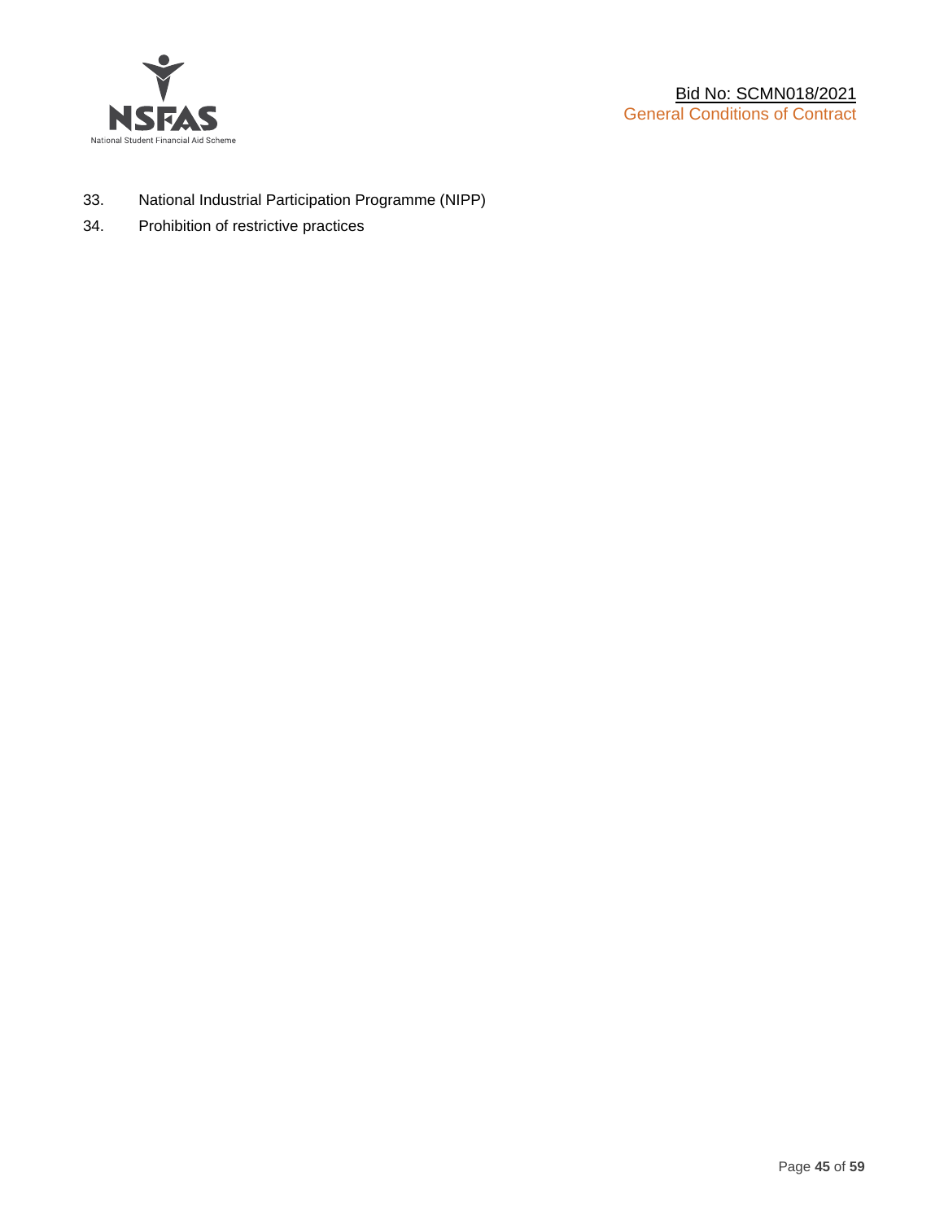33. National Industrial Participation Programme (NIPP)
34. Prohibition of restrictive practices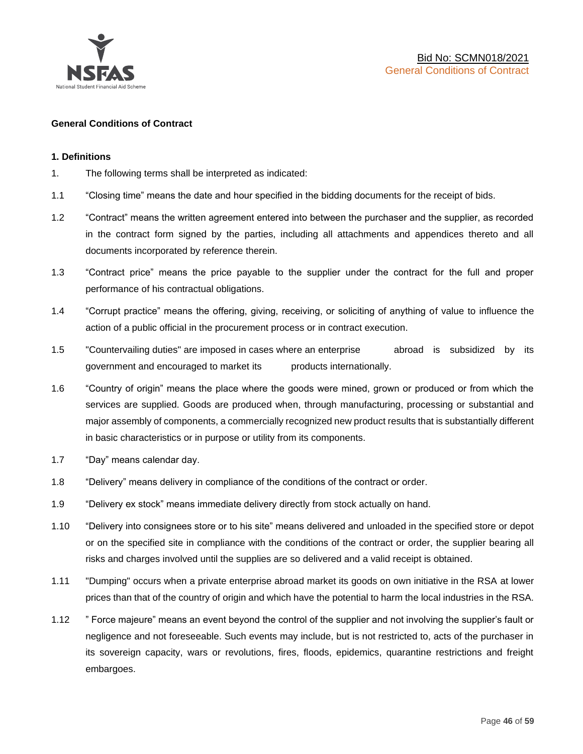## General Conditions of Contract

### 1. Definitions

1. The following terms shall be interpreted as indicated:

1.1 "Closing time" means the date and hour specified in the bidding documents for the receipt of bids.

1.2 "Contract" means the written agreement entered into between the purchaser and the supplier, as recorded in the contract form signed by the parties, including all attachments and appendices thereto and all documents incorporated by reference therein.

1.3 "Contract price" means the price payable to the supplier under the contract for the full and proper performance of his contractual obligations.

1.4 "Corrupt practice" means the offering, giving, receiving, or soliciting of anything of value to influence the action of a public official in the procurement process or in contract execution.

1.5 "Countervailing duties" are imposed in cases where an enterprise abroad is subsidized by its government and encouraged to market its products internationally.

1.6 "Country of origin" means the place where the goods were mined, grown or produced or from which the services are supplied. Goods are produced when, through manufacturing, processing or substantial and major assembly of components, a commercially recognized new product results that is substantially different in basic characteristics or in purpose or utility from its components.

1.7 "Day" means calendar day.

1.8 "Delivery" means delivery in compliance of the conditions of the contract or order.

1.9 "Delivery ex stock" means immediate delivery directly from stock actually on hand.

1.10 "Delivery into consignees store or to his site" means delivered and unloaded in the specified store or depot or on the specified site in compliance with the conditions of the contract or order, the supplier bearing all risks and charges involved until the supplies are so delivered and a valid receipt is obtained.

1.11 "Dumping" occurs when a private enterprise abroad market its goods on own initiative in the RSA at lower prices than that of the country of origin and which have the potential to harm the local industries in the RSA.

1.12 " Force majeure" means an event beyond the control of the supplier and not involving the supplier's fault or negligence and not foreseeable. Such events may include, but is not restricted to, acts of the purchaser in its sovereign capacity, wars or revolutions, fires, floods, epidemics, quarantine restrictions and freight embargoes.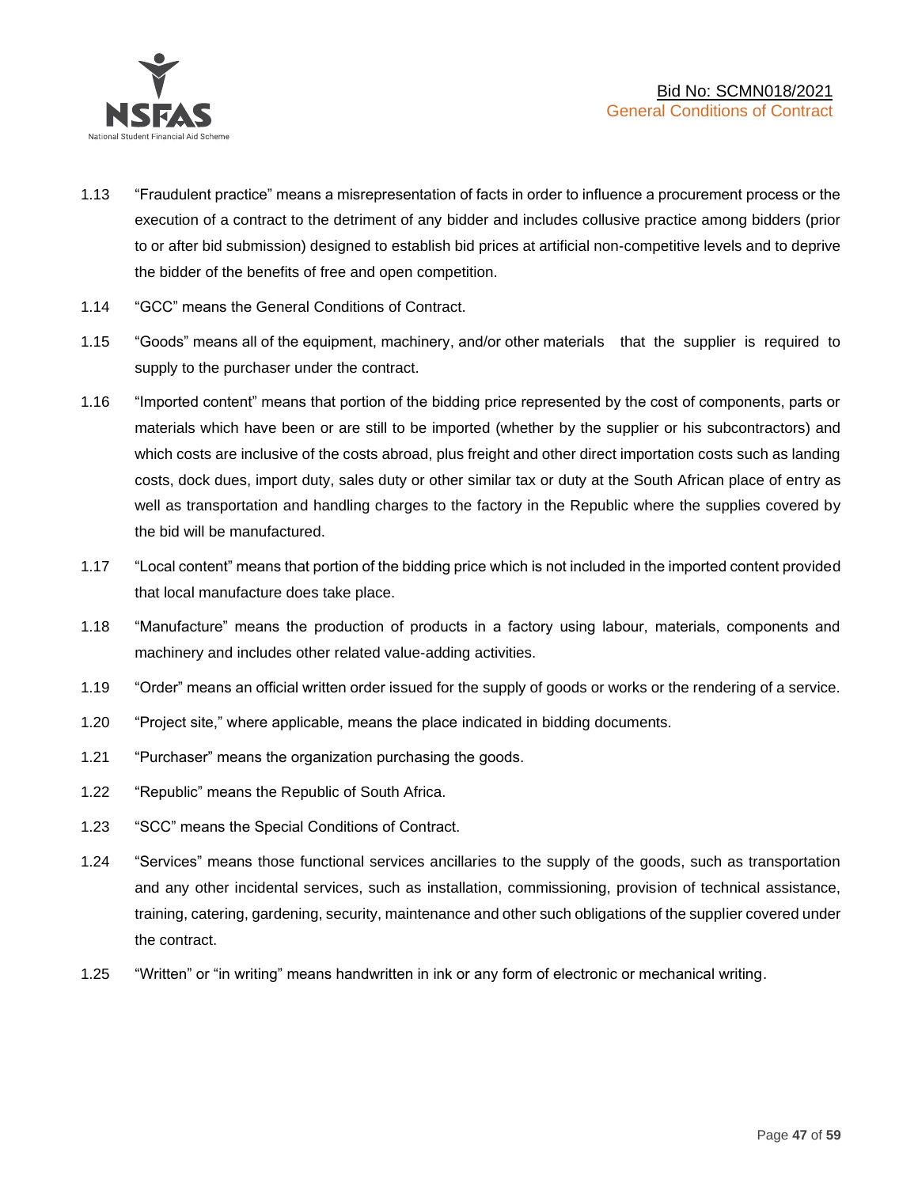1.13 "Fraudulent practice" means a misrepresentation of facts in order to influence a procurement process or the execution of a contract to the detriment of any bidder and includes collusive practice among bidders (prior to or after bid submission) designed to establish bid prices at artificial non-competitive levels and to deprive the bidder of the benefits of free and open competition.

1.14 "GCC" means the General Conditions of Contract.

1.15 "Goods" means all of the equipment, machinery, and/or other materials that the supplier is required to supply to the purchaser under the contract.

1.16 "Imported content" means that portion of the bidding price represented by the cost of components, parts or materials which have been or are still to be imported (whether by the supplier or his subcontractors) and which costs are inclusive of the costs abroad, plus freight and other direct importation costs such as landing costs, dock dues, import duty, sales duty or other similar tax or duty at the South African place of entry as well as transportation and handling charges to the factory in the Republic where the supplies covered by the bid will be manufactured.

1.17 "Local content" means that portion of the bidding price which is not included in the imported content provided that local manufacture does take place.

1.18 "Manufacture" means the production of products in a factory using labour, materials, components and machinery and includes other related value-adding activities.

1.19 "Order" means an official written order issued for the supply of goods or works or the rendering of a service.

1.20 "Project site," where applicable, means the place indicated in bidding documents.

1.21 "Purchaser" means the organization purchasing the goods.

1.22 "Republic" means the Republic of South Africa.

1.23 "SCC" means the Special Conditions of Contract.

1.24 "Services" means those functional services ancillaries to the supply of the goods, such as transportation and any other incidental services, such as installation, commissioning, provision of technical assistance, training, catering, gardening, security, maintenance and other such obligations of the supplier covered under the contract.

1.25 "Written" or "in writing" means handwritten in ink or any form of electronic or mechanical writing.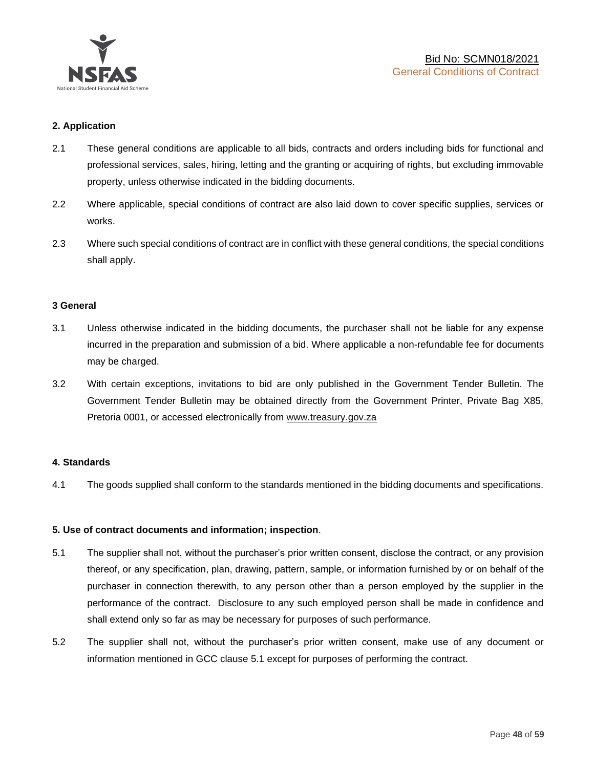## 2. Application

2.1 These general conditions are applicable to all bids, contracts and orders including bids for functional and professional services, sales, hiring, letting and the granting or acquiring of rights, but excluding immovable property, unless otherwise indicated in the bidding documents.

2.2 Where applicable, special conditions of contract are also laid down to cover specific supplies, services or works.

2.3 Where such special conditions of contract are in conflict with these general conditions, the special conditions shall apply.

## 3 General

3.1 Unless otherwise indicated in the bidding documents, the purchaser shall not be liable for any expense incurred in the preparation and submission of a bid. Where applicable a non-refundable fee for documents may be charged.

3.2 With certain exceptions, invitations to bid are only published in the Government Tender Bulletin. The Government Tender Bulletin may be obtained directly from the Government Printer, Private Bag X85, Pretoria 0001, or accessed electronically from www.treasury.gov.za

## 4. Standards

4.1 The goods supplied shall conform to the standards mentioned in the bidding documents and specifications.

## 5. Use of contract documents and information; inspection.

5.1 The supplier shall not, without the purchaser's prior written consent, disclose the contract, or any provision thereof, or any specification, plan, drawing, pattern, sample, or information furnished by or on behalf of the purchaser in connection therewith, to any person other than a person employed by the supplier in the performance of the contract. Disclosure to any such employed person shall be made in confidence and shall extend only so far as may be necessary for purposes of such performance.

5.2 The supplier shall not, without the purchaser's prior written consent, make use of any document or information mentioned in GCC clause 5.1 except for purposes of performing the contract.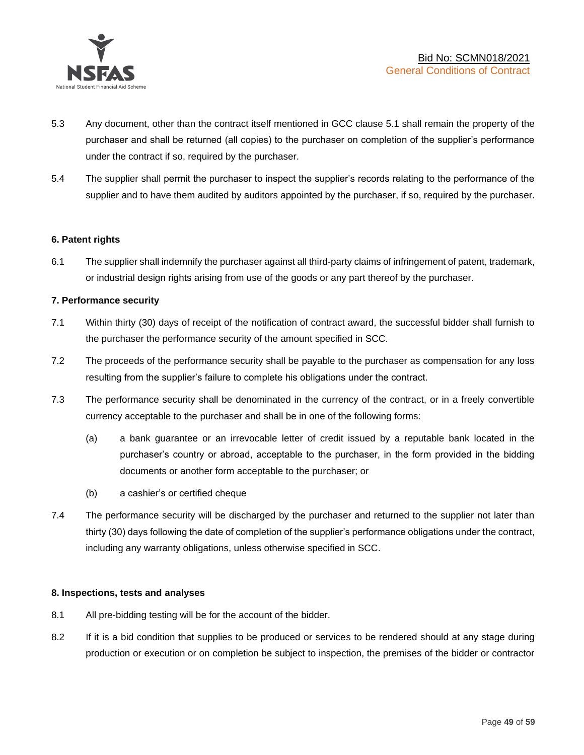5.3 Any document, other than the contract itself mentioned in GCC clause 5.1 shall remain the property of the purchaser and shall be returned (all copies) to the purchaser on completion of the supplier's performance under the contract if so, required by the purchaser.

5.4 The supplier shall permit the purchaser to inspect the supplier's records relating to the performance of the supplier and to have them audited by auditors appointed by the purchaser, if so, required by the purchaser.

**6. Patent rights**

6.1 The supplier shall indemnify the purchaser against all third-party claims of infringement of patent, trademark, or industrial design rights arising from use of the goods or any part thereof by the purchaser.

**7. Performance security**

7.1 Within thirty (30) days of receipt of the notification of contract award, the successful bidder shall furnish to the purchaser the performance security of the amount specified in SCC.

7.2 The proceeds of the performance security shall be payable to the purchaser as compensation for any loss resulting from the supplier's failure to complete his obligations under the contract.

7.3 The performance security shall be denominated in the currency of the contract, or in a freely convertible currency acceptable to the purchaser and shall be in one of the following forms:

(a) a bank guarantee or an irrevocable letter of credit issued by a reputable bank located in the purchaser's country or abroad, acceptable to the purchaser, in the form provided in the bidding documents or another form acceptable to the purchaser; or

(b) a cashier's or certified cheque

7.4 The performance security will be discharged by the purchaser and returned to the supplier not later than thirty (30) days following the date of completion of the supplier's performance obligations under the contract, including any warranty obligations, unless otherwise specified in SCC.

**8. Inspections, tests and analyses**

8.1 All pre-bidding testing will be for the account of the bidder.

8.2 If it is a bid condition that supplies to be produced or services to be rendered should at any stage during production or execution or on completion be subject to inspection, the premises of the bidder or contractor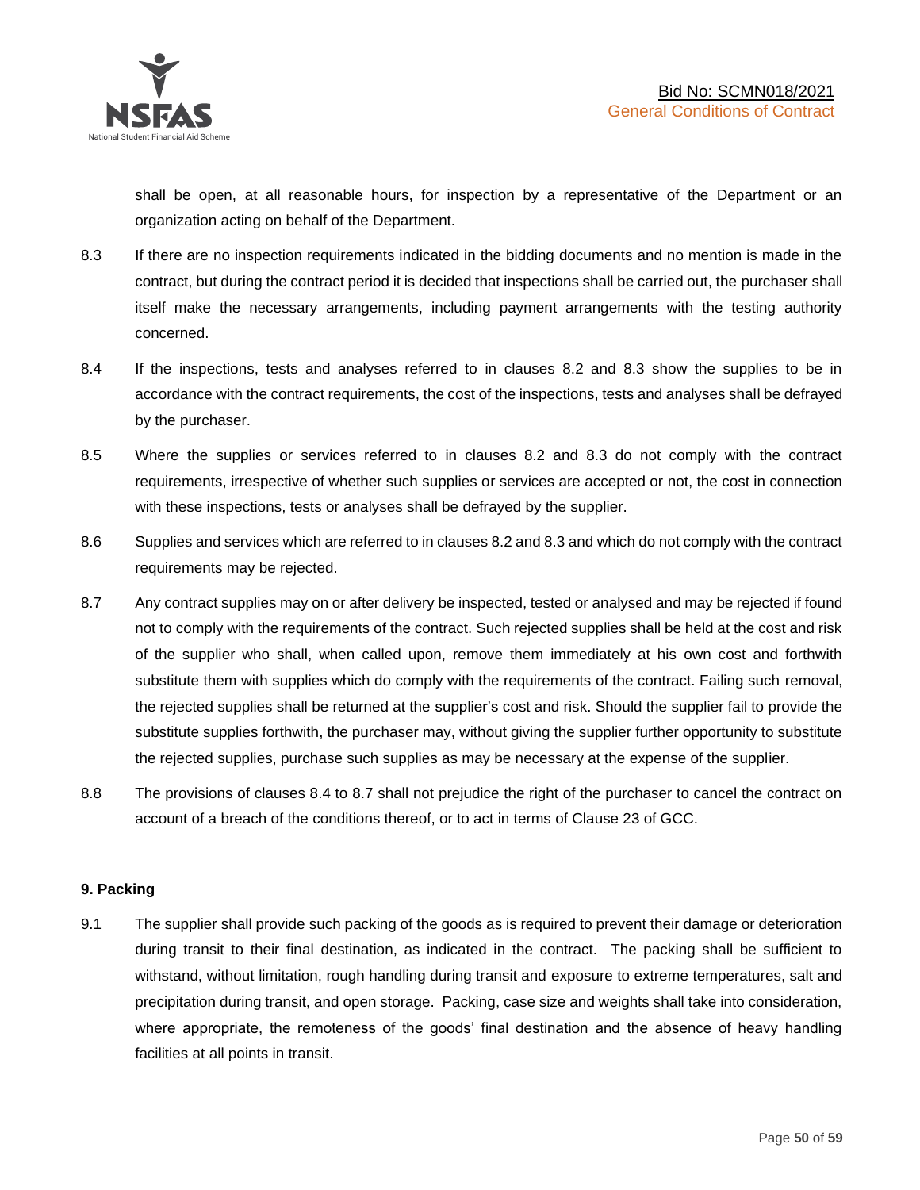shall be open, at all reasonable hours, for inspection by a representative of the Department or an organization acting on behalf of the Department.

8.3 If there are no inspection requirements indicated in the bidding documents and no mention is made in the contract, but during the contract period it is decided that inspections shall be carried out, the purchaser shall itself make the necessary arrangements, including payment arrangements with the testing authority concerned.

8.4 If the inspections, tests and analyses referred to in clauses 8.2 and 8.3 show the supplies to be in accordance with the contract requirements, the cost of the inspections, tests and analyses shall be defrayed by the purchaser.

8.5 Where the supplies or services referred to in clauses 8.2 and 8.3 do not comply with the contract requirements, irrespective of whether such supplies or services are accepted or not, the cost in connection with these inspections, tests or analyses shall be defrayed by the supplier.

8.6 Supplies and services which are referred to in clauses 8.2 and 8.3 and which do not comply with the contract requirements may be rejected.

8.7 Any contract supplies may on or after delivery be inspected, tested or analysed and may be rejected if found not to comply with the requirements of the contract. Such rejected supplies shall be held at the cost and risk of the supplier who shall, when called upon, remove them immediately at his own cost and forthwith substitute them with supplies which do comply with the requirements of the contract. Failing such removal, the rejected supplies shall be returned at the supplier's cost and risk. Should the supplier fail to provide the substitute supplies forthwith, the purchaser may, without giving the supplier further opportunity to substitute the rejected supplies, purchase such supplies as may be necessary at the expense of the supplier.

8.8 The provisions of clauses 8.4 to 8.7 shall not prejudice the right of the purchaser to cancel the contract on account of a breach of the conditions thereof, or to act in terms of Clause 23 of GCC.

**9. Packing**

9.1 The supplier shall provide such packing of the goods as is required to prevent their damage or deterioration during transit to their final destination, as indicated in the contract. The packing shall be sufficient to withstand, without limitation, rough handling during transit and exposure to extreme temperatures, salt and precipitation during transit, and open storage. Packing, case size and weights shall take into consideration, where appropriate, the remoteness of the goods' final destination and the absence of heavy handling facilities at all points in transit.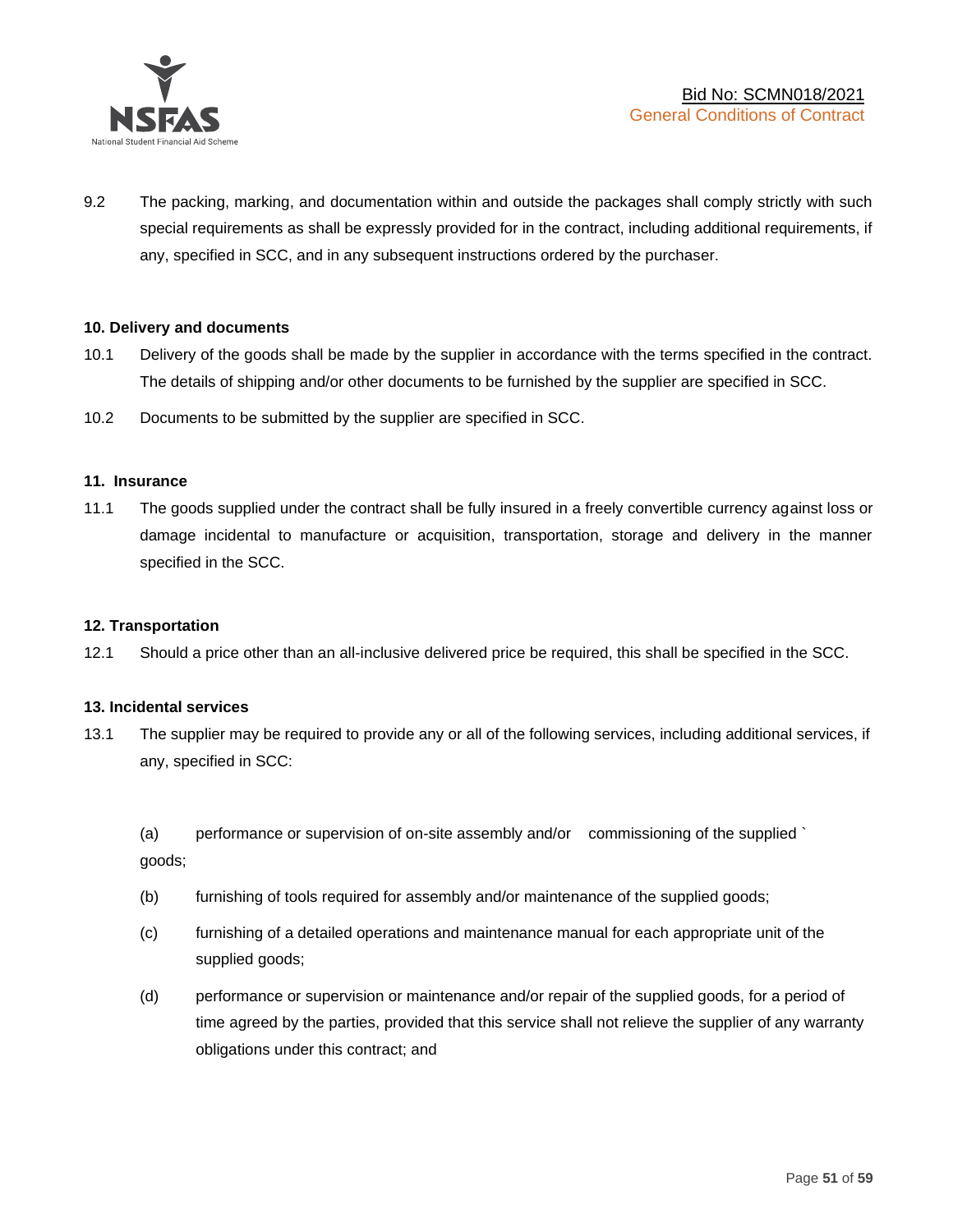9.2 The packing, marking, and documentation within and outside the packages shall comply strictly with such special requirements as shall be expressly provided for in the contract, including additional requirements, if any, specified in SCC, and in any subsequent instructions ordered by the purchaser.

**10. Delivery and documents**

10.1 Delivery of the goods shall be made by the supplier in accordance with the terms specified in the contract. The details of shipping and/or other documents to be furnished by the supplier are specified in SCC.

10.2 Documents to be submitted by the supplier are specified in SCC.

**11. Insurance**

11.1 The goods supplied under the contract shall be fully insured in a freely convertible currency against loss or damage incidental to manufacture or acquisition, transportation, storage and delivery in the manner specified in the SCC.

**12. Transportation**

12.1 Should a price other than an all-inclusive delivered price be required, this shall be specified in the SCC.

**13. Incidental services**

13.1 The supplier may be required to provide any or all of the following services, including additional services, if any, specified in SCC:

(a) performance or supervision of on-site assembly and/or commissioning of the supplied ` goods;

(b) furnishing of tools required for assembly and/or maintenance of the supplied goods;

(c) furnishing of a detailed operations and maintenance manual for each appropriate unit of the supplied goods;

(d) performance or supervision or maintenance and/or repair of the supplied goods, for a period of time agreed by the parties, provided that this service shall not relieve the supplier of any warranty obligations under this contract; and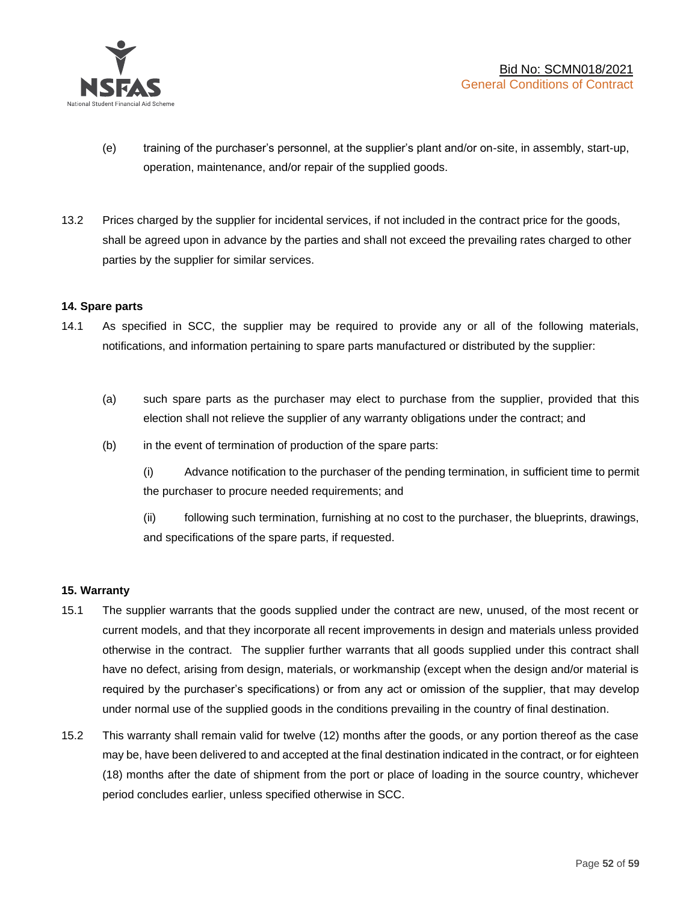(e) training of the purchaser's personnel, at the supplier's plant and/or on-site, in assembly, start-up, operation, maintenance, and/or repair of the supplied goods.

13.2 Prices charged by the supplier for incidental services, if not included in the contract price for the goods, shall be agreed upon in advance by the parties and shall not exceed the prevailing rates charged to other parties by the supplier for similar services.

**14. Spare parts**

14.1 As specified in SCC, the supplier may be required to provide any or all of the following materials, notifications, and information pertaining to spare parts manufactured or distributed by the supplier:

(a) such spare parts as the purchaser may elect to purchase from the supplier, provided that this election shall not relieve the supplier of any warranty obligations under the contract; and

(b) in the event of termination of production of the spare parts:

(i) Advance notification to the purchaser of the pending termination, in sufficient time to permit the purchaser to procure needed requirements; and

(ii) following such termination, furnishing at no cost to the purchaser, the blueprints, drawings, and specifications of the spare parts, if requested.

**15. Warranty**

15.1 The supplier warrants that the goods supplied under the contract are new, unused, of the most recent or current models, and that they incorporate all recent improvements in design and materials unless provided otherwise in the contract. The supplier further warrants that all goods supplied under this contract shall have no defect, arising from design, materials, or workmanship (except when the design and/or material is required by the purchaser's specifications) or from any act or omission of the supplier, that may develop under normal use of the supplied goods in the conditions prevailing in the country of final destination.

15.2 This warranty shall remain valid for twelve (12) months after the goods, or any portion thereof as the case may be, have been delivered to and accepted at the final destination indicated in the contract, or for eighteen (18) months after the date of shipment from the port or place of loading in the source country, whichever period concludes earlier, unless specified otherwise in SCC.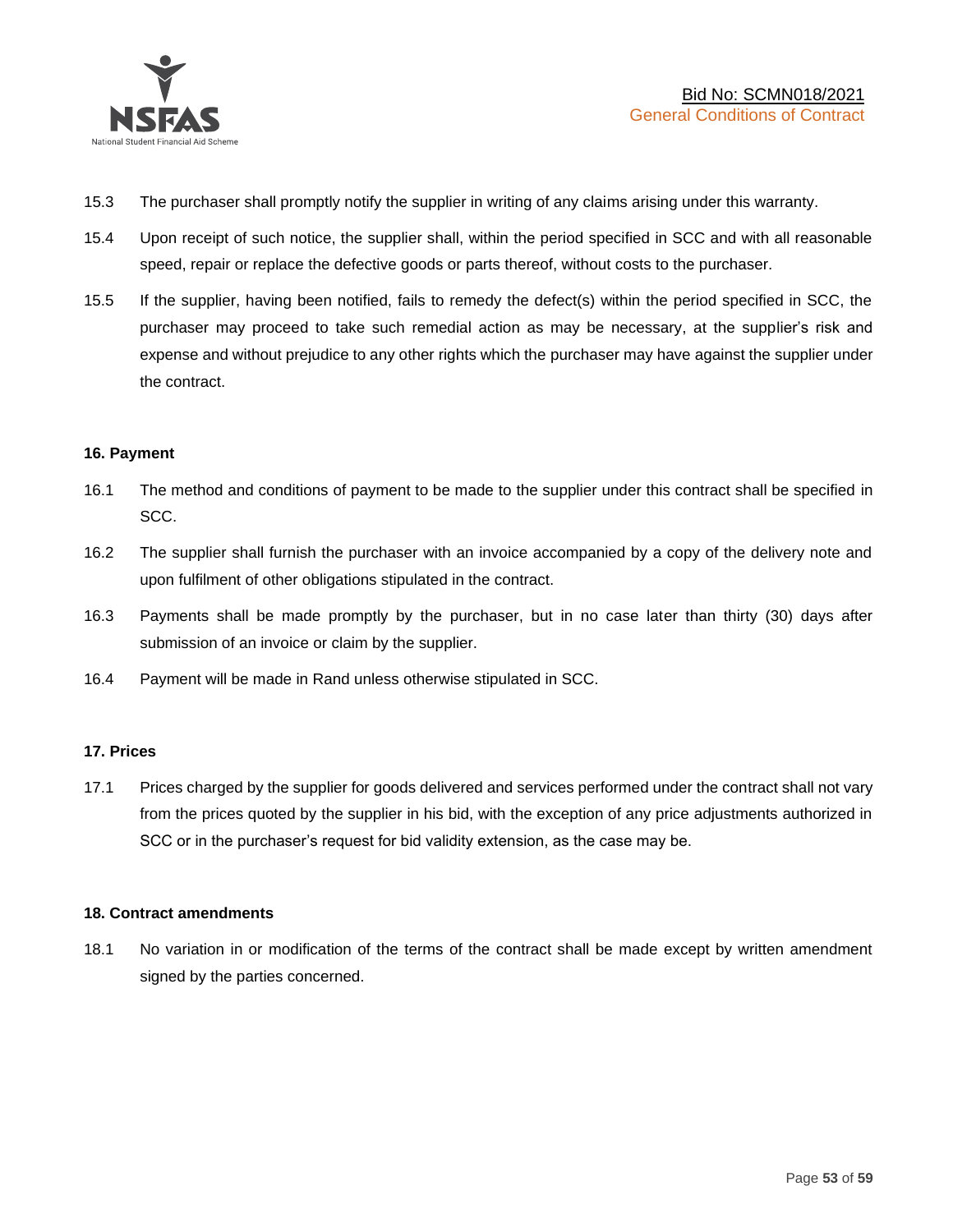15.3 The purchaser shall promptly notify the supplier in writing of any claims arising under this warranty.

15.4 Upon receipt of such notice, the supplier shall, within the period specified in SCC and with all reasonable speed, repair or replace the defective goods or parts thereof, without costs to the purchaser.

15.5 If the supplier, having been notified, fails to remedy the defect(s) within the period specified in SCC, the purchaser may proceed to take such remedial action as may be necessary, at the supplier's risk and expense and without prejudice to any other rights which the purchaser may have against the supplier under the contract.

**16. Payment**

16.1 The method and conditions of payment to be made to the supplier under this contract shall be specified in SCC.

16.2 The supplier shall furnish the purchaser with an invoice accompanied by a copy of the delivery note and upon fulfilment of other obligations stipulated in the contract.

16.3 Payments shall be made promptly by the purchaser, but in no case later than thirty (30) days after submission of an invoice or claim by the supplier.

16.4 Payment will be made in Rand unless otherwise stipulated in SCC.

**17. Prices**

17.1 Prices charged by the supplier for goods delivered and services performed under the contract shall not vary from the prices quoted by the supplier in his bid, with the exception of any price adjustments authorized in SCC or in the purchaser's request for bid validity extension, as the case may be.

**18. Contract amendments**

18.1 No variation in or modification of the terms of the contract shall be made except by written amendment signed by the parties concerned.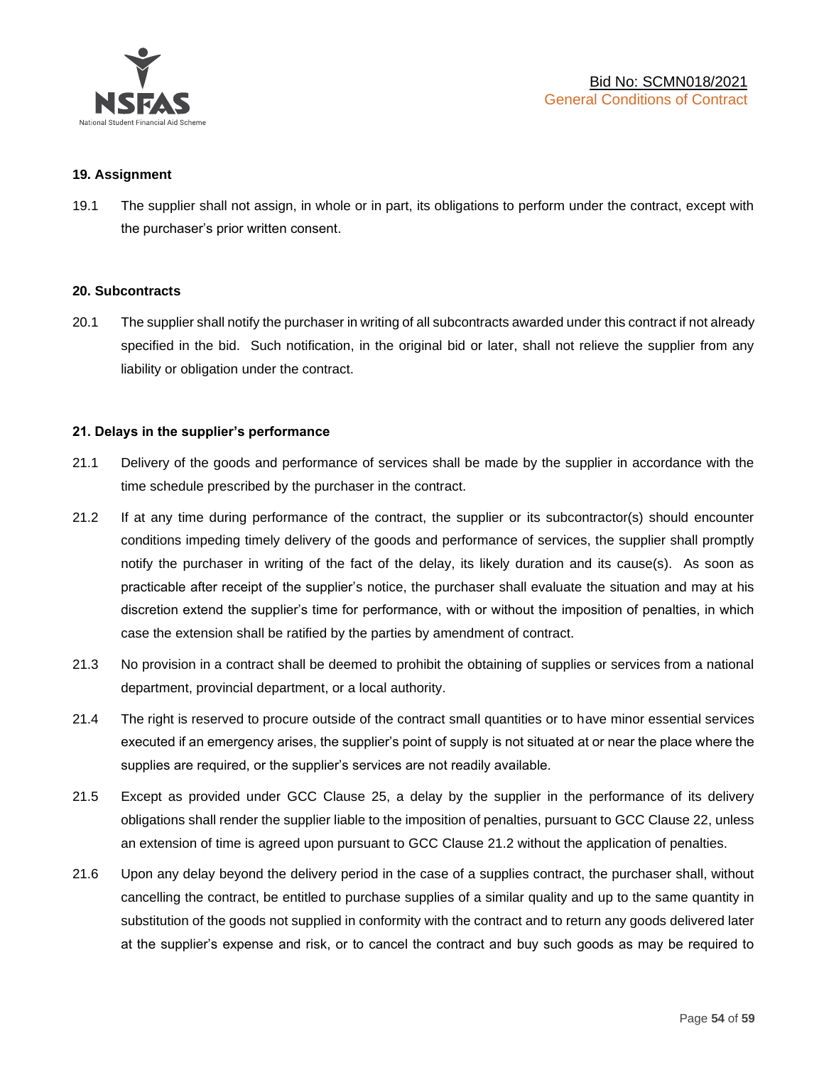## 19. Assignment

19.1 The supplier shall not assign, in whole or in part, its obligations to perform under the contract, except with the purchaser's prior written consent.

## 20. Subcontracts

20.1 The supplier shall notify the purchaser in writing of all subcontracts awarded under this contract if not already specified in the bid. Such notification, in the original bid or later, shall not relieve the supplier from any liability or obligation under the contract.

## 21. Delays in the supplier's performance

21.1 Delivery of the goods and performance of services shall be made by the supplier in accordance with the time schedule prescribed by the purchaser in the contract.

21.2 If at any time during performance of the contract, the supplier or its subcontractor(s) should encounter conditions impeding timely delivery of the goods and performance of services, the supplier shall promptly notify the purchaser in writing of the fact of the delay, its likely duration and its cause(s). As soon as practicable after receipt of the supplier's notice, the purchaser shall evaluate the situation and may at his discretion extend the supplier's time for performance, with or without the imposition of penalties, in which case the extension shall be ratified by the parties by amendment of contract.

21.3 No provision in a contract shall be deemed to prohibit the obtaining of supplies or services from a national department, provincial department, or a local authority.

21.4 The right is reserved to procure outside of the contract small quantities or to have minor essential services executed if an emergency arises, the supplier's point of supply is not situated at or near the place where the supplies are required, or the supplier's services are not readily available.

21.5 Except as provided under GCC Clause 25, a delay by the supplier in the performance of its delivery obligations shall render the supplier liable to the imposition of penalties, pursuant to GCC Clause 22, unless an extension of time is agreed upon pursuant to GCC Clause 21.2 without the application of penalties.

21.6 Upon any delay beyond the delivery period in the case of a supplies contract, the purchaser shall, without cancelling the contract, be entitled to purchase supplies of a similar quality and up to the same quantity in substitution of the goods not supplied in conformity with the contract and to return any goods delivered later at the supplier's expense and risk, or to cancel the contract and buy such goods as may be required to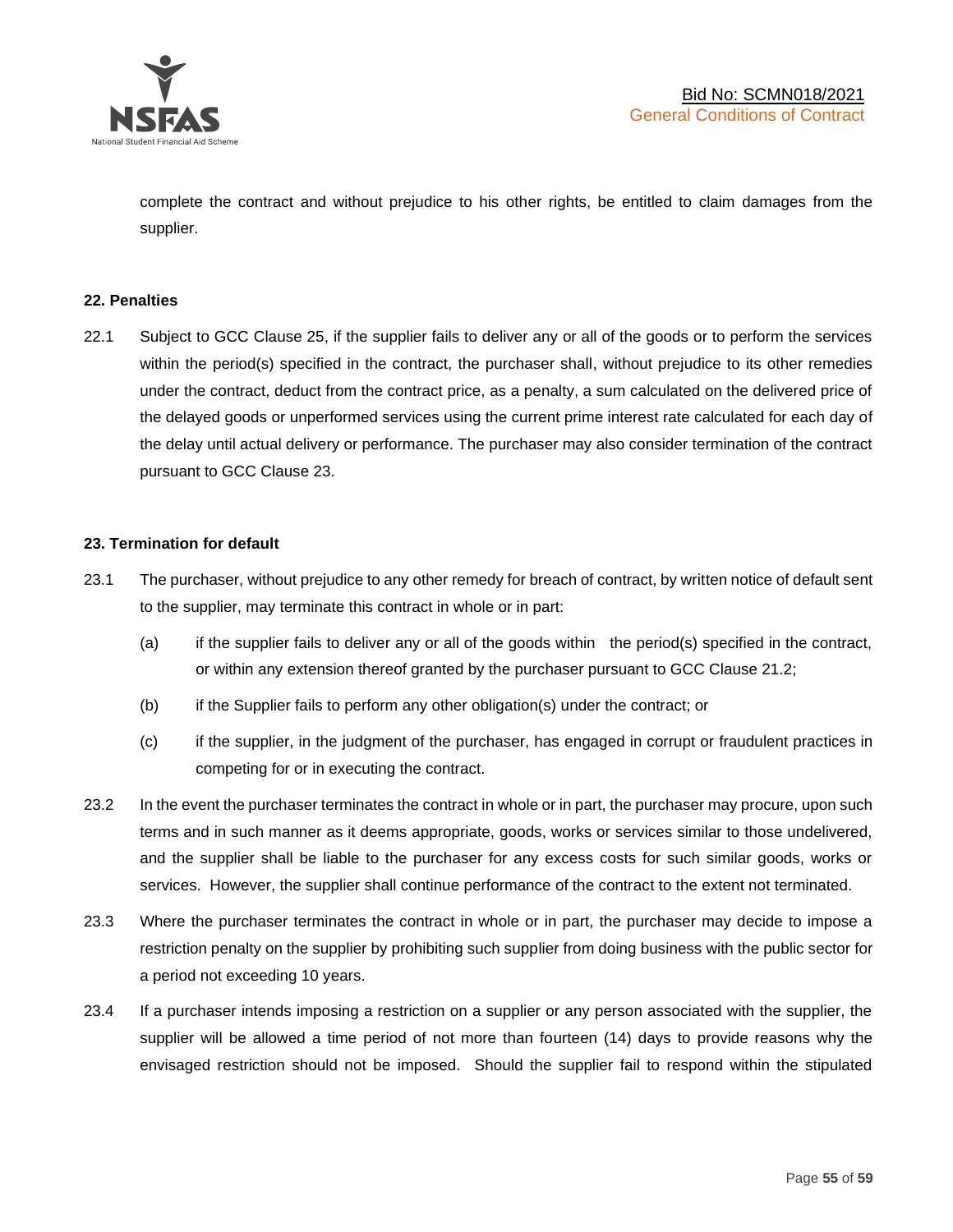complete the contract and without prejudice to his other rights, be entitled to claim damages from the supplier.

**22. Penalties**

22.1 Subject to GCC Clause 25, if the supplier fails to deliver any or all of the goods or to perform the services within the period(s) specified in the contract, the purchaser shall, without prejudice to its other remedies under the contract, deduct from the contract price, as a penalty, a sum calculated on the delivered price of the delayed goods or unperformed services using the current prime interest rate calculated for each day of the delay until actual delivery or performance. The purchaser may also consider termination of the contract pursuant to GCC Clause 23.

**23. Termination for default**

23.1 The purchaser, without prejudice to any other remedy for breach of contract, by written notice of default sent to the supplier, may terminate this contract in whole or in part:

(a) if the supplier fails to deliver any or all of the goods within the period(s) specified in the contract, or within any extension thereof granted by the purchaser pursuant to GCC Clause 21.2;

(b) if the Supplier fails to perform any other obligation(s) under the contract; or

(c) if the supplier, in the judgment of the purchaser, has engaged in corrupt or fraudulent practices in competing for or in executing the contract.

23.2 In the event the purchaser terminates the contract in whole or in part, the purchaser may procure, upon such terms and in such manner as it deems appropriate, goods, works or services similar to those undelivered, and the supplier shall be liable to the purchaser for any excess costs for such similar goods, works or services. However, the supplier shall continue performance of the contract to the extent not terminated.

23.3 Where the purchaser terminates the contract in whole or in part, the purchaser may decide to impose a restriction penalty on the supplier by prohibiting such supplier from doing business with the public sector for a period not exceeding 10 years.

23.4 If a purchaser intends imposing a restriction on a supplier or any person associated with the supplier, the supplier will be allowed a time period of not more than fourteen (14) days to provide reasons why the envisaged restriction should not be imposed. Should the supplier fail to respond within the stipulated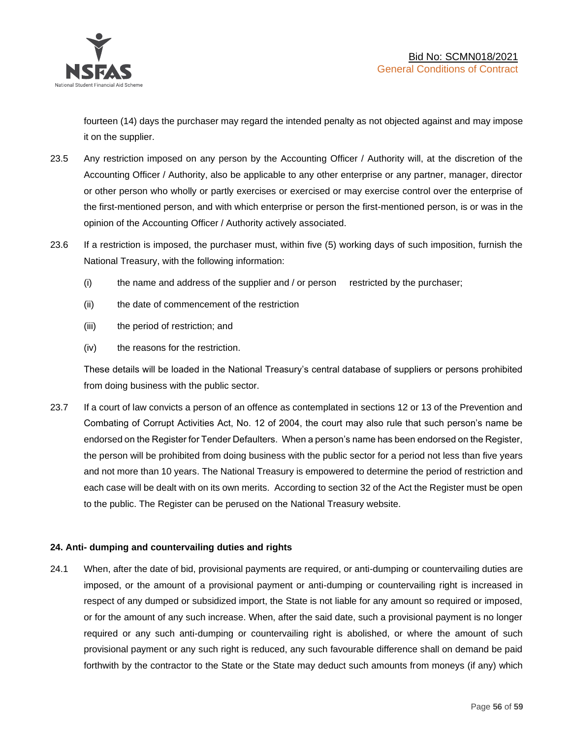fourteen (14) days the purchaser may regard the intended penalty as not objected against and may impose it on the supplier.

23.5 Any restriction imposed on any person by the Accounting Officer / Authority will, at the discretion of the Accounting Officer / Authority, also be applicable to any other enterprise or any partner, manager, director or other person who wholly or partly exercises or exercised or may exercise control over the enterprise of the first-mentioned person, and with which enterprise or person the first-mentioned person, is or was in the opinion of the Accounting Officer / Authority actively associated.

23.6 If a restriction is imposed, the purchaser must, within five (5) working days of such imposition, furnish the National Treasury, with the following information:

(i) the name and address of the supplier and / or person restricted by the purchaser;

(ii) the date of commencement of the restriction

(iii) the period of restriction; and

(iv) the reasons for the restriction.

These details will be loaded in the National Treasury's central database of suppliers or persons prohibited from doing business with the public sector.

23.7 If a court of law convicts a person of an offence as contemplated in sections 12 or 13 of the Prevention and Combating of Corrupt Activities Act, No. 12 of 2004, the court may also rule that such person's name be endorsed on the Register for Tender Defaulters. When a person's name has been endorsed on the Register, the person will be prohibited from doing business with the public sector for a period not less than five years and not more than 10 years. The National Treasury is empowered to determine the period of restriction and each case will be dealt with on its own merits. According to section 32 of the Act the Register must be open to the public. The Register can be perused on the National Treasury website.

**24. Anti- dumping and countervailing duties and rights**

24.1 When, after the date of bid, provisional payments are required, or anti-dumping or countervailing duties are imposed, or the amount of a provisional payment or anti-dumping or countervailing right is increased in respect of any dumped or subsidized import, the State is not liable for any amount so required or imposed, or for the amount of any such increase. When, after the said date, such a provisional payment is no longer required or any such anti-dumping or countervailing right is abolished, or where the amount of such provisional payment or any such right is reduced, any such favourable difference shall on demand be paid forthwith by the contractor to the State or the State may deduct such amounts from moneys (if any) which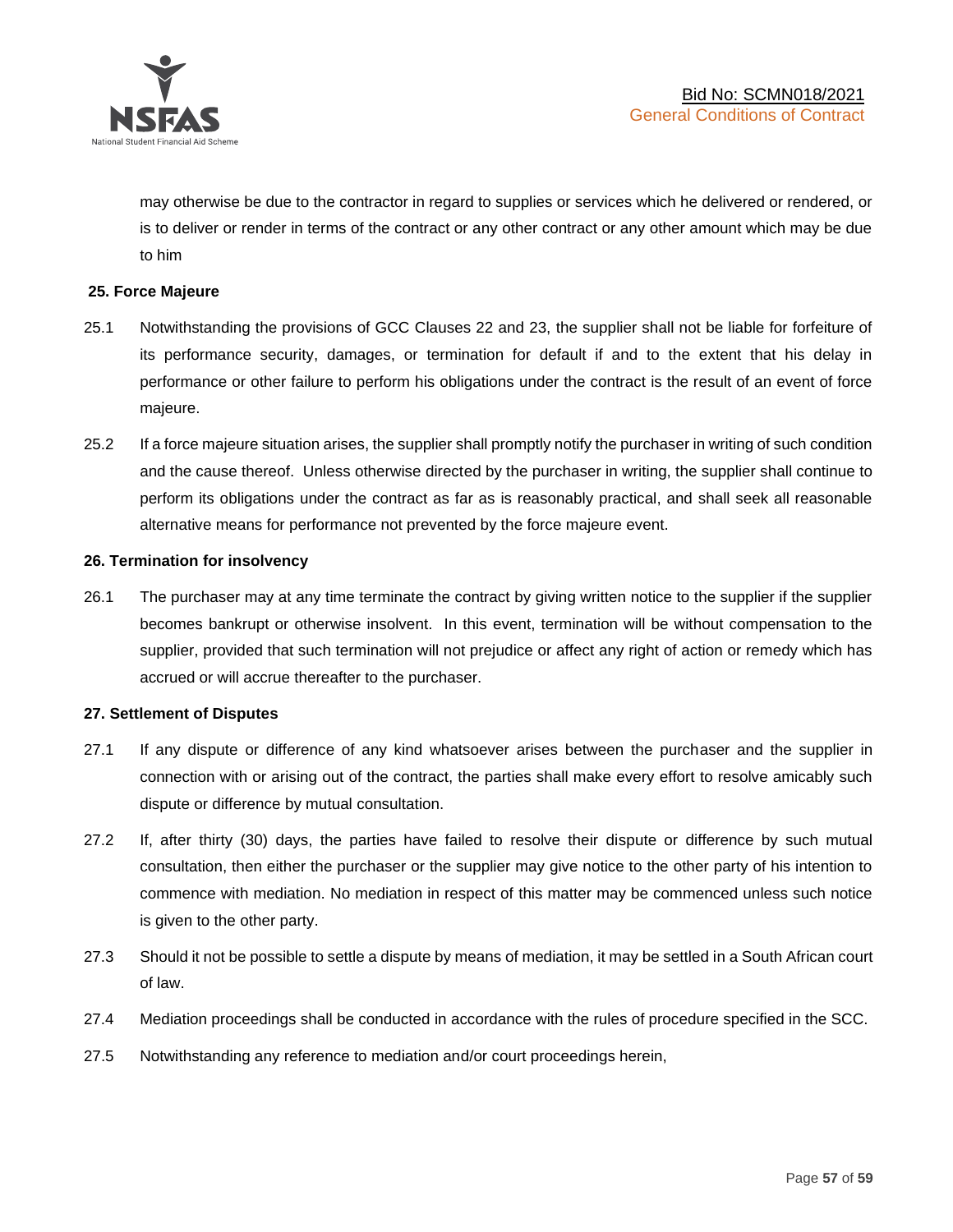may otherwise be due to the contractor in regard to supplies or services which he delivered or rendered, or is to deliver or render in terms of the contract or any other contract or any other amount which may be due to him

**25. Force Majeure**

25.1 Notwithstanding the provisions of GCC Clauses 22 and 23, the supplier shall not be liable for forfeiture of its performance security, damages, or termination for default if and to the extent that his delay in performance or other failure to perform his obligations under the contract is the result of an event of force majeure.

25.2 If a force majeure situation arises, the supplier shall promptly notify the purchaser in writing of such condition and the cause thereof. Unless otherwise directed by the purchaser in writing, the supplier shall continue to perform its obligations under the contract as far as is reasonably practical, and shall seek all reasonable alternative means for performance not prevented by the force majeure event.

**26. Termination for insolvency**

26.1 The purchaser may at any time terminate the contract by giving written notice to the supplier if the supplier becomes bankrupt or otherwise insolvent. In this event, termination will be without compensation to the supplier, provided that such termination will not prejudice or affect any right of action or remedy which has accrued or will accrue thereafter to the purchaser.

**27. Settlement of Disputes**

27.1 If any dispute or difference of any kind whatsoever arises between the purchaser and the supplier in connection with or arising out of the contract, the parties shall make every effort to resolve amicably such dispute or difference by mutual consultation.

27.2 If, after thirty (30) days, the parties have failed to resolve their dispute or difference by such mutual consultation, then either the purchaser or the supplier may give notice to the other party of his intention to commence with mediation. No mediation in respect of this matter may be commenced unless such notice is given to the other party.

27.3 Should it not be possible to settle a dispute by means of mediation, it may be settled in a South African court of law.

27.4 Mediation proceedings shall be conducted in accordance with the rules of procedure specified in the SCC.

27.5 Notwithstanding any reference to mediation and/or court proceedings herein,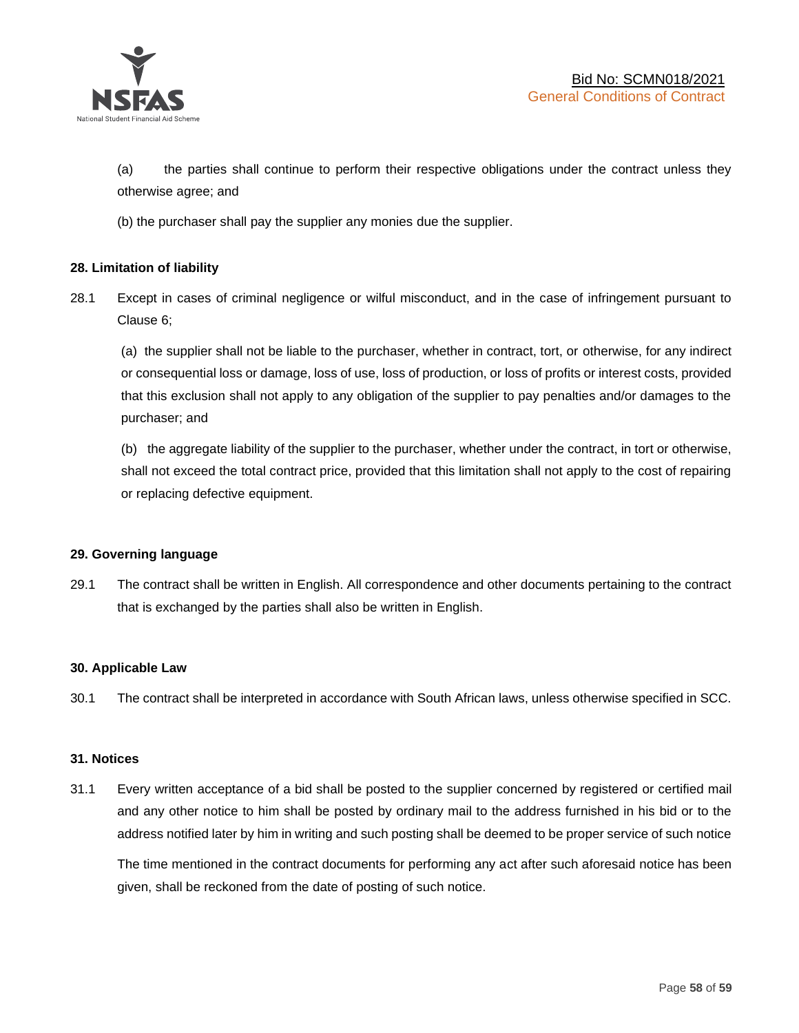(a) the parties shall continue to perform their respective obligations under the contract unless they otherwise agree; and

(b) the purchaser shall pay the supplier any monies due the supplier.

**28. Limitation of liability**

28.1 Except in cases of criminal negligence or wilful misconduct, and in the case of infringement pursuant to Clause 6;

(a) the supplier shall not be liable to the purchaser, whether in contract, tort, or otherwise, for any indirect or consequential loss or damage, loss of use, loss of production, or loss of profits or interest costs, provided that this exclusion shall not apply to any obligation of the supplier to pay penalties and/or damages to the purchaser; and

(b) the aggregate liability of the supplier to the purchaser, whether under the contract, in tort or otherwise, shall not exceed the total contract price, provided that this limitation shall not apply to the cost of repairing or replacing defective equipment.

**29. Governing language**

29.1 The contract shall be written in English. All correspondence and other documents pertaining to the contract that is exchanged by the parties shall also be written in English.

**30. Applicable Law**

30.1 The contract shall be interpreted in accordance with South African laws, unless otherwise specified in SCC.

**31. Notices**

31.1 Every written acceptance of a bid shall be posted to the supplier concerned by registered or certified mail and any other notice to him shall be posted by ordinary mail to the address furnished in his bid or to the address notified later by him in writing and such posting shall be deemed to be proper service of such notice

The time mentioned in the contract documents for performing any act after such aforesaid notice has been given, shall be reckoned from the date of posting of such notice.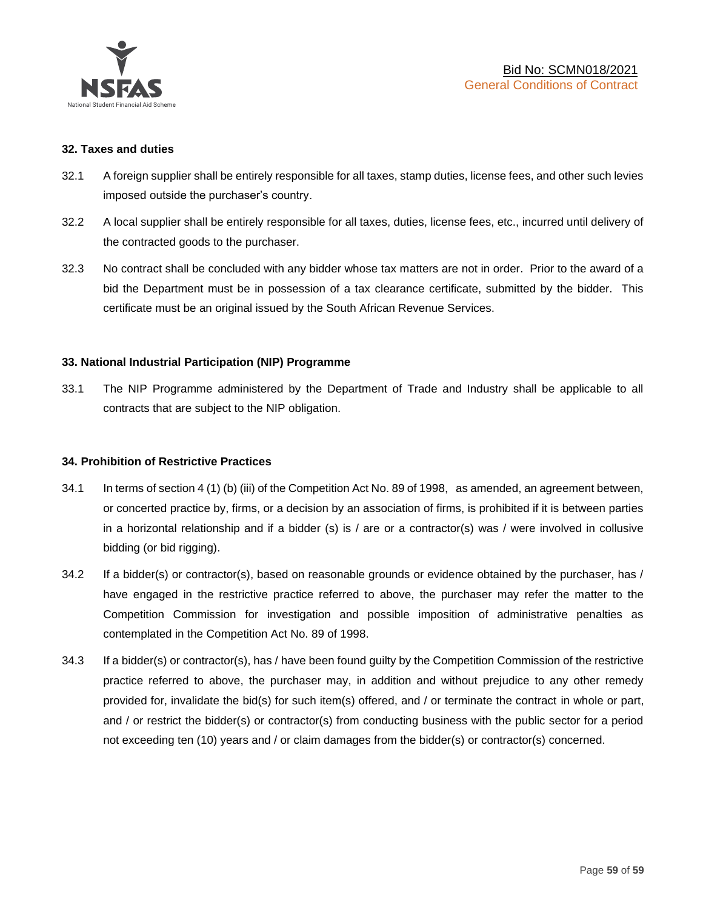### 32. Taxes and duties

32.1 A foreign supplier shall be entirely responsible for all taxes, stamp duties, license fees, and other such levies imposed outside the purchaser's country.

32.2 A local supplier shall be entirely responsible for all taxes, duties, license fees, etc., incurred until delivery of the contracted goods to the purchaser.

32.3 No contract shall be concluded with any bidder whose tax matters are not in order. Prior to the award of a bid the Department must be in possession of a tax clearance certificate, submitted by the bidder. This certificate must be an original issued by the South African Revenue Services.

### 33. National Industrial Participation (NIP) Programme

33.1 The NIP Programme administered by the Department of Trade and Industry shall be applicable to all contracts that are subject to the NIP obligation.

### 34. Prohibition of Restrictive Practices

34.1 In terms of section 4 (1) (b) (iii) of the Competition Act No. 89 of 1998, as amended, an agreement between, or concerted practice by, firms, or a decision by an association of firms, is prohibited if it is between parties in a horizontal relationship and if a bidder (s) is / are or a contractor(s) was / were involved in collusive bidding (or bid rigging).

34.2 If a bidder(s) or contractor(s), based on reasonable grounds or evidence obtained by the purchaser, has / have engaged in the restrictive practice referred to above, the purchaser may refer the matter to the Competition Commission for investigation and possible imposition of administrative penalties as contemplated in the Competition Act No. 89 of 1998.

34.3 If a bidder(s) or contractor(s), has / have been found guilty by the Competition Commission of the restrictive practice referred to above, the purchaser may, in addition and without prejudice to any other remedy provided for, invalidate the bid(s) for such item(s) offered, and / or terminate the contract in whole or part, and / or restrict the bidder(s) or contractor(s) from conducting business with the public sector for a period not exceeding ten (10) years and / or claim damages from the bidder(s) or contractor(s) concerned.